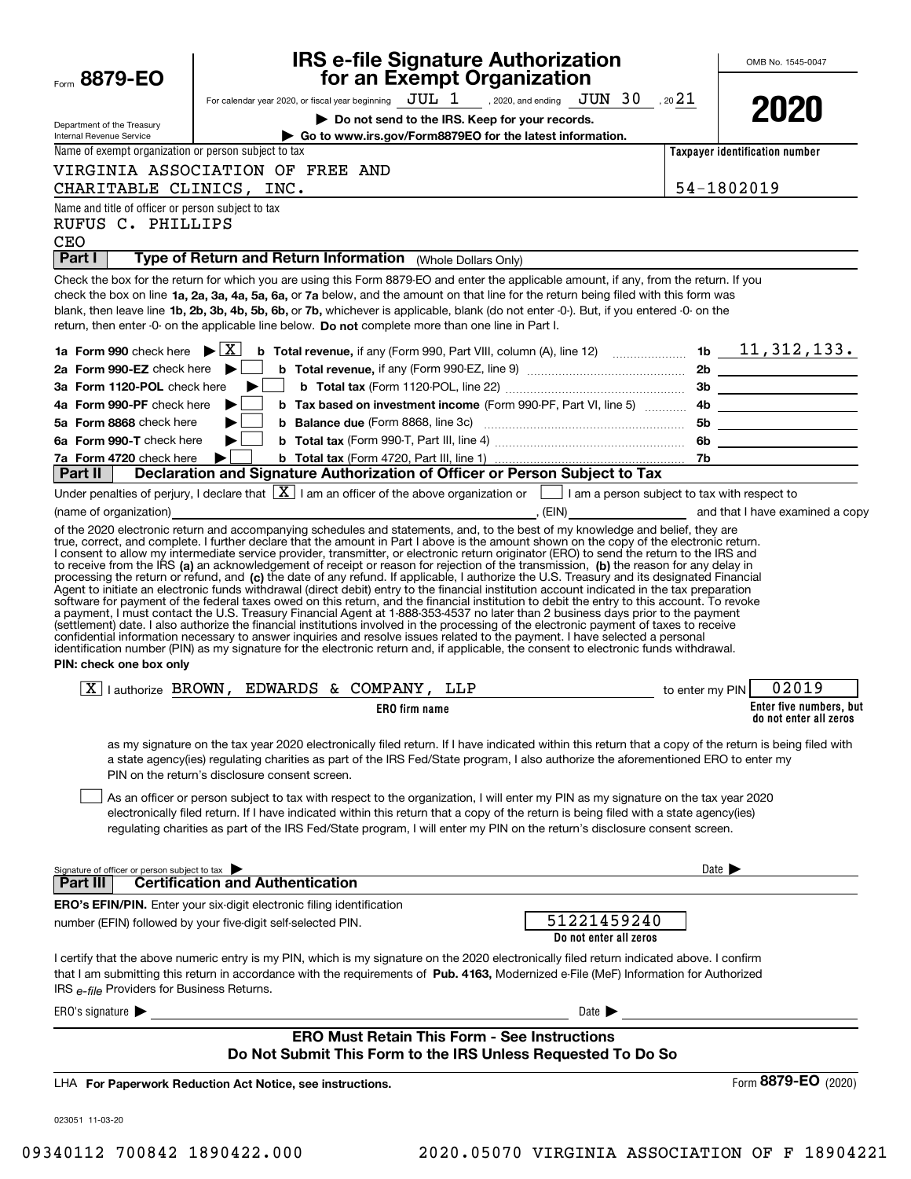Form **8879-EO**

Department of the Treasury
Internal Revenue Service

# IRS e-file Signature Authorization for an Exempt Organization

For calendar year 2020, or fiscal year beginning JUL 1, 2020, and ending JUN 30, 2021

▶ **Do not send to the IRS. Keep for your records.**

▶ **Go to www.irs.gov/Form8879EO for the latest information.**

OMB No. 1545-0047

**2020**

| Name of exempt organization or person subject to tax | Taxpayer identification number |
|---|---|
| VIRGINIA ASSOCIATION OF FREE AND CHARITABLE CLINICS, INC. | 54-1802019 |

Name and title of officer or person subject to tax
RUFUS C. PHILLIPS
CEO

**Part I — Type of Return and Return Information** (Whole Dollars Only)

Check the box for the return for which you are using this Form 8879-EO and enter the applicable amount, if any, from the return. If you check the box on line **1a, 2a, 3a, 4a, 5a, 6a,** or **7a** below, and the amount on that line for the return being filed with this form was blank, then leave line **1b, 2b, 3b, 4b, 5b, 6b,** or **7b,** whichever is applicable, blank (do not enter -0-). But, if you entered -0- on the return, then enter -0- on the applicable line below. **Do not** complete more than one line in Part I.

| | | | |
|---|---|---|---|
| **1a Form 990** check here ▶ [X] | **b Total revenue,** if any (Form 990, Part VIII, column (A), line 12) | 1b | 11,312,133. |
| **2a Form 990-EZ** check here ▶ [ ] | **b Total revenue,** if any (Form 990-EZ, line 9) | 2b | |
| **3a Form 1120-POL** check here ▶ [ ] | **b Total tax** (Form 1120-POL, line 22) | 3b | |
| **4a Form 990-PF** check here ▶ [ ] | **b Tax based on investment income** (Form 990-PF, Part VI, line 5) | 4b | |
| **5a Form 8868** check here ▶ [ ] | **b Balance due** (Form 8868, line 3c) | 5b | |
| **6a Form 990-T** check here ▶ [ ] | **b Total tax** (Form 990-T, Part III, line 4) | 6b | |
| **7a Form 4720** check here ▶ [ ] | **b Total tax** (Form 4720, Part III, line 1) | 7b | |

**Part II — Declaration and Signature Authorization of Officer or Person Subject to Tax**

Under penalties of perjury, I declare that [X] I am an officer of the above organization or [ ] I am a person subject to tax with respect to (name of organization) ________, (EIN) ________ and that I have examined a copy of the 2020 electronic return and accompanying schedules and statements, and, to the best of my knowledge and belief, they are true, correct, and complete. I further declare that the amount in Part I above is the amount shown on the copy of the electronic return. I consent to allow my intermediate service provider, transmitter, or electronic return originator (ERO) to send the return to the IRS and to receive from the IRS **(a)** an acknowledgement of receipt or reason for rejection of the transmission, **(b)** the reason for any delay in processing the return or refund, and **(c)** the date of any refund. If applicable, I authorize the U.S. Treasury and its designated Financial Agent to initiate an electronic funds withdrawal (direct debit) entry to the financial institution account indicated in the tax preparation software for payment of the federal taxes owed on this return, and the financial institution to debit the entry to this account. To revoke a payment, I must contact the U.S. Treasury Financial Agent at 1-888-353-4537 no later than 2 business days prior to the payment (settlement) date. I also authorize the financial institutions involved in the processing of the electronic payment of taxes to receive confidential information necessary to answer inquiries and resolve issues related to the payment. I have selected a personal identification number (PIN) as my signature for the electronic return and, if applicable, the consent to electronic funds withdrawal.

**PIN: check one box only**

[X] I authorize BROWN, EDWARDS & COMPANY, LLP (**ERO firm name**) to enter my PIN 02019 (**Enter five numbers, but do not enter all zeros**)

as my signature on the tax year 2020 electronically filed return. If I have indicated within this return that a copy of the return is being filed with a state agency(ies) regulating charities as part of the IRS Fed/State program, I also authorize the aforementioned ERO to enter my PIN on the return's disclosure consent screen.

[ ] As an officer or person subject to tax with respect to the organization, I will enter my PIN as my signature on the tax year 2020 electronically filed return. If I have indicated within this return that a copy of the return is being filed with a state agency(ies) regulating charities as part of the IRS Fed/State program, I will enter my PIN on the return's disclosure consent screen.

Signature of officer or person subject to tax ▶ ________ Date ▶ ________

**Part III — Certification and Authentication**

**ERO's EFIN/PIN.** Enter your six-digit electronic filing identification number (EFIN) followed by your five-digit self-selected PIN. 51221459240 (**Do not enter all zeros**)

I certify that the above numeric entry is my PIN, which is my signature on the 2020 electronically filed return indicated above. I confirm that I am submitting this return in accordance with the requirements of **Pub. 4163,** Modernized e-File (MeF) Information for Authorized IRS *e-file* Providers for Business Returns.

ERO's signature ▶ ________ Date ▶ ________

**ERO Must Retain This Form - See Instructions**
**Do Not Submit This Form to the IRS Unless Requested To Do So**

LHA **For Paperwork Reduction Act Notice, see instructions.** Form **8879-EO** (2020)

023051 11-03-20

09340112 700842 1890422.000 2020.05070 VIRGINIA ASSOCIATION OF F 18904221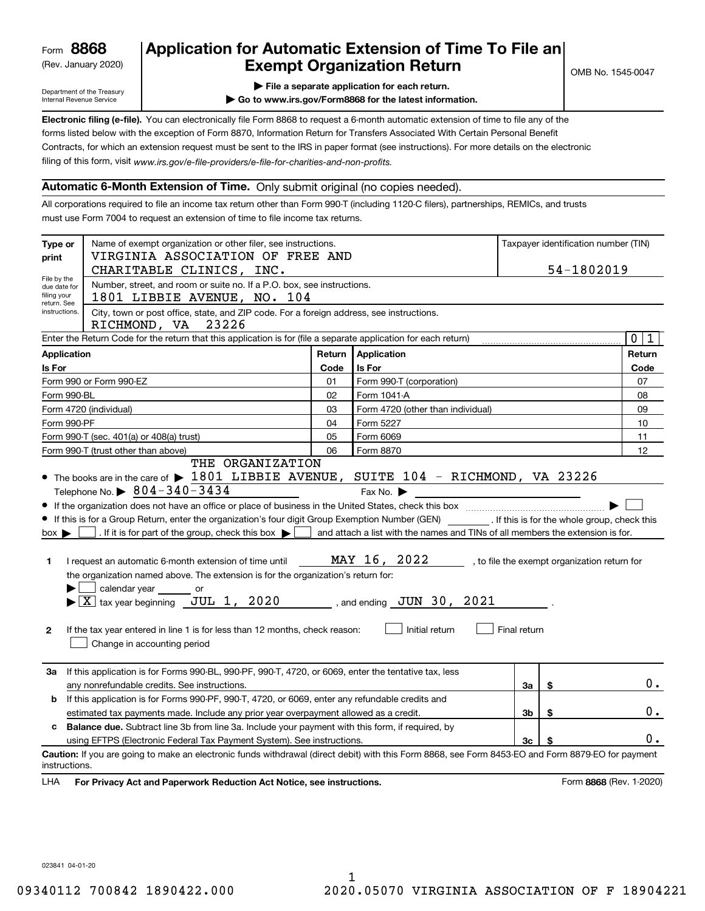Form **8868**
(Rev. January 2020)

Department of the Treasury
Internal Revenue Service

# Application for Automatic Extension of Time To File an Exempt Organization Return

▶ File a separate application for each return.
▶ Go to www.irs.gov/Form8868 for the latest information.

OMB No. 1545-0047

**Electronic filing (e-file).** You can electronically file Form 8868 to request a 6-month automatic extension of time to file any of the forms listed below with the exception of Form 8870, Information Return for Transfers Associated With Certain Personal Benefit Contracts, for which an extension request must be sent to the IRS in paper format (see instructions). For more details on the electronic filing of this form, visit *www.irs.gov/e-file-providers/e-file-for-charities-and-non-profits.*

## Automatic 6-Month Extension of Time. Only submit original (no copies needed).

All corporations required to file an income tax return other than Form 990-T (including 1120-C filers), partnerships, REMICs, and trusts must use Form 7004 to request an extension of time to file income tax returns.

**Type or print**

File by the due date for filing your return. See instructions.

Name of exempt organization or other filer, see instructions.
VIRGINIA ASSOCIATION OF FREE AND CHARITABLE CLINICS, INC.

Taxpayer identification number (TIN): 54-1802019

Number, street, and room or suite no. If a P.O. box, see instructions.
1801 LIBBIE AVENUE, NO. 104

City, town or post office, state, and ZIP code. For a foreign address, see instructions.
RICHMOND, VA 23226

Enter the Return Code for the return that this application is for (file a separate application for each return): 0 1

| Application Is For | Return Code | Application Is For | Return Code |
|---|---|---|---|
| Form 990 or Form 990-EZ | 01 | Form 990-T (corporation) | 07 |
| Form 990-BL | 02 | Form 1041-A | 08 |
| Form 4720 (individual) | 03 | Form 4720 (other than individual) | 09 |
| Form 990-PF | 04 | Form 5227 | 10 |
| Form 990-T (sec. 401(a) or 408(a) trust) | 05 | Form 6069 | 11 |
| Form 990-T (trust other than above) | 06 | Form 8870 | 12 |

- The books are in the care of ▶ THE ORGANIZATION 1801 LIBBIE AVENUE, SUITE 104 - RICHMOND, VA 23226
  Telephone No. ▶ 804-340-3434     Fax No. ▶
- If the organization does not have an office or place of business in the United States, check this box ▶ ☐
- If this is for a Group Return, enter the organization's four digit Group Exemption Number (GEN) \_\_\_\_\_\_ . If this is for the whole group, check this box ▶ ☐ . If it is for part of the group, check this box ▶ ☐ and attach a list with the names and TINs of all members the extension is for.

**1** I request an automatic 6-month extension of time until MAY 16, 2022 , to file the exempt organization return for the organization named above. The extension is for the organization's return for:
▶ ☐ calendar year \_\_\_\_ or
▶ ☒ tax year beginning JUL 1, 2020 , and ending JUN 30, 2021 .

**2** If the tax year entered in line 1 is for less than 12 months, check reason: ☐ Initial return ☐ Final return ☐ Change in accounting period

| | | | |
|---|---|---|---|
| **3a** | If this application is for Forms 990-BL, 990-PF, 990-T, 4720, or 6069, enter the tentative tax, less any nonrefundable credits. See instructions. | 3a | $ 0. |
| **b** | If this application is for Forms 990-PF, 990-T, 4720, or 6069, enter any refundable credits and estimated tax payments made. Include any prior year overpayment allowed as a credit. | 3b | $ 0. |
| **c** | **Balance due.** Subtract line 3b from line 3a. Include your payment with this form, if required, by using EFTPS (Electronic Federal Tax Payment System). See instructions. | 3c | $ 0. |

**Caution:** If you are going to make an electronic funds withdrawal (direct debit) with this Form 8868, see Form 8453-EO and Form 8879-EO for payment instructions.

LHA **For Privacy Act and Paperwork Reduction Act Notice, see instructions.** Form **8868** (Rev. 1-2020)

023841 04-01-20

09340112 700842 1890422.000 2020.05070 VIRGINIA ASSOCIATION OF F 18904221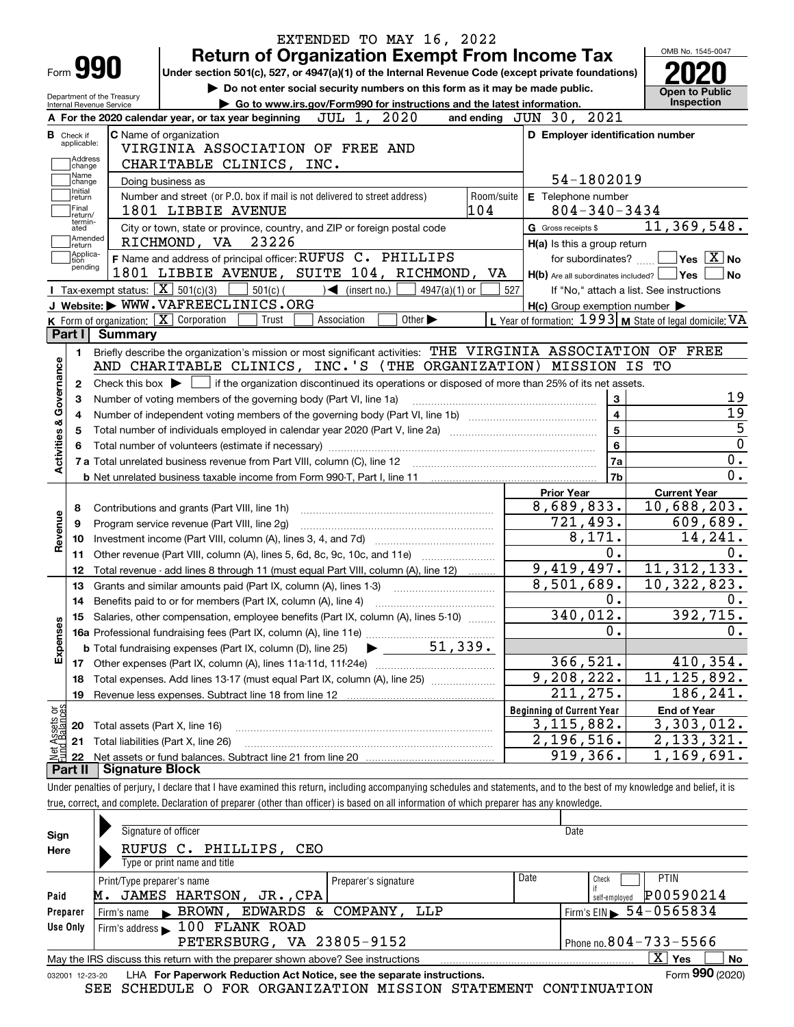EXTENDED TO MAY 16, 2022

Form **990**

# Return of Organization Exempt From Income Tax

**Under section 501(c), 527, or 4947(a)(1) of the Internal Revenue Code (except private foundations)**

▶ Do not enter social security numbers on this form as it may be made public.

▶ Go to www.irs.gov/Form990 for instructions and the latest information.

Department of the Treasury
Internal Revenue Service

OMB No. 1545-0047

**2020**

**Open to Public Inspection**

**A** For the 2020 calendar year, or tax year beginning JUL 1, 2020 and ending JUN 30, 2021

**B** Check if applicable: Address change, Name change, Initial return, Final return/terminated, Amended return, Application pending

**C** Name of organization: VIRGINIA ASSOCIATION OF FREE AND CHARITABLE CLINICS, INC.

Doing business as

Number and street (or P.O. box if mail is not delivered to street address): 1801 LIBBIE AVENUE — Room/suite: 104

City or town, state or province, country, and ZIP or foreign postal code: RICHMOND, VA 23226

**D** Employer identification number: 54-1802019

**E** Telephone number: 804-340-3434

**G** Gross receipts $ 11,369,548.

**F** Name and address of principal officer: RUFUS C. PHILLIPS, 1801 LIBBIE AVENUE, SUITE 104, RICHMOND, VA

**H(a)** Is this a group return for subordinates? ☐ Yes ☒ No

**H(b)** Are all subordinates included? ☐ Yes ☐ No — If "No," attach a list. See instructions

**H(c)** Group exemption number ▶

**I** Tax-exempt status: ☒ 501(c)(3) ☐ 501(c) ( ) ◀ (insert no.) ☐ 4947(a)(1) or ☐ 527

**J** Website: ▶ WWW.VAFREECLINICS.ORG

**K** Form of organization: ☒ Corporation ☐ Trust ☐ Association ☐ Other ▶

**L** Year of formation: 1993 **M** State of legal domicile: VA

## Part I Summary

**Activities & Governance**

1 Briefly describe the organization's mission or most significant activities: THE VIRGINIA ASSOCIATION OF FREE AND CHARITABLE CLINICS, INC.'S (THE ORGANIZATION) MISSION IS TO

2 Check this box ▶ ☐ if the organization discontinued its operations or disposed of more than 25% of its net assets.

| | | | |
|---|---|---|---|
| 3 | Number of voting members of the governing body (Part VI, line 1a) | 3 | 19 |
| 4 | Number of independent voting members of the governing body (Part VI, line 1b) | 4 | 19 |
| 5 | Total number of individuals employed in calendar year 2020 (Part V, line 2a) | 5 | 5 |
| 6 | Total number of volunteers (estimate if necessary) | 6 | 0 |
| 7a | Total unrelated business revenue from Part VIII, column (C), line 12 | 7a | 0. |
| b | Net unrelated business taxable income from Form 990-T, Part I, line 11 | 7b | 0. |

| | | | Prior Year | Current Year |
|---|---|---|---|---|
| **Revenue** | 8 | Contributions and grants (Part VIII, line 1h) | 8,689,833. | 10,688,203. |
| | 9 | Program service revenue (Part VIII, line 2g) | 721,493. | 609,689. |
| | 10 | Investment income (Part VIII, column (A), lines 3, 4, and 7d) | 8,171. | 14,241. |
| | 11 | Other revenue (Part VIII, column (A), lines 5, 6d, 8c, 9c, 10c, and 11e) | 0. | 0. |
| | 12 | Total revenue - add lines 8 through 11 (must equal Part VIII, column (A), line 12) | 9,419,497. | 11,312,133. |
| **Expenses** | 13 | Grants and similar amounts paid (Part IX, column (A), lines 1-3) | 8,501,689. | 10,322,823. |
| | 14 | Benefits paid to or for members (Part IX, column (A), line 4) | 0. | 0. |
| | 15 | Salaries, other compensation, employee benefits (Part IX, column (A), lines 5-10) | 340,012. | 392,715. |
| | 16a | Professional fundraising fees (Part IX, column (A), line 11e) | 0. | 0. |
| | b | Total fundraising expenses (Part IX, column (D), line 25) ▶ 51,339. | | |
| | 17 | Other expenses (Part IX, column (A), lines 11a-11d, 11f-24e) | 366,521. | 410,354. |
| | 18 | Total expenses. Add lines 13-17 (must equal Part IX, column (A), line 25) | 9,208,222. | 11,125,892. |
| | 19 | Revenue less expenses. Subtract line 18 from line 12 | 211,275. | 186,241. |
| | | | **Beginning of Current Year** | **End of Year** |
| **Net Assets or Fund Balances** | 20 | Total assets (Part X, line 16) | 3,115,882. | 3,303,012. |
| | 21 | Total liabilities (Part X, line 26) | 2,196,516. | 2,133,321. |
| | 22 | Net assets or fund balances. Subtract line 21 from line 20 | 919,366. | 1,169,691. |

## Part II Signature Block

Under penalties of perjury, I declare that I have examined this return, including accompanying schedules and statements, and to the best of my knowledge and belief, it is true, correct, and complete. Declaration of preparer (other than officer) is based on all information of which preparer has any knowledge.

| | | |
|---|---|---|
| **Sign Here** | Signature of officer | Date |
| | RUFUS C. PHILLIPS, CEO | |
| | Type or print name and title | |

| | Print/Type preparer's name | Preparer's signature | Date | Check ☐ if self-employed | PTIN |
|---|---|---|---|---|---|
| **Paid Preparer Use Only** | M. JAMES HARTSON, JR.,CPA | | | | P00590214 |
| | Firm's name ▶ BROWN, EDWARDS & COMPANY, LLP | | | Firm's EIN ▶ 54-0565834 | |
| | Firm's address ▶ 100 FLANK ROAD, PETERSBURG, VA 23805-9152 | | | Phone no. 804-733-5566 | |

May the IRS discuss this return with the preparer shown above? See instructions ☒ Yes ☐ No

032001 12-23-20 LHA **For Paperwork Reduction Act Notice, see the separate instructions.** Form **990** (2020)

SEE SCHEDULE O FOR ORGANIZATION MISSION STATEMENT CONTINUATION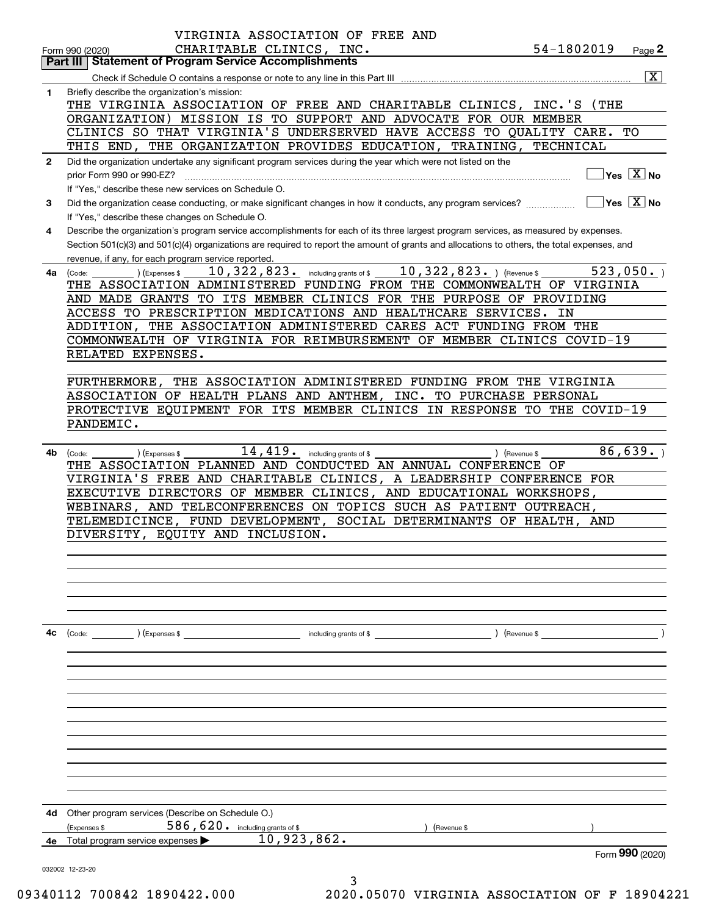VIRGINIA ASSOCIATION OF FREE AND CHARITABLE CLINICS, INC. 54-1802019

Form 990 (2020) Page 2

## Part III Statement of Program Service Accomplishments

Check if Schedule O contains a response or note to any line in this Part III [X]

**1** Briefly describe the organization's mission:

THE VIRGINIA ASSOCIATION OF FREE AND CHARITABLE CLINICS, INC.'S (THE ORGANIZATION) MISSION IS TO SUPPORT AND ADVOCATE FOR OUR MEMBER CLINICS SO THAT VIRGINIA'S UNDERSERVED HAVE ACCESS TO QUALITY CARE. TO THIS END, THE ORGANIZATION PROVIDES EDUCATION, TRAINING, TECHNICAL

**2** Did the organization undertake any significant program services during the year which were not listed on the prior Form 990 or 990-EZ? [ ] Yes [X] No

If "Yes," describe these new services on Schedule O.

**3** Did the organization cease conducting, or make significant changes in how it conducts, any program services? [ ] Yes [X] No

If "Yes," describe these changes on Schedule O.

**4** Describe the organization's program service accomplishments for each of its three largest program services, as measured by expenses. Section 501(c)(3) and 501(c)(4) organizations are required to report the amount of grants and allocations to others, the total expenses, and revenue, if any, for each program service reported.

**4a** (Code: ) (Expenses $ 10,322,823. including grants of $ 10,322,823. ) (Revenue $ 523,050. )

THE ASSOCIATION ADMINISTERED FUNDING FROM THE COMMONWEALTH OF VIRGINIA AND MADE GRANTS TO ITS MEMBER CLINICS FOR THE PURPOSE OF PROVIDING ACCESS TO PRESCRIPTION MEDICATIONS AND HEALTHCARE SERVICES. IN ADDITION, THE ASSOCIATION ADMINISTERED CARES ACT FUNDING FROM THE COMMONWEALTH OF VIRGINIA FOR REIMBURSEMENT OF MEMBER CLINICS COVID-19 RELATED EXPENSES.

FURTHERMORE, THE ASSOCIATION ADMINISTERED FUNDING FROM THE VIRGINIA ASSOCIATION OF HEALTH PLANS AND ANTHEM, INC. TO PURCHASE PERSONAL PROTECTIVE EQUIPMENT FOR ITS MEMBER CLINICS IN RESPONSE TO THE COVID-19 PANDEMIC.

**4b** (Code: ) (Expenses $ 14,419. including grants of $ ) (Revenue $ 86,639. )

THE ASSOCIATION PLANNED AND CONDUCTED AN ANNUAL CONFERENCE OF VIRGINIA'S FREE AND CHARITABLE CLINICS, A LEADERSHIP CONFERENCE FOR EXECUTIVE DIRECTORS OF MEMBER CLINICS, AND EDUCATIONAL WORKSHOPS, WEBINARS, AND TELECONFERENCES ON TOPICS SUCH AS PATIENT OUTREACH, TELEMEDICINCE, FUND DEVELOPMENT, SOCIAL DETERMINANTS OF HEALTH, AND DIVERSITY, EQUITY AND INCLUSION.

**4c** (Code: ) (Expenses $ including grants of $ ) (Revenue $ )

**4d** Other program services (Describe on Schedule O.)

(Expenses $ 586,620. including grants of $ ) (Revenue $ )

**4e** Total program service expenses ▶ 10,923,862.

Form **990** (2020)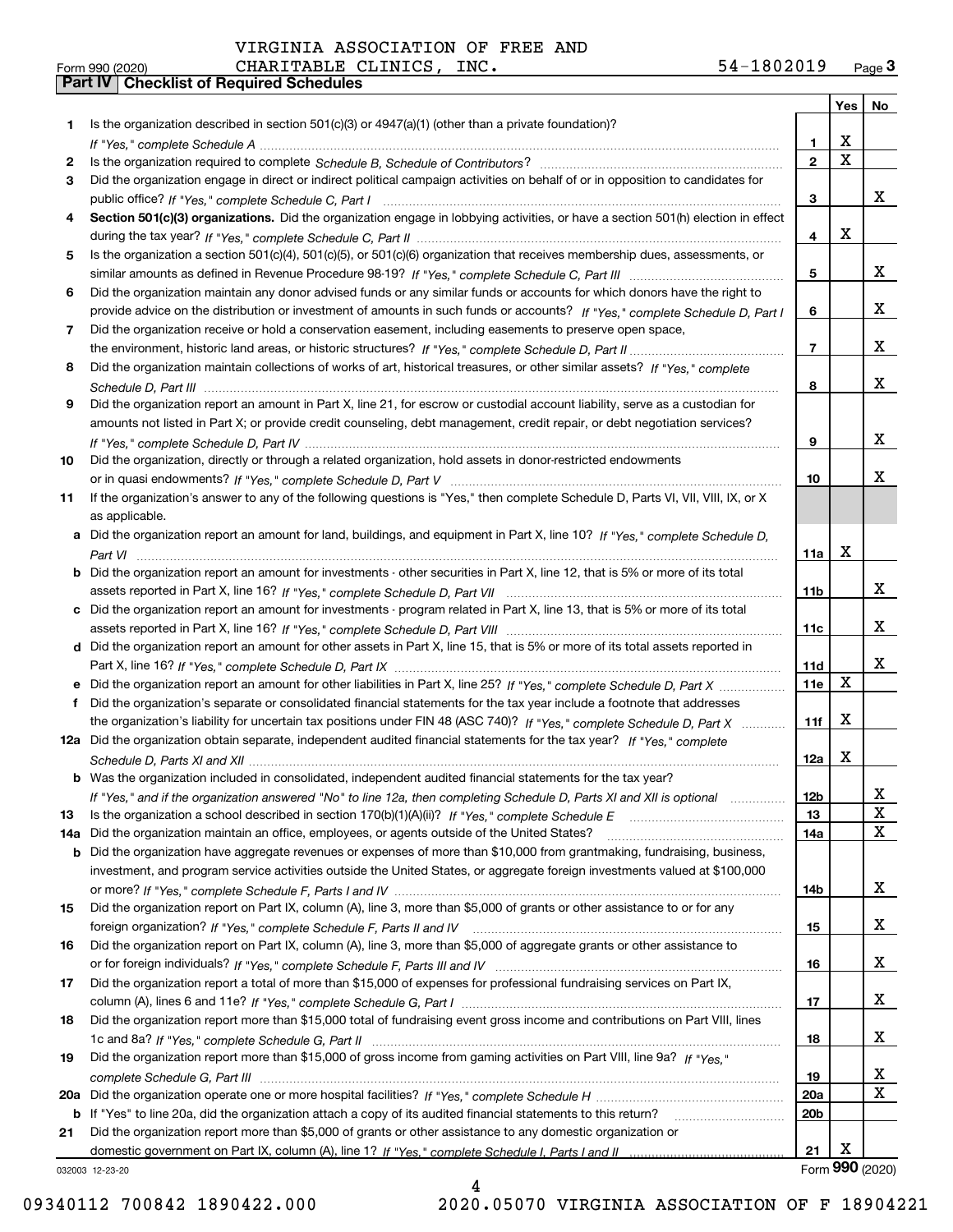VIRGINIA ASSOCIATION OF FREE AND

Form 990 (2020) CHARITABLE CLINICS, INC. 54-1802019 Page 3

**Part IV | Checklist of Required Schedules**

| | | | Yes | No |
|---|---|---|---|---|
| 1 | Is the organization described in section 501(c)(3) or 4947(a)(1) (other than a private foundation)? *If "Yes," complete Schedule A* | 1 | X | |
| 2 | Is the organization required to complete *Schedule B, Schedule of Contributors*? | 2 | X | |
| 3 | Did the organization engage in direct or indirect political campaign activities on behalf of or in opposition to candidates for public office? *If "Yes," complete Schedule C, Part I* | 3 | | X |
| 4 | **Section 501(c)(3) organizations.** Did the organization engage in lobbying activities, or have a section 501(h) election in effect during the tax year? *If "Yes," complete Schedule C, Part II* | 4 | X | |
| 5 | Is the organization a section 501(c)(4), 501(c)(5), or 501(c)(6) organization that receives membership dues, assessments, or similar amounts as defined in Revenue Procedure 98-19? *If "Yes," complete Schedule C, Part III* | 5 | | X |
| 6 | Did the organization maintain any donor advised funds or any similar funds or accounts for which donors have the right to provide advice on the distribution or investment of amounts in such funds or accounts? *If "Yes," complete Schedule D, Part I* | 6 | | X |
| 7 | Did the organization receive or hold a conservation easement, including easements to preserve open space, the environment, historic land areas, or historic structures? *If "Yes," complete Schedule D, Part II* | 7 | | X |
| 8 | Did the organization maintain collections of works of art, historical treasures, or other similar assets? *If "Yes," complete Schedule D, Part III* | 8 | | X |
| 9 | Did the organization report an amount in Part X, line 21, for escrow or custodial account liability, serve as a custodian for amounts not listed in Part X; or provide credit counseling, debt management, credit repair, or debt negotiation services? *If "Yes," complete Schedule D, Part IV* | 9 | | X |
| 10 | Did the organization, directly or through a related organization, hold assets in donor-restricted endowments or in quasi endowments? *If "Yes," complete Schedule D, Part V* | 10 | | X |
| 11 | If the organization's answer to any of the following questions is "Yes," then complete Schedule D, Parts VI, VII, VIII, IX, or X as applicable. | | | |
| a | Did the organization report an amount for land, buildings, and equipment in Part X, line 10? *If "Yes," complete Schedule D, Part VI* | 11a | X | |
| b | Did the organization report an amount for investments - other securities in Part X, line 12, that is 5% or more of its total assets reported in Part X, line 16? *If "Yes," complete Schedule D, Part VII* | 11b | | X |
| c | Did the organization report an amount for investments - program related in Part X, line 13, that is 5% or more of its total assets reported in Part X, line 16? *If "Yes," complete Schedule D, Part VIII* | 11c | | X |
| d | Did the organization report an amount for other assets in Part X, line 15, that is 5% or more of its total assets reported in Part X, line 16? *If "Yes," complete Schedule D, Part IX* | 11d | | X |
| e | Did the organization report an amount for other liabilities in Part X, line 25? *If "Yes," complete Schedule D, Part X* | 11e | X | |
| f | Did the organization's separate or consolidated financial statements for the tax year include a footnote that addresses the organization's liability for uncertain tax positions under FIN 48 (ASC 740)? *If "Yes," complete Schedule D, Part X* | 11f | X | |
| 12a | Did the organization obtain separate, independent audited financial statements for the tax year? *If "Yes," complete Schedule D, Parts XI and XII* | 12a | X | |
| b | Was the organization included in consolidated, independent audited financial statements for the tax year? *If "Yes," and if the organization answered "No" to line 12a, then completing Schedule D, Parts XI and XII is optional* | 12b | | X |
| 13 | Is the organization a school described in section 170(b)(1)(A)(ii)? *If "Yes," complete Schedule E* | 13 | | X |
| 14a | Did the organization maintain an office, employees, or agents outside of the United States? | 14a | | X |
| b | Did the organization have aggregate revenues or expenses of more than $10,000 from grantmaking, fundraising, business, investment, and program service activities outside the United States, or aggregate foreign investments valued at $100,000 or more? *If "Yes," complete Schedule F, Parts I and IV* | 14b | | X |
| 15 | Did the organization report on Part IX, column (A), line 3, more than $5,000 of grants or other assistance to or for any foreign organization? *If "Yes," complete Schedule F, Parts II and IV* | 15 | | X |
| 16 | Did the organization report on Part IX, column (A), line 3, more than $5,000 of aggregate grants or other assistance to or for foreign individuals? *If "Yes," complete Schedule F, Parts III and IV* | 16 | | X |
| 17 | Did the organization report a total of more than $15,000 of expenses for professional fundraising services on Part IX, column (A), lines 6 and 11e? *If "Yes," complete Schedule G, Part I* | 17 | | X |
| 18 | Did the organization report more than $15,000 total of fundraising event gross income and contributions on Part VIII, lines 1c and 8a? *If "Yes," complete Schedule G, Part II* | 18 | | X |
| 19 | Did the organization report more than $15,000 of gross income from gaming activities on Part VIII, line 9a? *If "Yes," complete Schedule G, Part III* | 19 | | X |
| 20a | Did the organization operate one or more hospital facilities? *If "Yes," complete Schedule H* | 20a | | X |
| b | If "Yes" to line 20a, did the organization attach a copy of its audited financial statements to this return? | 20b | | |
| 21 | Did the organization report more than $5,000 of grants or other assistance to any domestic organization or domestic government on Part IX, column (A), line 1? *If "Yes," complete Schedule I, Parts I and II* | 21 | X | |

032003 12-23-20 Form **990** (2020)

09340112 700842 1890422.000 2020.05070 VIRGINIA ASSOCIATION OF F 18904221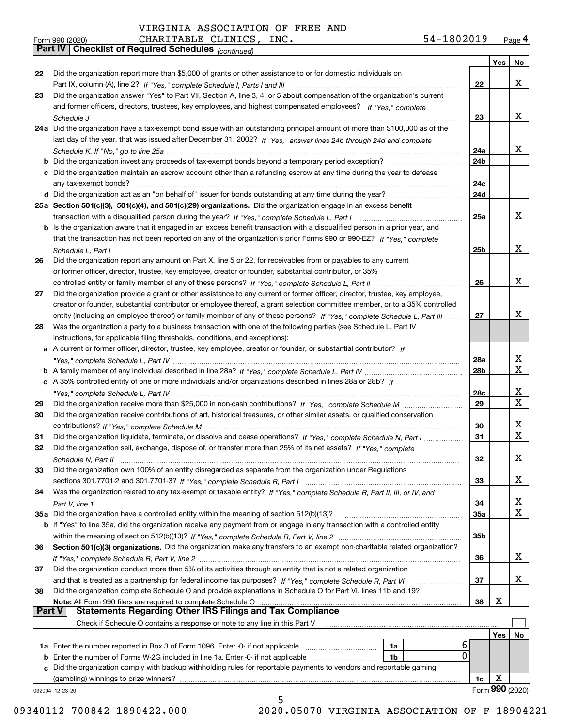VIRGINIA ASSOCIATION OF FREE AND

Form 990 (2020) CHARITABLE CLINICS, INC. 54-1802019 Page 4

**Part IV Checklist of Required Schedules** *(continued)*

| | | | Yes | No |
|---|---|---|---|---|
| 22 | Did the organization report more than $5,000 of grants or other assistance to or for domestic individuals on Part IX, column (A), line 2? *If "Yes," complete Schedule I, Parts I and III* | 22 | | X |
| 23 | Did the organization answer "Yes" to Part VII, Section A, line 3, 4, or 5 about compensation of the organization's current and former officers, directors, trustees, key employees, and highest compensated employees? *If "Yes," complete Schedule J* | 23 | | X |
| 24a | Did the organization have a tax-exempt bond issue with an outstanding principal amount of more than $100,000 as of the last day of the year, that was issued after December 31, 2002? *If "Yes," answer lines 24b through 24d and complete Schedule K. If "No," go to line 25a* | 24a | | X |
| b | Did the organization invest any proceeds of tax-exempt bonds beyond a temporary period exception? | 24b | | |
| c | Did the organization maintain an escrow account other than a refunding escrow at any time during the year to defease any tax-exempt bonds? | 24c | | |
| d | Did the organization act as an "on behalf of" issuer for bonds outstanding at any time during the year? | 24d | | |
| 25a | **Section 501(c)(3), 501(c)(4), and 501(c)(29) organizations.** Did the organization engage in an excess benefit transaction with a disqualified person during the year? *If "Yes," complete Schedule L, Part I* | 25a | | X |
| b | Is the organization aware that it engaged in an excess benefit transaction with a disqualified person in a prior year, and that the transaction has not been reported on any of the organization's prior Forms 990 or 990-EZ? *If "Yes," complete Schedule L, Part I* | 25b | | X |
| 26 | Did the organization report any amount on Part X, line 5 or 22, for receivables from or payables to any current or former officer, director, trustee, key employee, creator or founder, substantial contributor, or 35% controlled entity or family member of any of these persons? *If "Yes," complete Schedule L, Part II* | 26 | | X |
| 27 | Did the organization provide a grant or other assistance to any current or former officer, director, trustee, key employee, creator or founder, substantial contributor or employee thereof, a grant selection committee member, or to a 35% controlled entity (including an employee thereof) or family member of any of these persons? *If "Yes," complete Schedule L, Part III* | 27 | | X |
| 28 | Was the organization a party to a business transaction with one of the following parties (see Schedule L, Part IV instructions, for applicable filing thresholds, conditions, and exceptions): | | | |
| a | A current or former officer, director, trustee, key employee, creator or founder, or substantial contributor? *If "Yes," complete Schedule L, Part IV* | 28a | | X |
| b | A family member of any individual described in line 28a? *If "Yes," complete Schedule L, Part IV* | 28b | | X |
| c | A 35% controlled entity of one or more individuals and/or organizations described in lines 28a or 28b? *If "Yes," complete Schedule L, Part IV* | 28c | | X |
| 29 | Did the organization receive more than $25,000 in non-cash contributions? *If "Yes," complete Schedule M* | 29 | | X |
| 30 | Did the organization receive contributions of art, historical treasures, or other similar assets, or qualified conservation contributions? *If "Yes," complete Schedule M* | 30 | | X |
| 31 | Did the organization liquidate, terminate, or dissolve and cease operations? *If "Yes," complete Schedule N, Part I* | 31 | | X |
| 32 | Did the organization sell, exchange, dispose of, or transfer more than 25% of its net assets? *If "Yes," complete Schedule N, Part II* | 32 | | X |
| 33 | Did the organization own 100% of an entity disregarded as separate from the organization under Regulations sections 301.7701-2 and 301.7701-3? *If "Yes," complete Schedule R, Part I* | 33 | | X |
| 34 | Was the organization related to any tax-exempt or taxable entity? *If "Yes," complete Schedule R, Part II, III, or IV, and Part V, line 1* | 34 | | X |
| 35a | Did the organization have a controlled entity within the meaning of section 512(b)(13)? | 35a | | X |
| b | If "Yes" to line 35a, did the organization receive any payment from or engage in any transaction with a controlled entity within the meaning of section 512(b)(13)? *If "Yes," complete Schedule R, Part V, line 2* | 35b | | |
| 36 | **Section 501(c)(3) organizations.** Did the organization make any transfers to an exempt non-charitable related organization? *If "Yes," complete Schedule R, Part V, line 2* | 36 | | X |
| 37 | Did the organization conduct more than 5% of its activities through an entity that is not a related organization and that is treated as a partnership for federal income tax purposes? *If "Yes," complete Schedule R, Part VI* | 37 | | X |
| 38 | Did the organization complete Schedule O and provide explanations in Schedule O for Part VI, lines 11b and 19? **Note:** All Form 990 filers are required to complete Schedule O | 38 | X | |

**Part V Statements Regarding Other IRS Filings and Tax Compliance**

Check if Schedule O contains a response or note to any line in this Part V ☐

| | | | | | Yes | No |
|---|---|---|---|---|---|---|
| 1a | Enter the number reported in Box 3 of Form 1096. Enter -0- if not applicable | 1a | 6 | | | |
| b | Enter the number of Forms W-2G included in line 1a. Enter -0- if not applicable | 1b | 0 | | | |
| c | Did the organization comply with backup withholding rules for reportable payments to vendors and reportable gaming (gambling) winnings to prize winners? | | | 1c | X | |

032004 12-23-20 Form 990 (2020)

09340112 700842 1890422.000 2020.05070 VIRGINIA ASSOCIATION OF F 18904221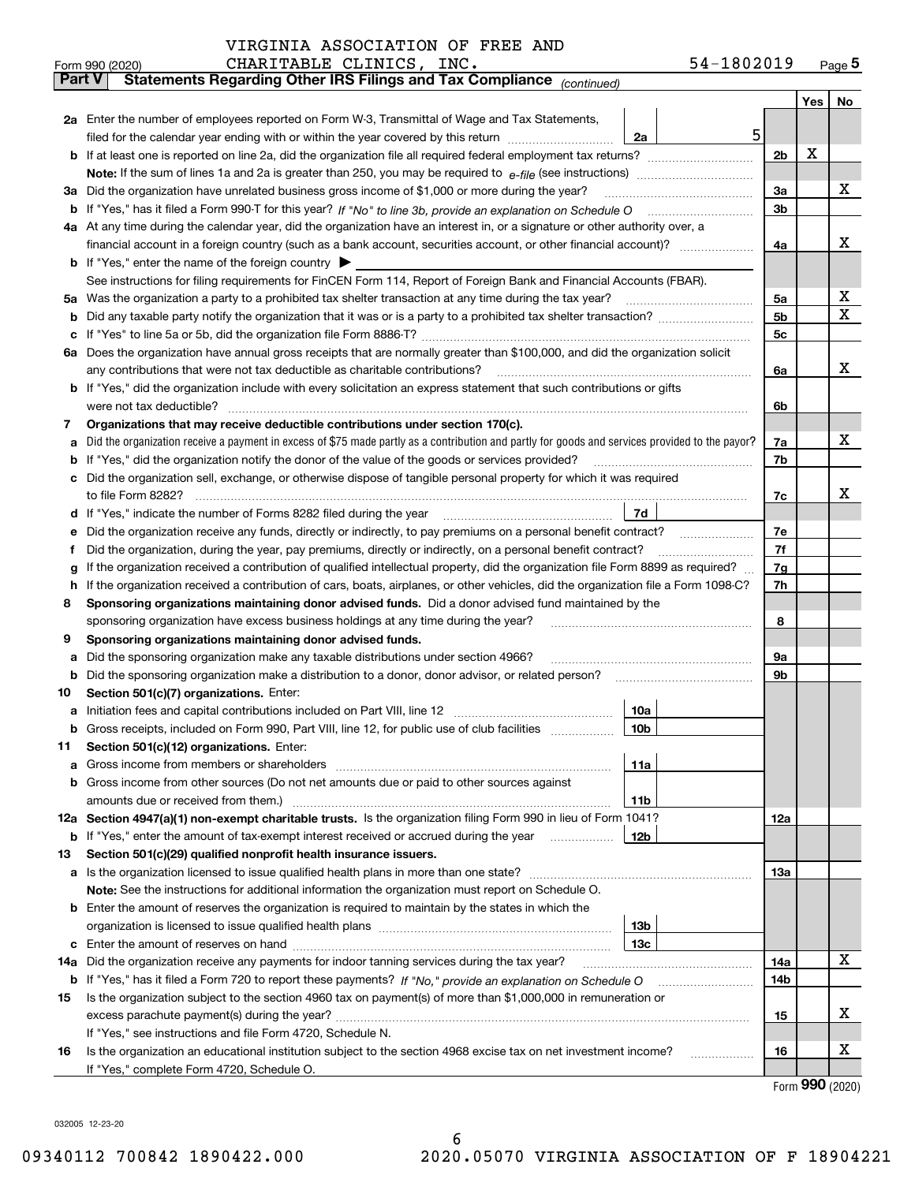VIRGINIA ASSOCIATION OF FREE AND CHARITABLE CLINICS, INC.

Form 990 (2020) — 54-1802019 — Page 5

## Part V Statements Regarding Other IRS Filings and Tax Compliance *(continued)*

| | | | | Yes | No |
|---|---|---|---|---|---|
| **2a** | Enter the number of employees reported on Form W-3, Transmittal of Wage and Tax Statements, filed for the calendar year ending with or within the year covered by this return | 2a | 5 | | |
| **b** | If at least one is reported on line 2a, did the organization file all required federal employment tax returns? | 2b | | X | |
| | **Note:** If the sum of lines 1a and 2a is greater than 250, you may be required to *e-file* (see instructions) | | | | |
| **3a** | Did the organization have unrelated business gross income of $1,000 or more during the year? | 3a | | | X |
| **b** | If "Yes," has it filed a Form 990-T for this year? *If "No" to line 3b, provide an explanation on Schedule O* | 3b | | | |
| **4a** | At any time during the calendar year, did the organization have an interest in, or a signature or other authority over, a financial account in a foreign country (such as a bank account, securities account, or other financial account)? | 4a | | | X |
| **b** | If "Yes," enter the name of the foreign country ▶ | | | | |
| | See instructions for filing requirements for FinCEN Form 114, Report of Foreign Bank and Financial Accounts (FBAR). | | | | |
| **5a** | Was the organization a party to a prohibited tax shelter transaction at any time during the tax year? | 5a | | | X |
| **b** | Did any taxable party notify the organization that it was or is a party to a prohibited tax shelter transaction? | 5b | | | X |
| **c** | If "Yes" to line 5a or 5b, did the organization file Form 8886-T? | 5c | | | |
| **6a** | Does the organization have annual gross receipts that are normally greater than $100,000, and did the organization solicit any contributions that were not tax deductible as charitable contributions? | 6a | | | X |
| **b** | If "Yes," did the organization include with every solicitation an express statement that such contributions or gifts were not tax deductible? | 6b | | | |
| **7** | **Organizations that may receive deductible contributions under section 170(c).** | | | | |
| **a** | Did the organization receive a payment in excess of $75 made partly as a contribution and partly for goods and services provided to the payor? | 7a | | | X |
| **b** | If "Yes," did the organization notify the donor of the value of the goods or services provided? | 7b | | | |
| **c** | Did the organization sell, exchange, or otherwise dispose of tangible personal property for which it was required to file Form 8282? | 7c | | | X |
| **d** | If "Yes," indicate the number of Forms 8282 filed during the year | 7d | | | |
| **e** | Did the organization receive any funds, directly or indirectly, to pay premiums on a personal benefit contract? | 7e | | | |
| **f** | Did the organization, during the year, pay premiums, directly or indirectly, on a personal benefit contract? | 7f | | | |
| **g** | If the organization received a contribution of qualified intellectual property, did the organization file Form 8899 as required? | 7g | | | |
| **h** | If the organization received a contribution of cars, boats, airplanes, or other vehicles, did the organization file a Form 1098-C? | 7h | | | |
| **8** | **Sponsoring organizations maintaining donor advised funds.** Did a donor advised fund maintained by the sponsoring organization have excess business holdings at any time during the year? | 8 | | | |
| **9** | **Sponsoring organizations maintaining donor advised funds.** | | | | |
| **a** | Did the sponsoring organization make any taxable distributions under section 4966? | 9a | | | |
| **b** | Did the sponsoring organization make a distribution to a donor, donor advisor, or related person? | 9b | | | |
| **10** | **Section 501(c)(7) organizations.** Enter: | | | | |
| **a** | Initiation fees and capital contributions included on Part VIII, line 12 | 10a | | | |
| **b** | Gross receipts, included on Form 990, Part VIII, line 12, for public use of club facilities | 10b | | | |
| **11** | **Section 501(c)(12) organizations.** Enter: | | | | |
| **a** | Gross income from members or shareholders | 11a | | | |
| **b** | Gross income from other sources (Do not net amounts due or paid to other sources against amounts due or received from them.) | 11b | | | |
| **12a** | **Section 4947(a)(1) non-exempt charitable trusts.** Is the organization filing Form 990 in lieu of Form 1041? | 12a | | | |
| **b** | If "Yes," enter the amount of tax-exempt interest received or accrued during the year | 12b | | | |
| **13** | **Section 501(c)(29) qualified nonprofit health insurance issuers.** | | | | |
| **a** | Is the organization licensed to issue qualified health plans in more than one state? | 13a | | | |
| | **Note:** See the instructions for additional information the organization must report on Schedule O. | | | | |
| **b** | Enter the amount of reserves the organization is required to maintain by the states in which the organization is licensed to issue qualified health plans | 13b | | | |
| **c** | Enter the amount of reserves on hand | 13c | | | |
| **14a** | Did the organization receive any payments for indoor tanning services during the tax year? | 14a | | | X |
| **b** | If "Yes," has it filed a Form 720 to report these payments? *If "No," provide an explanation on Schedule O* | 14b | | | |
| **15** | Is the organization subject to the section 4960 tax on payment(s) of more than $1,000,000 in remuneration or excess parachute payment(s) during the year? | 15 | | | X |
| | If "Yes," see instructions and file Form 4720, Schedule N. | | | | |
| **16** | Is the organization an educational institution subject to the section 4968 excise tax on net investment income? | 16 | | | X |
| | If "Yes," complete Form 4720, Schedule O. | | | | |

Form **990** (2020)

032005 12-23-20

09340112 700842 1890422.000 2020.05070 VIRGINIA ASSOCIATION OF F 18904221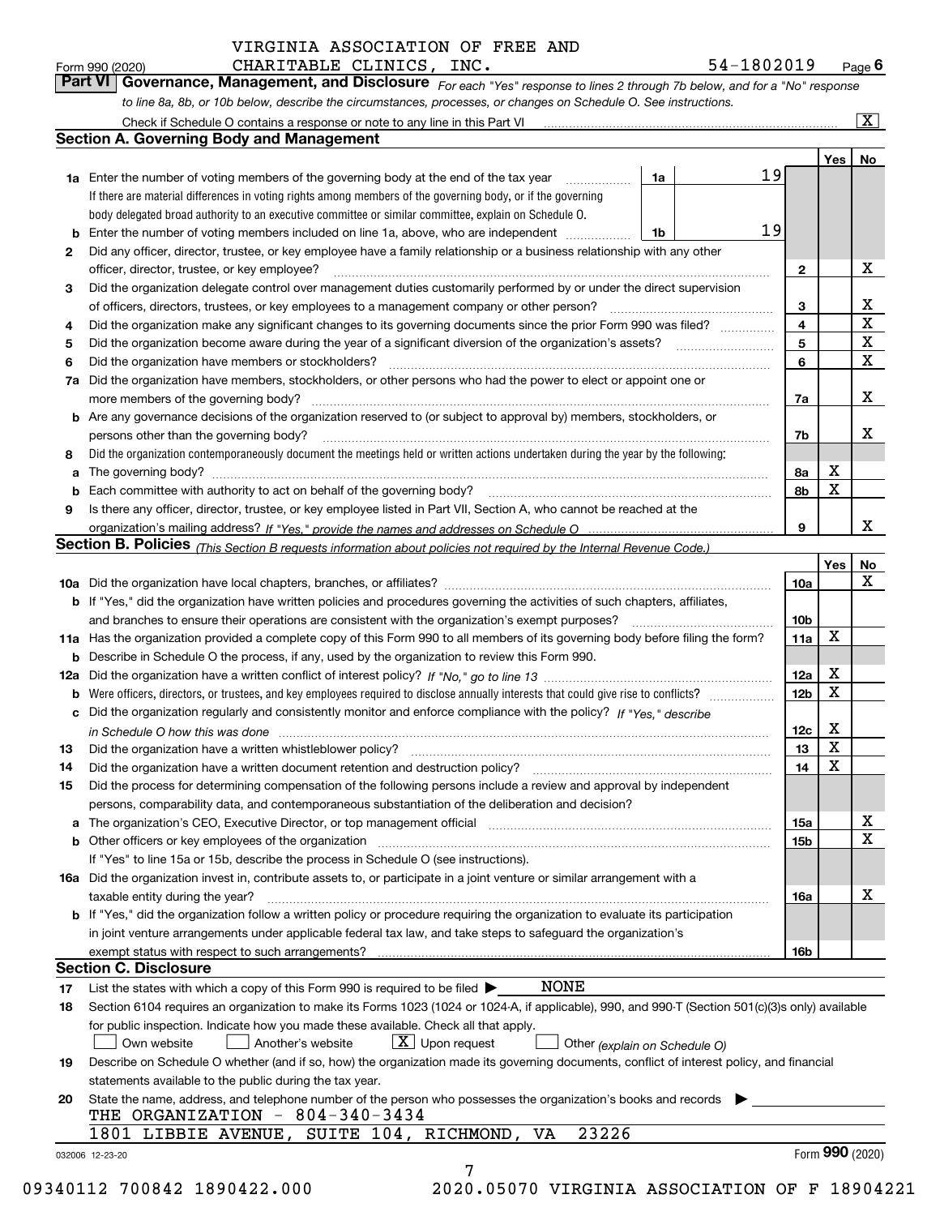Form 990 (2020) VIRGINIA ASSOCIATION OF FREE AND CHARITABLE CLINICS, INC. 54-1802019 Page 6

**Part VI Governance, Management, and Disclosure** *For each "Yes" response to lines 2 through 7b below, and for a "No" response to line 8a, 8b, or 10b below, describe the circumstances, processes, or changes on Schedule O. See instructions.*

Check if Schedule O contains a response or note to any line in this Part VI ..... [X]

## Section A. Governing Body and Management

| | | | | | Yes | No |
|---|---|---|---|---|---|---|
| 1a | Enter the number of voting members of the governing body at the end of the tax year. If there are material differences in voting rights among members of the governing body, or if the governing body delegated broad authority to an executive committee or similar committee, explain on Schedule O. | 1a | 19 | | | |
| b | Enter the number of voting members included on line 1a, above, who are independent | 1b | 19 | | | |
| 2 | Did any officer, director, trustee, or key employee have a family relationship or a business relationship with any other officer, director, trustee, or key employee? | | | 2 | | X |
| 3 | Did the organization delegate control over management duties customarily performed by or under the direct supervision of officers, directors, trustees, or key employees to a management company or other person? | | | 3 | | X |
| 4 | Did the organization make any significant changes to its governing documents since the prior Form 990 was filed? | | | 4 | | X |
| 5 | Did the organization become aware during the year of a significant diversion of the organization's assets? | | | 5 | | X |
| 6 | Did the organization have members or stockholders? | | | 6 | | X |
| 7a | Did the organization have members, stockholders, or other persons who had the power to elect or appoint one or more members of the governing body? | | | 7a | | X |
| b | Are any governance decisions of the organization reserved to (or subject to approval by) members, stockholders, or persons other than the governing body? | | | 7b | | X |
| 8 | Did the organization contemporaneously document the meetings held or written actions undertaken during the year by the following: | | | | | |
| a | The governing body? | | | 8a | X | |
| b | Each committee with authority to act on behalf of the governing body? | | | 8b | X | |
| 9 | Is there any officer, director, trustee, or key employee listed in Part VII, Section A, who cannot be reached at the organization's mailing address? *If "Yes," provide the names and addresses on Schedule O* | | | 9 | | X |

## Section B. Policies *(This Section B requests information about policies not required by the Internal Revenue Code.)*

| | | | Yes | No |
|---|---|---|---|---|
| 10a | Did the organization have local chapters, branches, or affiliates? | 10a | | X |
| b | If "Yes," did the organization have written policies and procedures governing the activities of such chapters, affiliates, and branches to ensure their operations are consistent with the organization's exempt purposes? | 10b | | |
| 11a | Has the organization provided a complete copy of this Form 990 to all members of its governing body before filing the form? | 11a | X | |
| b | Describe in Schedule O the process, if any, used by the organization to review this Form 990. | | | |
| 12a | Did the organization have a written conflict of interest policy? *If "No," go to line 13* | 12a | X | |
| b | Were officers, directors, or trustees, and key employees required to disclose annually interests that could give rise to conflicts? | 12b | X | |
| c | Did the organization regularly and consistently monitor and enforce compliance with the policy? *If "Yes," describe in Schedule O how this was done* | 12c | X | |
| 13 | Did the organization have a written whistleblower policy? | 13 | X | |
| 14 | Did the organization have a written document retention and destruction policy? | 14 | X | |
| 15 | Did the process for determining compensation of the following persons include a review and approval by independent persons, comparability data, and contemporaneous substantiation of the deliberation and decision? | | | |
| a | The organization's CEO, Executive Director, or top management official | 15a | | X |
| b | Other officers or key employees of the organization | 15b | | X |
| | If "Yes" to line 15a or 15b, describe the process in Schedule O (see instructions). | | | |
| 16a | Did the organization invest in, contribute assets to, or participate in a joint venture or similar arrangement with a taxable entity during the year? | 16a | | X |
| b | If "Yes," did the organization follow a written policy or procedure requiring the organization to evaluate its participation in joint venture arrangements under applicable federal tax law, and take steps to safeguard the organization's exempt status with respect to such arrangements? | 16b | | |

## Section C. Disclosure

17 List the states with which a copy of this Form 990 is required to be filed ▶ NONE

18 Section 6104 requires an organization to make its Forms 1023 (1024 or 1024-A, if applicable), 990, and 990-T (Section 501(c)(3)s only) available for public inspection. Indicate how you made these available. Check all that apply.
[ ] Own website [ ] Another's website [X] Upon request [ ] Other *(explain on Schedule O)*

19 Describe on Schedule O whether (and if so, how) the organization made its governing documents, conflict of interest policy, and financial statements available to the public during the tax year.

20 State the name, address, and telephone number of the person who possesses the organization's books and records ▶
THE ORGANIZATION - 804-340-3434
1801 LIBBIE AVENUE, SUITE 104, RICHMOND, VA 23226

032006 12-23-20 Form 990 (2020)

09340112 700842 1890422.000 2020.05070 VIRGINIA ASSOCIATION OF F 18904221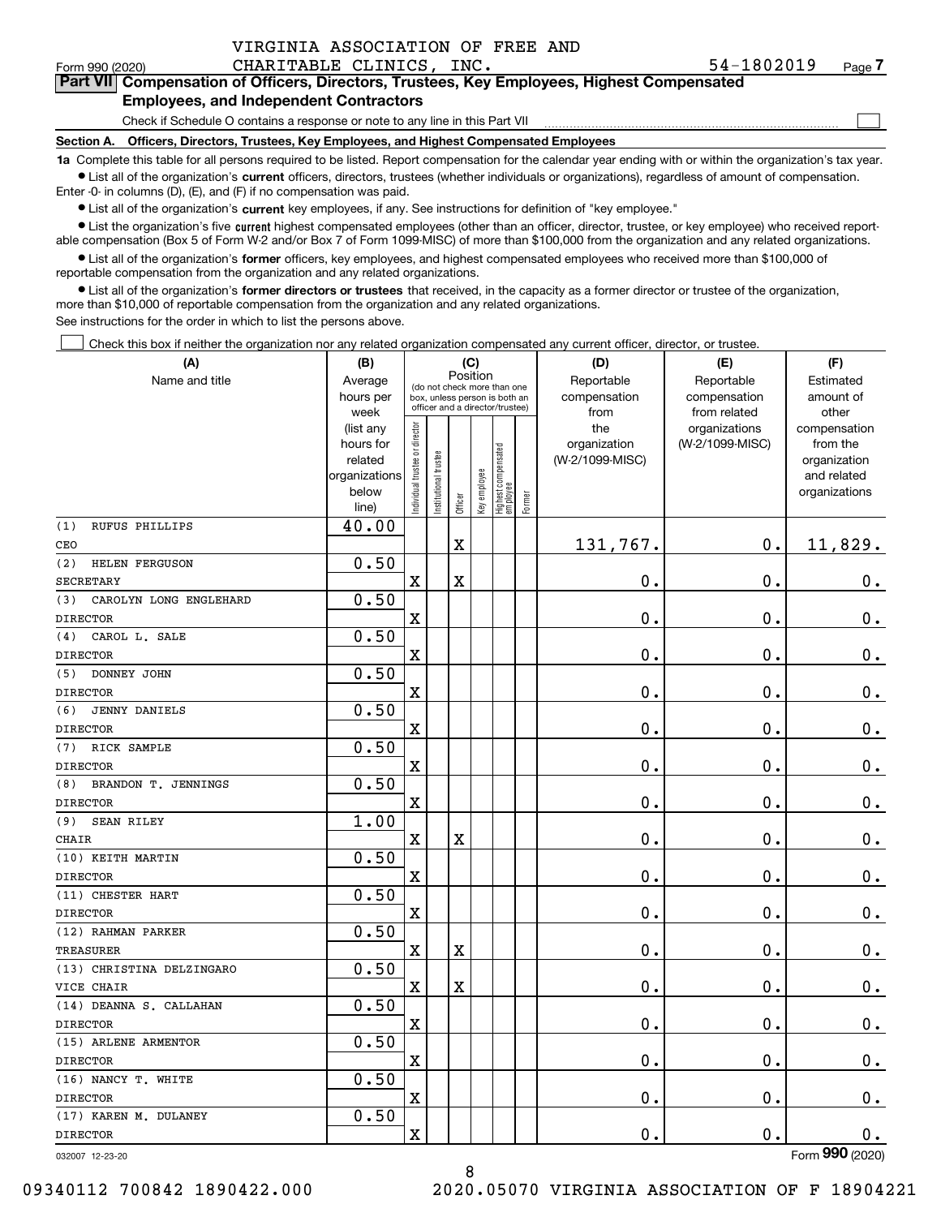VIRGINIA ASSOCIATION OF FREE AND CHARITABLE CLINICS, INC.

Form 990 (2020) 54-1802019 Page **7**

## Part VII Compensation of Officers, Directors, Trustees, Key Employees, Highest Compensated Employees, and Independent Contractors

Check if Schedule O contains a response or note to any line in this Part VII ☐

### Section A. Officers, Directors, Trustees, Key Employees, and Highest Compensated Employees

**1a** Complete this table for all persons required to be listed. Report compensation for the calendar year ending with or within the organization's tax year.

- List all of the organization's **current** officers, directors, trustees (whether individuals or organizations), regardless of amount of compensation. Enter -0- in columns (D), (E), and (F) if no compensation was paid.
- List all of the organization's **current** key employees, if any. See instructions for definition of "key employee."
- List the organization's five **current** highest compensated employees (other than an officer, director, trustee, or key employee) who received reportable compensation (Box 5 of Form W-2 and/or Box 7 of Form 1099-MISC) of more than $100,000 from the organization and any related organizations.
- List all of the organization's **former** officers, key employees, and highest compensated employees who received more than $100,000 of reportable compensation from the organization and any related organizations.
- List all of the organization's **former directors or trustees** that received, in the capacity as a former director or trustee of the organization, more than $10,000 of reportable compensation from the organization and any related organizations.

See instructions for the order in which to list the persons above.

☐ Check this box if neither the organization nor any related organization compensated any current officer, director, or trustee.

| (A) Name and title | (B) Average hours per week (list any hours for related organizations below line) | (C) Position (do not check more than one box, unless person is both an officer and a director/trustee) | | | | | | (D) Reportable compensation from the organization (W-2/1099-MISC) | (E) Reportable compensation from related organizations (W-2/1099-MISC) | (F) Estimated amount of other compensation from the organization and related organizations |
|---|---|---|---|---|---|---|---|---|---|---|
| | | Individual trustee or director | Institutional trustee | Officer | Key employee | Highest compensated employee | Former | | | |
| (1) RUFUS PHILLIPS<br>CEO | 40.00 | | | X | | | | 131,767. | 0. | 11,829. |
| (2) HELEN FERGUSON<br>SECRETARY | 0.50 | X | | X | | | | 0. | 0. | 0. |
| (3) CAROLYN LONG ENGLEHARD<br>DIRECTOR | 0.50 | X | | | | | | 0. | 0. | 0. |
| (4) CAROL L. SALE<br>DIRECTOR | 0.50 | X | | | | | | 0. | 0. | 0. |
| (5) DONNEY JOHN<br>DIRECTOR | 0.50 | X | | | | | | 0. | 0. | 0. |
| (6) JENNY DANIELS<br>DIRECTOR | 0.50 | X | | | | | | 0. | 0. | 0. |
| (7) RICK SAMPLE<br>DIRECTOR | 0.50 | X | | | | | | 0. | 0. | 0. |
| (8) BRANDON T. JENNINGS<br>DIRECTOR | 0.50 | X | | | | | | 0. | 0. | 0. |
| (9) SEAN RILEY<br>CHAIR | 1.00 | X | | X | | | | 0. | 0. | 0. |
| (10) KEITH MARTIN<br>DIRECTOR | 0.50 | X | | | | | | 0. | 0. | 0. |
| (11) CHESTER HART<br>DIRECTOR | 0.50 | X | | | | | | 0. | 0. | 0. |
| (12) RAHMAN PARKER<br>TREASURER | 0.50 | X | | X | | | | 0. | 0. | 0. |
| (13) CHRISTINA DELZINGARO<br>VICE CHAIR | 0.50 | X | | X | | | | 0. | 0. | 0. |
| (14) DEANNA S. CALLAHAN<br>DIRECTOR | 0.50 | X | | | | | | 0. | 0. | 0. |
| (15) ARLENE ARMENTOR<br>DIRECTOR | 0.50 | X | | | | | | 0. | 0. | 0. |
| (16) NANCY T. WHITE<br>DIRECTOR | 0.50 | X | | | | | | 0. | 0. | 0. |
| (17) KAREN M. DULANEY<br>DIRECTOR | 0.50 | X | | | | | | 0. | 0. | 0. |

032007 12-23-20 Form **990** (2020)

09340112 700842 1890422.000 2020.05070 VIRGINIA ASSOCIATION OF F 18904221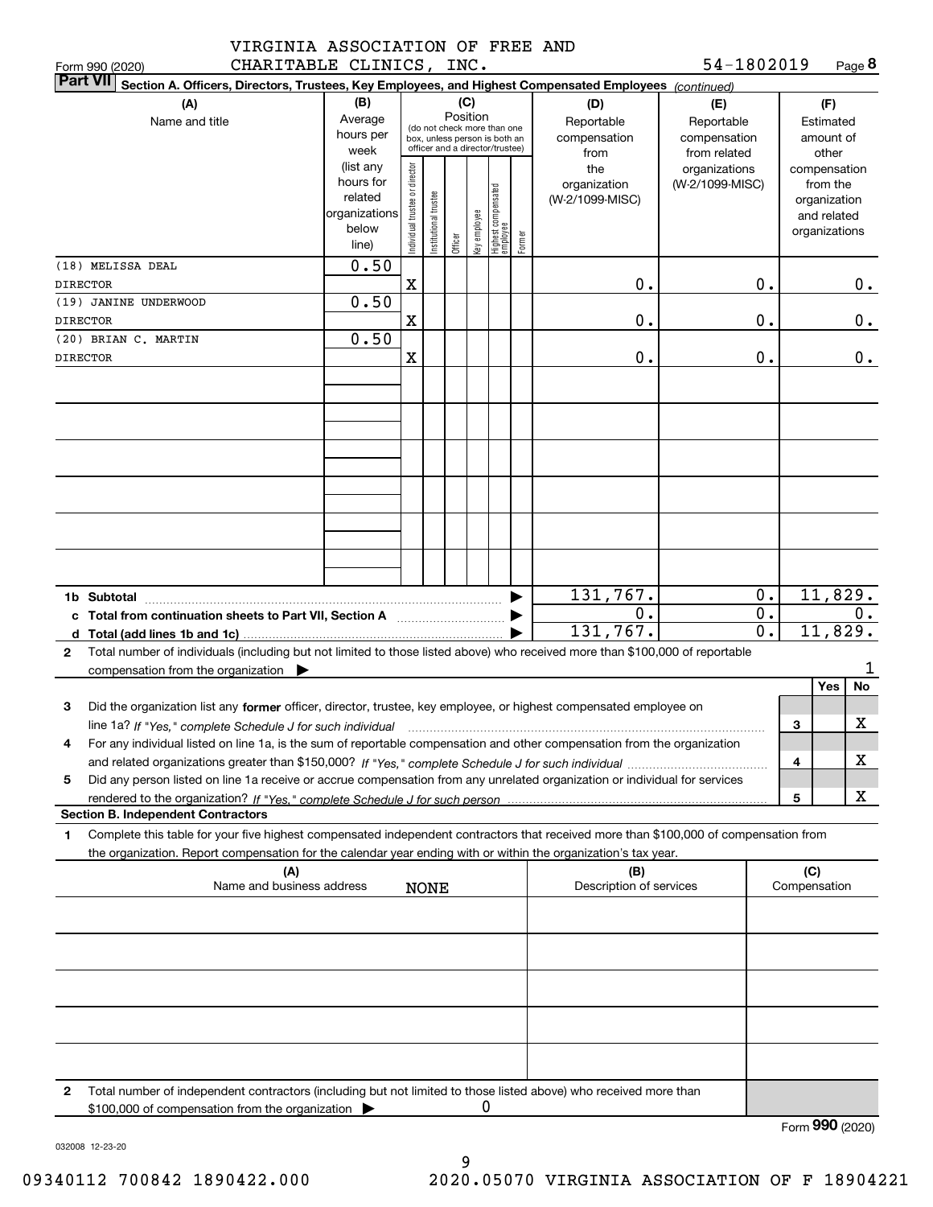VIRGINIA ASSOCIATION OF FREE AND CHARITABLE CLINICS, INC. 54-1802019

Form 990 (2020) Page **8**

**Part VII** **Section A. Officers, Directors, Trustees, Key Employees, and Highest Compensated Employees** *(continued)*

| (A) Name and title | (B) Average hours per week (list any hours for related organizations below line) | (C) Position: Individual trustee or director | Institutional trustee | Officer | Key employee | Highest compensated employee | Former | (D) Reportable compensation from the organization (W-2/1099-MISC) | (E) Reportable compensation from related organizations (W-2/1099-MISC) | (F) Estimated amount of other compensation from the organization and related organizations |
|---|---|---|---|---|---|---|---|---|---|---|
| (18) MELISSA DEAL<br>DIRECTOR | 0.50 | X | | | | | | 0. | 0. | 0. |
| (19) JANINE UNDERWOOD<br>DIRECTOR | 0.50 | X | | | | | | 0. | 0. | 0. |
| (20) BRIAN C. MARTIN<br>DIRECTOR | 0.50 | X | | | | | | 0. | 0. | 0. |
| | | | | | | | | | | |
| **1b Subtotal** | | | | | | | | 131,767. | 0. | 11,829. |
| **c Total from continuation sheets to Part VII, Section A** | | | | | | | | 0. | 0. | 0. |
| **d Total (add lines 1b and 1c)** | | | | | | | | 131,767. | 0. | 11,829. |

**2** Total number of individuals (including but not limited to those listed above) who received more than $100,000 of reportable compensation from the organization ▶ 1

| | | Yes | No |
|---|---|---|---|
| **3** Did the organization list any **former** officer, director, trustee, key employee, or highest compensated employee on line 1a? *If "Yes," complete Schedule J for such individual* | 3 | | X |
| **4** For any individual listed on line 1a, is the sum of reportable compensation and other compensation from the organization and related organizations greater than $150,000? *If "Yes," complete Schedule J for such individual* | 4 | | X |
| **5** Did any person listed on line 1a receive or accrue compensation from any unrelated organization or individual for services rendered to the organization? *If "Yes," complete Schedule J for such person* | 5 | | X |

**Section B. Independent Contractors**

**1** Complete this table for your five highest compensated independent contractors that received more than $100,000 of compensation from the organization. Report compensation for the calendar year ending with or within the organization's tax year.

| (A) Name and business address | (B) Description of services | (C) Compensation |
|---|---|---|
| NONE | | |
| | | |
| | | |
| | | |
| | | |

**2** Total number of independent contractors (including but not limited to those listed above) who received more than $100,000 of compensation from the organization ▶ 0

Form **990** (2020)

032008 12-23-20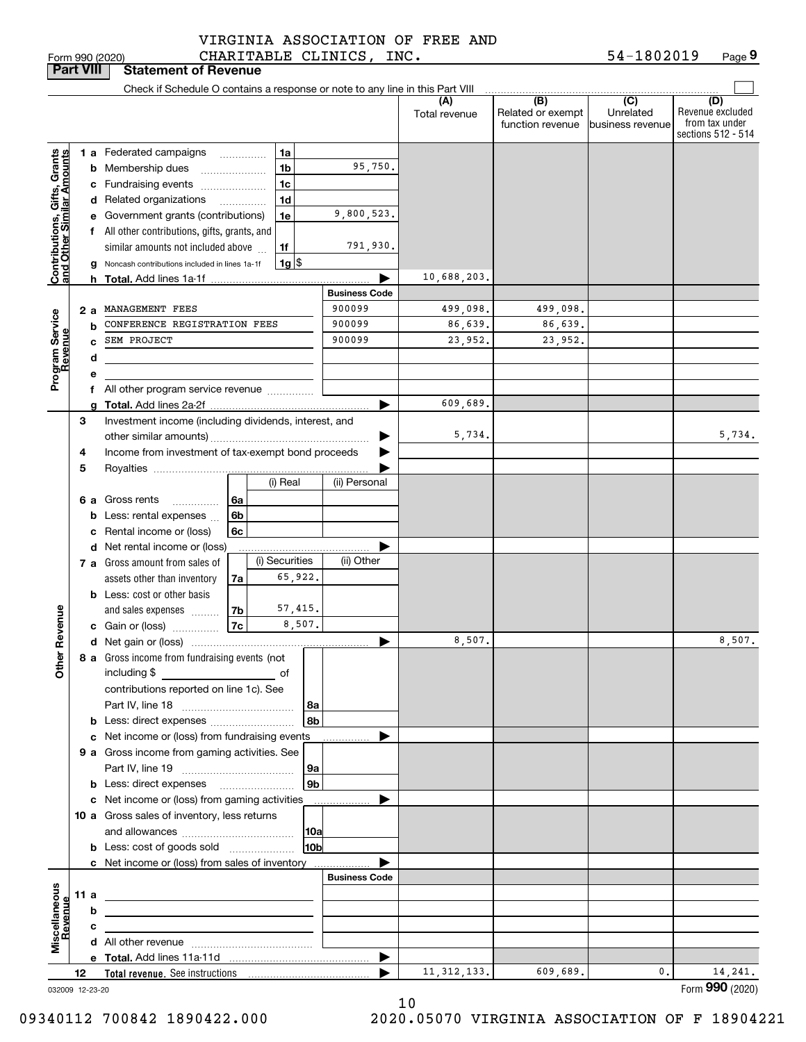Form 990 (2020) VIRGINIA ASSOCIATION OF FREE AND CHARITABLE CLINICS, INC. 54-1802019 Page 9

## Part VIII Statement of Revenue

Check if Schedule O contains a response or note to any line in this Part VIII

| | | | (A) Total revenue | (B) Related or exempt function revenue | (C) Unrelated business revenue | (D) Revenue excluded from tax under sections 512 - 514 |
|---|---|---|---|---|---|---|
| **Contributions, Gifts, Grants and Other Similar Amounts** | | | | | | |
| 1 a | Federated campaigns | 1a | | | | |
| b | Membership dues | 1b 95,750. | | | | |
| c | Fundraising events | 1c | | | | |
| d | Related organizations | 1d | | | | |
| e | Government grants (contributions) | 1e 9,800,523. | | | | |
| f | All other contributions, gifts, grants, and similar amounts not included above | 1f 791,930. | | | | |
| g | Noncash contributions included in lines 1a-1f | 1g $ | | | | |
| h | **Total.** Add lines 1a-1f | | 10,688,203. | | | |
| **Program Service Revenue** | | **Business Code** | | | | |
| 2 a | MANAGEMENT FEES | 900099 | 499,098. | 499,098. | | |
| b | CONFERENCE REGISTRATION FEES | 900099 | 86,639. | 86,639. | | |
| c | SEM PROJECT | 900099 | 23,952. | 23,952. | | |
| d | | | | | | |
| e | | | | | | |
| f | All other program service revenue | | | | | |
| g | **Total.** Add lines 2a-2f | | 609,689. | | | |
| **Other Revenue** | | | | | | |
| 3 | Investment income (including dividends, interest, and other similar amounts) | | 5,734. | | | 5,734. |
| 4 | Income from investment of tax-exempt bond proceeds | | | | | |
| 5 | Royalties | | | | | |
| | | (i) Real / (ii) Personal | | | | |
| 6 a | Gross rents | 6a | | | | |
| b | Less: rental expenses | 6b | | | | |
| c | Rental income or (loss) | 6c | | | | |
| d | Net rental income or (loss) | | | | | |
| | | (i) Securities / (ii) Other | | | | |
| 7 a | Gross amount from sales of assets other than inventory | 7a (i) 65,922. | | | | |
| b | Less: cost or other basis and sales expenses | 7b (i) 57,415. | | | | |
| c | Gain or (loss) | 7c (i) 8,507. | | | | |
| d | Net gain or (loss) | | 8,507. | | | 8,507. |
| 8 a | Gross income from fundraising events (not including $ ____ of contributions reported on line 1c). See Part IV, line 18 | 8a | | | | |
| b | Less: direct expenses | 8b | | | | |
| c | Net income or (loss) from fundraising events | | | | | |
| 9 a | Gross income from gaming activities. See Part IV, line 19 | 9a | | | | |
| b | Less: direct expenses | 9b | | | | |
| c | Net income or (loss) from gaming activities | | | | | |
| 10 a | Gross sales of inventory, less returns and allowances | 10a | | | | |
| b | Less: cost of goods sold | 10b | | | | |
| c | Net income or (loss) from sales of inventory | | | | | |
| **Miscellaneous Revenue** | | **Business Code** | | | | |
| 11 a | | | | | | |
| b | | | | | | |
| c | | | | | | |
| d | All other revenue | | | | | |
| e | **Total.** Add lines 11a-11d | | | | | |
| 12 | **Total revenue.** See instructions | | 11,312,133. | 609,689. | 0. | 14,241. |

032009 12-23-20 Form **990** (2020)

09340112 700842 1890422.000 2020.05070 VIRGINIA ASSOCIATION OF F 18904221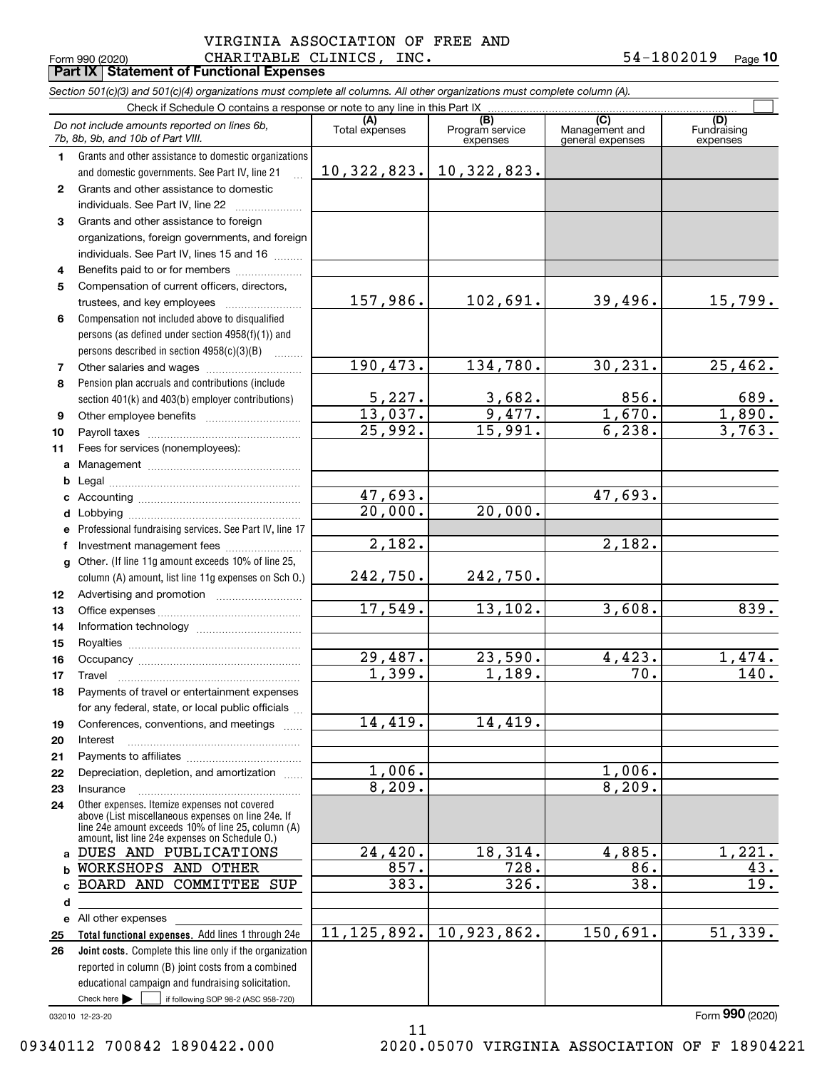VIRGINIA ASSOCIATION OF FREE AND CHARITABLE CLINICS, INC.

Form 990 (2020) 54-1802019 Page **10**

## Part IX Statement of Functional Expenses

*Section 501(c)(3) and 501(c)(4) organizations must complete all columns. All other organizations must complete column (A).*

Check if Schedule O contains a response or note to any line in this Part IX

| *Do not include amounts reported on lines 6b, 7b, 8b, 9b, and 10b of Part VIII.* | (A) Total expenses | (B) Program service expenses | (C) Management and general expenses | (D) Fundraising expenses |
|---|---|---|---|---|
| **1** Grants and other assistance to domestic organizations and domestic governments. See Part IV, line 21 | 10,322,823. | 10,322,823. | | |
| **2** Grants and other assistance to domestic individuals. See Part IV, line 22 | | | | |
| **3** Grants and other assistance to foreign organizations, foreign governments, and foreign individuals. See Part IV, lines 15 and 16 | | | | |
| **4** Benefits paid to or for members | | | | |
| **5** Compensation of current officers, directors, trustees, and key employees | 157,986. | 102,691. | 39,496. | 15,799. |
| **6** Compensation not included above to disqualified persons (as defined under section 4958(f)(1)) and persons described in section 4958(c)(3)(B) | | | | |
| **7** Other salaries and wages | 190,473. | 134,780. | 30,231. | 25,462. |
| **8** Pension plan accruals and contributions (include section 401(k) and 403(b) employer contributions) | 5,227. | 3,682. | 856. | 689. |
| **9** Other employee benefits | 13,037. | 9,477. | 1,670. | 1,890. |
| **10** Payroll taxes | 25,992. | 15,991. | 6,238. | 3,763. |
| **11** Fees for services (nonemployees): | | | | |
| **a** Management | | | | |
| **b** Legal | | | | |
| **c** Accounting | 47,693. | | 47,693. | |
| **d** Lobbying | 20,000. | 20,000. | | |
| **e** Professional fundraising services. See Part IV, line 17 | | | | |
| **f** Investment management fees | 2,182. | | 2,182. | |
| **g** Other. (If line 11g amount exceeds 10% of line 25, column (A) amount, list line 11g expenses on Sch O.) | 242,750. | 242,750. | | |
| **12** Advertising and promotion | | | | |
| **13** Office expenses | 17,549. | 13,102. | 3,608. | 839. |
| **14** Information technology | | | | |
| **15** Royalties | | | | |
| **16** Occupancy | 29,487. | 23,590. | 4,423. | 1,474. |
| **17** Travel | 1,399. | 1,189. | 70. | 140. |
| **18** Payments of travel or entertainment expenses for any federal, state, or local public officials | | | | |
| **19** Conferences, conventions, and meetings | 14,419. | 14,419. | | |
| **20** Interest | | | | |
| **21** Payments to affiliates | | | | |
| **22** Depreciation, depletion, and amortization | 1,006. | | 1,006. | |
| **23** Insurance | 8,209. | | 8,209. | |
| **24** Other expenses. Itemize expenses not covered above (List miscellaneous expenses on line 24e. If line 24e amount exceeds 10% of line 25, column (A) amount, list line 24e expenses on Schedule O.) | | | | |
| **a** DUES AND PUBLICATIONS | 24,420. | 18,314. | 4,885. | 1,221. |
| **b** WORKSHOPS AND OTHER | 857. | 728. | 86. | 43. |
| **c** BOARD AND COMMITTEE SUP | 383. | 326. | 38. | 19. |
| **d** | | | | |
| **e** All other expenses | | | | |
| **25 Total functional expenses.** Add lines 1 through 24e | 11,125,892. | 10,923,862. | 150,691. | 51,339. |
| **26 Joint costs.** Complete this line only if the organization reported in column (B) joint costs from a combined educational campaign and fundraising solicitation. Check here ☐ if following SOP 98-2 (ASC 958-720) | | | | |

032010 12-23-20 Form **990** (2020)

09340112 700842 1890422.000 2020.05070 VIRGINIA ASSOCIATION OF F 18904221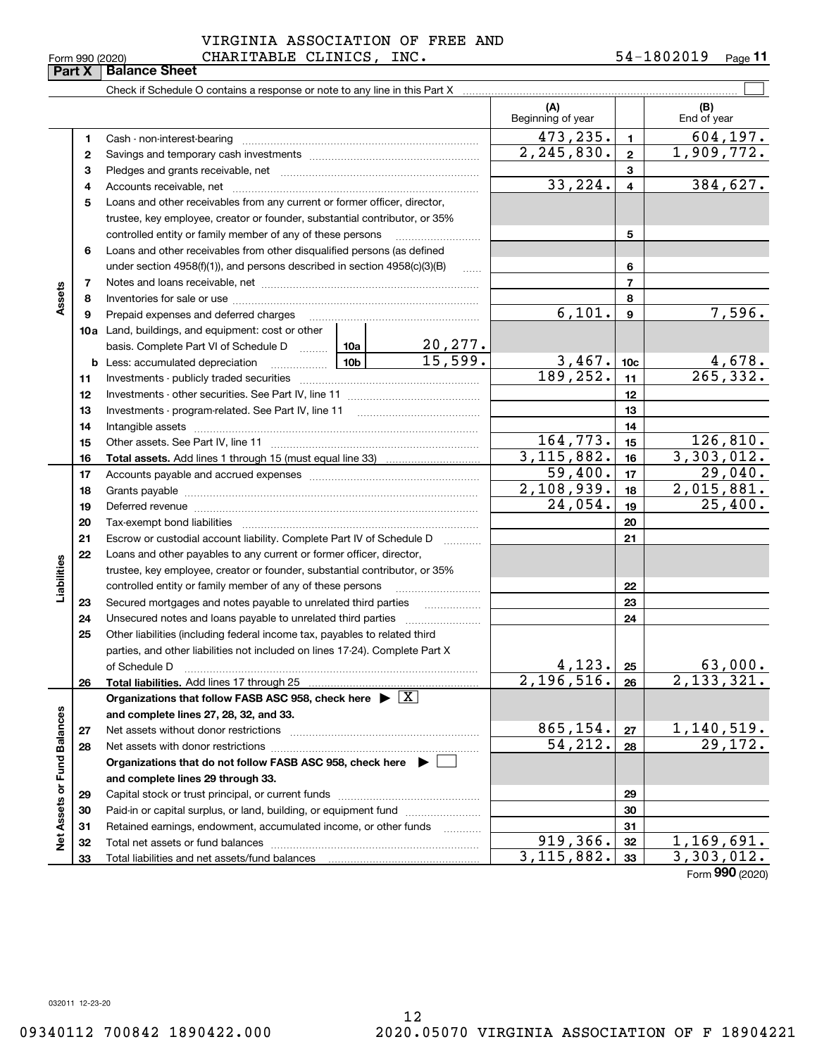VIRGINIA ASSOCIATION OF FREE AND CHARITABLE CLINICS, INC.

Form 990 (2020) 54-1802019

## Part X Balance Sheet

Check if Schedule O contains a response or note to any line in this Part X ☐

| | | | (A) Beginning of year | | (B) End of year |
|---|---|---|---|---|---|
| Assets | 1 | Cash - non-interest-bearing | 473,235. | 1 | 604,197. |
| | 2 | Savings and temporary cash investments | 2,245,830. | 2 | 1,909,772. |
| | 3 | Pledges and grants receivable, net | | 3 | |
| | 4 | Accounts receivable, net | 33,224. | 4 | 384,627. |
| | 5 | Loans and other receivables from any current or former officer, director, trustee, key employee, creator or founder, substantial contributor, or 35% controlled entity or family member of any of these persons | | 5 | |
| | 6 | Loans and other receivables from other disqualified persons (as defined under section 4958(f)(1)), and persons described in section 4958(c)(3)(B) | | 6 | |
| | 7 | Notes and loans receivable, net | | 7 | |
| | 8 | Inventories for sale or use | | 8 | |
| | 9 | Prepaid expenses and deferred charges | 6,101. | 9 | 7,596. |
| | 10a | Land, buildings, and equipment: cost or other basis. Complete Part VI of Schedule D — 10a: 20,277. | | | |
| | b | Less: accumulated depreciation — 10b: 15,599. | 3,467. | 10c | 4,678. |
| | 11 | Investments - publicly traded securities | 189,252. | 11 | 265,332. |
| | 12 | Investments - other securities. See Part IV, line 11 | | 12 | |
| | 13 | Investments - program-related. See Part IV, line 11 | | 13 | |
| | 14 | Intangible assets | | 14 | |
| | 15 | Other assets. See Part IV, line 11 | 164,773. | 15 | 126,810. |
| | 16 | **Total assets.** Add lines 1 through 15 (must equal line 33) | 3,115,882. | 16 | 3,303,012. |
| Liabilities | 17 | Accounts payable and accrued expenses | 59,400. | 17 | 29,040. |
| | 18 | Grants payable | 2,108,939. | 18 | 2,015,881. |
| | 19 | Deferred revenue | 24,054. | 19 | 25,400. |
| | 20 | Tax-exempt bond liabilities | | 20 | |
| | 21 | Escrow or custodial account liability. Complete Part IV of Schedule D | | 21 | |
| | 22 | Loans and other payables to any current or former officer, director, trustee, key employee, creator or founder, substantial contributor, or 35% controlled entity or family member of any of these persons | | 22 | |
| | 23 | Secured mortgages and notes payable to unrelated third parties | | 23 | |
| | 24 | Unsecured notes and loans payable to unrelated third parties | | 24 | |
| | 25 | Other liabilities (including federal income tax, payables to related third parties, and other liabilities not included on lines 17-24). Complete Part X of Schedule D | 4,123. | 25 | 63,000. |
| | 26 | **Total liabilities.** Add lines 17 through 25 | 2,196,516. | 26 | 2,133,321. |
| Net Assets or Fund Balances | | **Organizations that follow FASB ASC 958, check here ▶ ☒ and complete lines 27, 28, 32, and 33.** | | | |
| | 27 | Net assets without donor restrictions | 865,154. | 27 | 1,140,519. |
| | 28 | Net assets with donor restrictions | 54,212. | 28 | 29,172. |
| | | **Organizations that do not follow FASB ASC 958, check here ▶ ☐ and complete lines 29 through 33.** | | | |
| | 29 | Capital stock or trust principal, or current funds | | 29 | |
| | 30 | Paid-in or capital surplus, or land, building, or equipment fund | | 30 | |
| | 31 | Retained earnings, endowment, accumulated income, or other funds | | 31 | |
| | 32 | Total net assets or fund balances | 919,366. | 32 | 1,169,691. |
| | 33 | Total liabilities and net assets/fund balances | 3,115,882. | 33 | 3,303,012. |

Form 990 (2020)

032011 12-23-20

09340112 700842 1890422.000 2020.05070 VIRGINIA ASSOCIATION OF F 18904221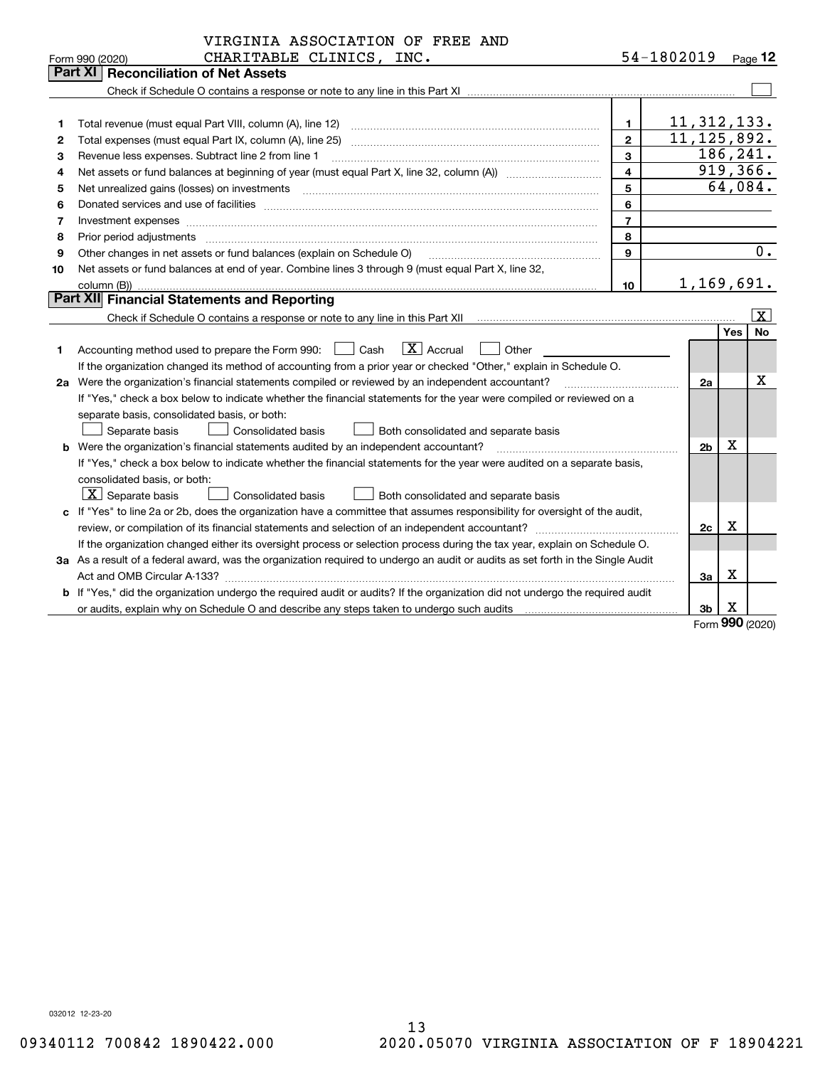VIRGINIA ASSOCIATION OF FREE AND CHARITABLE CLINICS, INC. 54-1802019

Form 990 (2020) Page **12**

## Part XI Reconciliation of Net Assets

Check if Schedule O contains a response or note to any line in this Part XI ☐

| | | | |
|---|---|---|---|
| 1 | Total revenue (must equal Part VIII, column (A), line 12) | 1 | 11,312,133. |
| 2 | Total expenses (must equal Part IX, column (A), line 25) | 2 | 11,125,892. |
| 3 | Revenue less expenses. Subtract line 2 from line 1 | 3 | 186,241. |
| 4 | Net assets or fund balances at beginning of year (must equal Part X, line 32, column (A)) | 4 | 919,366. |
| 5 | Net unrealized gains (losses) on investments | 5 | 64,084. |
| 6 | Donated services and use of facilities | 6 | |
| 7 | Investment expenses | 7 | |
| 8 | Prior period adjustments | 8 | |
| 9 | Other changes in net assets or fund balances (explain on Schedule O) | 9 | 0. |
| 10 | Net assets or fund balances at end of year. Combine lines 3 through 9 (must equal Part X, line 32, column (B)) | 10 | 1,169,691. |

## Part XII Financial Statements and Reporting

Check if Schedule O contains a response or note to any line in this Part XII ☒

| | | | Yes | No |
|---|---|---|---|---|
| 1 | Accounting method used to prepare the Form 990: ☐ Cash ☒ Accrual ☐ Other<br>If the organization changed its method of accounting from a prior year or checked "Other," explain in Schedule O. | | | |
| 2a | Were the organization's financial statements compiled or reviewed by an independent accountant?<br>If "Yes," check a box below to indicate whether the financial statements for the year were compiled or reviewed on a separate basis, consolidated basis, or both:<br>☐ Separate basis ☐ Consolidated basis ☐ Both consolidated and separate basis | 2a | | X |
| b | Were the organization's financial statements audited by an independent accountant?<br>If "Yes," check a box below to indicate whether the financial statements for the year were audited on a separate basis, consolidated basis, or both:<br>☒ Separate basis ☐ Consolidated basis ☐ Both consolidated and separate basis | 2b | X | |
| c | If "Yes" to line 2a or 2b, does the organization have a committee that assumes responsibility for oversight of the audit, review, or compilation of its financial statements and selection of an independent accountant?<br>If the organization changed either its oversight process or selection process during the tax year, explain on Schedule O. | 2c | X | |
| 3a | As a result of a federal award, was the organization required to undergo an audit or audits as set forth in the Single Audit Act and OMB Circular A-133? | 3a | X | |
| b | If "Yes," did the organization undergo the required audit or audits? If the organization did not undergo the required audit or audits, explain why on Schedule O and describe any steps taken to undergo such audits | 3b | X | |

Form **990** (2020)

032012 12-23-20

09340112 700842 1890422.000 2020.05070 VIRGINIA ASSOCIATION OF F 18904221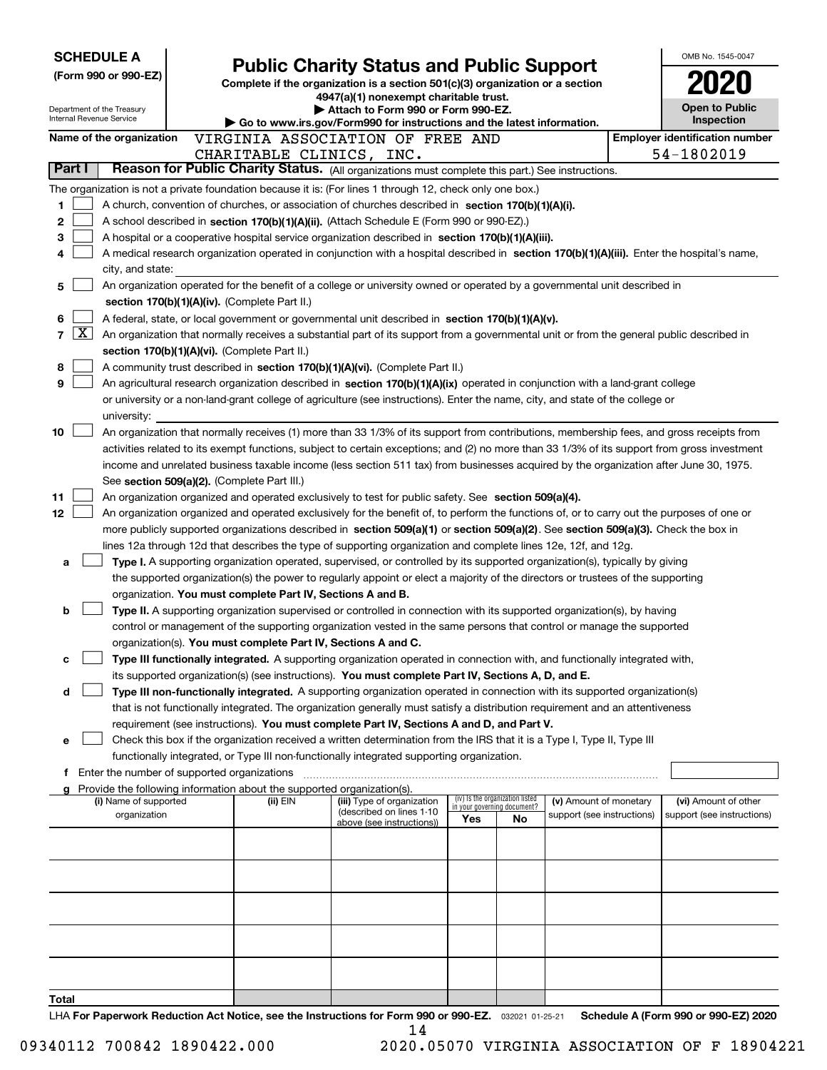**SCHEDULE A**
**(Form 990 or 990-EZ)**

Department of the Treasury
Internal Revenue Service

# Public Charity Status and Public Support

**Complete if the organization is a section 501(c)(3) organization or a section 4947(a)(1) nonexempt charitable trust.**
**▶ Attach to Form 990 or Form 990-EZ.**
**▶ Go to www.irs.gov/Form990 for instructions and the latest information.**

OMB No. 1545-0047
**2020**
**Open to Public Inspection**

**Name of the organization:** VIRGINIA ASSOCIATION OF FREE AND CHARITABLE CLINICS, INC.
**Employer identification number:** 54-1802019

## Part I — Reason for Public Charity Status. (All organizations must complete this part.) See instructions.

The organization is not a private foundation because it is: (For lines 1 through 12, check only one box.)

1. [ ] A church, convention of churches, or association of churches described in **section 170(b)(1)(A)(i).**
2. [ ] A school described in **section 170(b)(1)(A)(ii).** (Attach Schedule E (Form 990 or 990-EZ).)
3. [ ] A hospital or a cooperative hospital service organization described in **section 170(b)(1)(A)(iii).**
4. [ ] A medical research organization operated in conjunction with a hospital described in **section 170(b)(1)(A)(iii).** Enter the hospital's name, city, and state:
5. [ ] An organization operated for the benefit of a college or university owned or operated by a governmental unit described in **section 170(b)(1)(A)(iv).** (Complete Part II.)
6. [ ] A federal, state, or local government or governmental unit described in **section 170(b)(1)(A)(v).**
7. [X] An organization that normally receives a substantial part of its support from a governmental unit or from the general public described in **section 170(b)(1)(A)(vi).** (Complete Part II.)
8. [ ] A community trust described in **section 170(b)(1)(A)(vi).** (Complete Part II.)
9. [ ] An agricultural research organization described in **section 170(b)(1)(A)(ix)** operated in conjunction with a land-grant college or university or a non-land-grant college of agriculture (see instructions). Enter the name, city, and state of the college or university:
10. [ ] An organization that normally receives (1) more than 33 1/3% of its support from contributions, membership fees, and gross receipts from activities related to its exempt functions, subject to certain exceptions; and (2) no more than 33 1/3% of its support from gross investment income and unrelated business taxable income (less section 511 tax) from businesses acquired by the organization after June 30, 1975. See **section 509(a)(2).** (Complete Part III.)
11. [ ] An organization organized and operated exclusively to test for public safety. See **section 509(a)(4).**
12. [ ] An organization organized and operated exclusively for the benefit of, to perform the functions of, or to carry out the purposes of one or more publicly supported organizations described in **section 509(a)(1)** or **section 509(a)(2)**. See **section 509(a)(3).** Check the box in lines 12a through 12d that describes the type of supporting organization and complete lines 12e, 12f, and 12g.
   - **a** [ ] **Type I.** A supporting organization operated, supervised, or controlled by its supported organization(s), typically by giving the supported organization(s) the power to regularly appoint or elect a majority of the directors or trustees of the supporting organization. **You must complete Part IV, Sections A and B.**
   - **b** [ ] **Type II.** A supporting organization supervised or controlled in connection with its supported organization(s), by having control or management of the supporting organization vested in the same persons that control or manage the supported organization(s). **You must complete Part IV, Sections A and C.**
   - **c** [ ] **Type III functionally integrated.** A supporting organization operated in connection with, and functionally integrated with, its supported organization(s) (see instructions). **You must complete Part IV, Sections A, D, and E.**
   - **d** [ ] **Type III non-functionally integrated.** A supporting organization operated in connection with its supported organization(s) that is not functionally integrated. The organization generally must satisfy a distribution requirement and an attentiveness requirement (see instructions). **You must complete Part IV, Sections A and D, and Part V.**
   - **e** [ ] Check this box if the organization received a written determination from the IRS that it is a Type I, Type II, Type III functionally integrated, or Type III non-functionally integrated supporting organization.
   - **f** Enter the number of supported organizations
   - **g** Provide the following information about the supported organization(s).

| (i) Name of supported organization | (ii) EIN | (iii) Type of organization (described on lines 1-10 above (see instructions)) | (iv) Is the organization listed in your governing document? Yes | No | (v) Amount of monetary support (see instructions) | (vi) Amount of other support (see instructions) |
|---|---|---|---|---|---|---|
| | | | | | | |
| | | | | | | |
| | | | | | | |
| | | | | | | |
| | | | | | | |
| **Total** | | | | | | |

LHA **For Paperwork Reduction Act Notice, see the Instructions for Form 990 or 990-EZ.** 032021 01-25-21 **Schedule A (Form 990 or 990-EZ) 2020**

09340112 700842 1890422.000 2020.05070 VIRGINIA ASSOCIATION OF F 18904221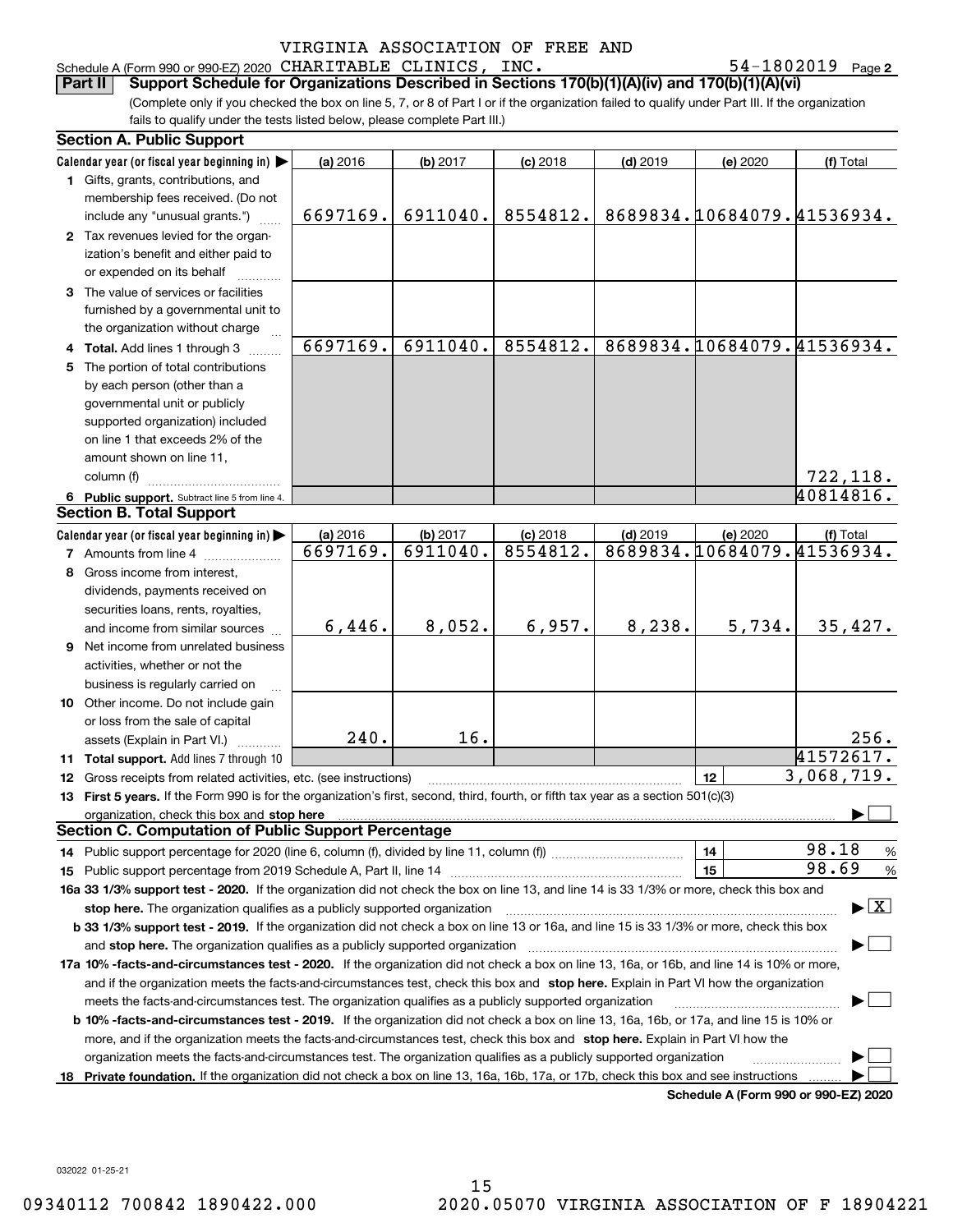Schedule A (Form 990 or 990-EZ) 2020 VIRGINIA ASSOCIATION OF FREE AND CHARITABLE CLINICS, INC. 54-1802019 Page 2

**Part II Support Schedule for Organizations Described in Sections 170(b)(1)(A)(iv) and 170(b)(1)(A)(vi)**

(Complete only if you checked the box on line 5, 7, or 8 of Part I or if the organization failed to qualify under Part III. If the organization fails to qualify under the tests listed below, please complete Part III.)

## Section A. Public Support

| Calendar year (or fiscal year beginning in) | (a) 2016 | (b) 2017 | (c) 2018 | (d) 2019 | (e) 2020 | (f) Total |
|---|---|---|---|---|---|---|
| 1 Gifts, grants, contributions, and membership fees received. (Do not include any "unusual grants.") | 6697169. | 6911040. | 8554812. | 8689834. | 10684079. | 41536934. |
| 2 Tax revenues levied for the organization's benefit and either paid to or expended on its behalf | | | | | | |
| 3 The value of services or facilities furnished by a governmental unit to the organization without charge | | | | | | |
| 4 Total. Add lines 1 through 3 | 6697169. | 6911040. | 8554812. | 8689834. | 10684079. | 41536934. |
| 5 The portion of total contributions by each person (other than a governmental unit or publicly supported organization) included on line 1 that exceeds 2% of the amount shown on line 11, column (f) | | | | | | 722,118. |
| 6 Public support. Subtract line 5 from line 4. | | | | | | 40814816. |

## Section B. Total Support

| Calendar year (or fiscal year beginning in) | (a) 2016 | (b) 2017 | (c) 2018 | (d) 2019 | (e) 2020 | (f) Total |
|---|---|---|---|---|---|---|
| 7 Amounts from line 4 | 6697169. | 6911040. | 8554812. | 8689834. | 10684079. | 41536934. |
| 8 Gross income from interest, dividends, payments received on securities loans, rents, royalties, and income from similar sources | 6,446. | 8,052. | 6,957. | 8,238. | 5,734. | 35,427. |
| 9 Net income from unrelated business activities, whether or not the business is regularly carried on | | | | | | |
| 10 Other income. Do not include gain or loss from the sale of capital assets (Explain in Part VI.) | 240. | 16. | | | | 256. |
| 11 Total support. Add lines 7 through 10 | | | | | | 41572617. |

12 Gross receipts from related activities, etc. (see instructions) ... 12 | 3,068,719.

13 **First 5 years.** If the Form 990 is for the organization's first, second, third, fourth, or fifth tax year as a section 501(c)(3) organization, check this box and **stop here** ☐

## Section C. Computation of Public Support Percentage

14 Public support percentage for 2020 (line 6, column (f), divided by line 11, column (f)) ... 14 | 98.18 %

15 Public support percentage from 2019 Schedule A, Part II, line 14 ... 15 | 98.69 %

**16a 33 1/3% support test - 2020.** If the organization did not check the box on line 13, and line 14 is 33 1/3% or more, check this box and **stop here.** The organization qualifies as a publicly supported organization ☒

**b 33 1/3% support test - 2019.** If the organization did not check a box on line 13 or 16a, and line 15 is 33 1/3% or more, check this box and **stop here.** The organization qualifies as a publicly supported organization ☐

**17a 10% -facts-and-circumstances test - 2020.** If the organization did not check a box on line 13, 16a, or 16b, and line 14 is 10% or more, and if the organization meets the facts-and-circumstances test, check this box and **stop here.** Explain in Part VI how the organization meets the facts-and-circumstances test. The organization qualifies as a publicly supported organization ☐

**b 10% -facts-and-circumstances test - 2019.** If the organization did not check a box on line 13, 16a, 16b, or 17a, and line 15 is 10% or more, and if the organization meets the facts-and-circumstances test, check this box and **stop here.** Explain in Part VI how the organization meets the facts-and-circumstances test. The organization qualifies as a publicly supported organization ☐

**18 Private foundation.** If the organization did not check a box on line 13, 16a, 16b, 17a, or 17b, check this box and see instructions ☐

**Schedule A (Form 990 or 990-EZ) 2020**

032022 01-25-21

09340112 700842 1890422.000 2020.05070 VIRGINIA ASSOCIATION OF F 18904221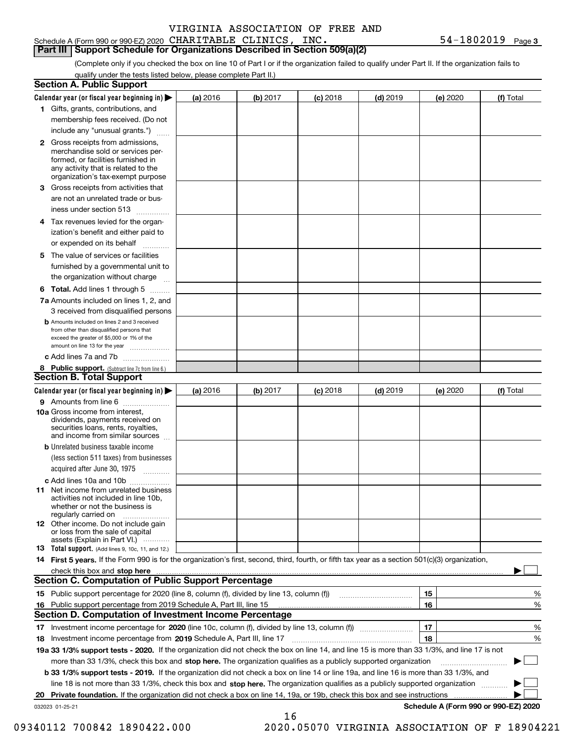VIRGINIA ASSOCIATION OF FREE AND

Schedule A (Form 990 or 990-EZ) 2020 CHARITABLE CLINICS, INC. 54-1802019 Page 3

## Part III | Support Schedule for Organizations Described in Section 509(a)(2)

(Complete only if you checked the box on line 10 of Part I or if the organization failed to qualify under Part II. If the organization fails to qualify under the tests listed below, please complete Part II.)

### Section A. Public Support

| Calendar year (or fiscal year beginning in) ▶ | (a) 2016 | (b) 2017 | (c) 2018 | (d) 2019 | (e) 2020 | (f) Total |
|---|---|---|---|---|---|---|
| **1** Gifts, grants, contributions, and membership fees received. (Do not include any "unusual grants.") | | | | | | |
| **2** Gross receipts from admissions, merchandise sold or services performed, or facilities furnished in any activity that is related to the organization's tax-exempt purpose | | | | | | |
| **3** Gross receipts from activities that are not an unrelated trade or business under section 513 | | | | | | |
| **4** Tax revenues levied for the organization's benefit and either paid to or expended on its behalf | | | | | | |
| **5** The value of services or facilities furnished by a governmental unit to the organization without charge | | | | | | |
| **6 Total.** Add lines 1 through 5 | | | | | | |
| **7a** Amounts included on lines 1, 2, and 3 received from disqualified persons | | | | | | |
| **b** Amounts included on lines 2 and 3 received from other than disqualified persons that exceed the greater of $5,000 or 1% of the amount on line 13 for the year | | | | | | |
| **c** Add lines 7a and 7b | | | | | | |
| **8 Public support.** (Subtract line 7c from line 6.) | | | | | | |

### Section B. Total Support

| Calendar year (or fiscal year beginning in) ▶ | (a) 2016 | (b) 2017 | (c) 2018 | (d) 2019 | (e) 2020 | (f) Total |
|---|---|---|---|---|---|---|
| **9** Amounts from line 6 | | | | | | |
| **10a** Gross income from interest, dividends, payments received on securities loans, rents, royalties, and income from similar sources | | | | | | |
| **b** Unrelated business taxable income (less section 511 taxes) from businesses acquired after June 30, 1975 | | | | | | |
| **c** Add lines 10a and 10b | | | | | | |
| **11** Net income from unrelated business activities not included in line 10b, whether or not the business is regularly carried on | | | | | | |
| **12** Other income. Do not include gain or loss from the sale of capital assets (Explain in Part VI.) | | | | | | |
| **13 Total support.** (Add lines 9, 10c, 11, and 12.) | | | | | | |

**14 First 5 years.** If the Form 990 is for the organization's first, second, third, fourth, or fifth tax year as a section 501(c)(3) organization, check this box and **stop here** ▶ ☐

### Section C. Computation of Public Support Percentage

| | | | |
|---|---|---|---|
| **15** | Public support percentage for 2020 (line 8, column (f), divided by line 13, column (f)) | 15 | % |
| **16** | Public support percentage from 2019 Schedule A, Part III, line 15 | 16 | % |

### Section D. Computation of Investment Income Percentage

| | | | |
|---|---|---|---|
| **17** | Investment income percentage for **2020** (line 10c, column (f), divided by line 13, column (f)) | 17 | % |
| **18** | Investment income percentage from **2019** Schedule A, Part III, line 17 | 18 | % |

**19a 33 1/3% support tests - 2020.** If the organization did not check the box on line 14, and line 15 is more than 33 1/3%, and line 17 is not more than 33 1/3%, check this box and **stop here.** The organization qualifies as a publicly supported organization ▶ ☐

**b 33 1/3% support tests - 2019.** If the organization did not check a box on line 14 or line 19a, and line 16 is more than 33 1/3%, and line 18 is not more than 33 1/3%, check this box and **stop here.** The organization qualifies as a publicly supported organization ▶ ☐

**20 Private foundation.** If the organization did not check a box on line 14, 19a, or 19b, check this box and see instructions ▶ ☐

032023 01-25-21 **Schedule A (Form 990 or 990-EZ) 2020**

09340112 700842 1890422.000 2020.05070 VIRGINIA ASSOCIATION OF F 18904221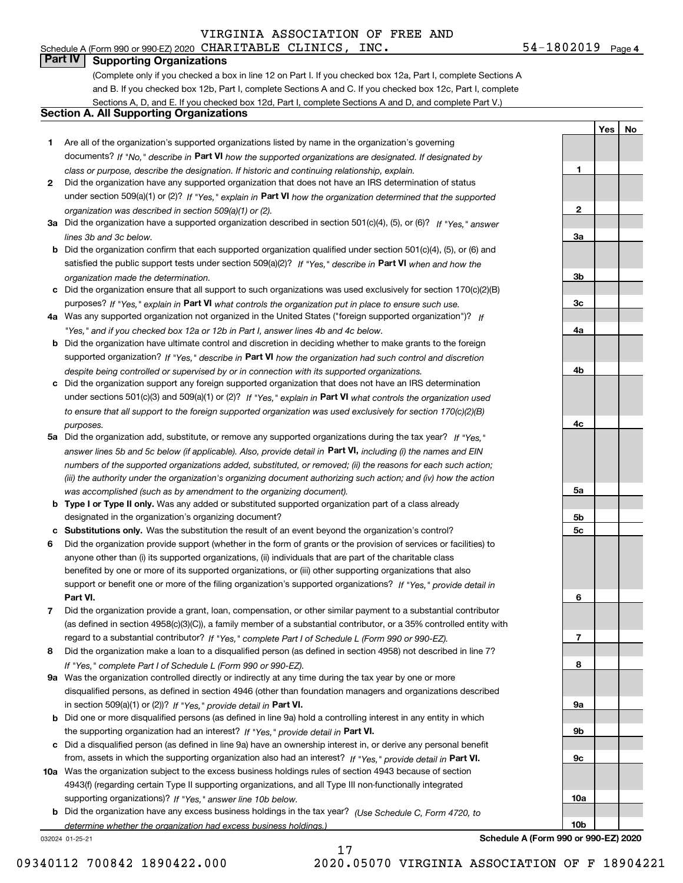VIRGINIA ASSOCIATION OF FREE AND

Schedule A (Form 990 or 990-EZ) 2020 CHARITABLE CLINICS, INC. 54-1802019 Page 4

## Part IV Supporting Organizations

(Complete only if you checked a box in line 12 on Part I. If you checked box 12a, Part I, complete Sections A and B. If you checked box 12b, Part I, complete Sections A and C. If you checked box 12c, Part I, complete Sections A, D, and E. If you checked box 12d, Part I, complete Sections A and D, and complete Part V.)

### Section A. All Supporting Organizations

| | | | Yes | No |
|---|---|---|---|---|
| 1 | Are all of the organization's supported organizations listed by name in the organization's governing documents? *If "No," describe in* **Part VI** *how the supported organizations are designated. If designated by class or purpose, describe the designation. If historic and continuing relationship, explain.* | 1 | | |
| 2 | Did the organization have any supported organization that does not have an IRS determination of status under section 509(a)(1) or (2)? *If "Yes," explain in* **Part VI** *how the organization determined that the supported organization was described in section 509(a)(1) or (2).* | 2 | | |
| 3a | Did the organization have a supported organization described in section 501(c)(4), (5), or (6)? *If "Yes," answer lines 3b and 3c below.* | 3a | | |
| b | Did the organization confirm that each supported organization qualified under section 501(c)(4), (5), or (6) and satisfied the public support tests under section 509(a)(2)? *If "Yes," describe in* **Part VI** *when and how the organization made the determination.* | 3b | | |
| c | Did the organization ensure that all support to such organizations was used exclusively for section 170(c)(2)(B) purposes? *If "Yes," explain in* **Part VI** *what controls the organization put in place to ensure such use.* | 3c | | |
| 4a | Was any supported organization not organized in the United States ("foreign supported organization")? *If "Yes," and if you checked box 12a or 12b in Part I, answer lines 4b and 4c below.* | 4a | | |
| b | Did the organization have ultimate control and discretion in deciding whether to make grants to the foreign supported organization? *If "Yes," describe in* **Part VI** *how the organization had such control and discretion despite being controlled or supervised by or in connection with its supported organizations.* | 4b | | |
| c | Did the organization support any foreign supported organization that does not have an IRS determination under sections 501(c)(3) and 509(a)(1) or (2)? *If "Yes," explain in* **Part VI** *what controls the organization used to ensure that all support to the foreign supported organization was used exclusively for section 170(c)(2)(B) purposes.* | 4c | | |
| 5a | Did the organization add, substitute, or remove any supported organizations during the tax year? *If "Yes," answer lines 5b and 5c below (if applicable). Also, provide detail in* **Part VI,** *including (i) the names and EIN numbers of the supported organizations added, substituted, or removed; (ii) the reasons for each such action; (iii) the authority under the organization's organizing document authorizing such action; and (iv) how the action was accomplished (such as by amendment to the organizing document).* | 5a | | |
| b | **Type I or Type II only.** Was any added or substituted supported organization part of a class already designated in the organization's organizing document? | 5b | | |
| c | **Substitutions only.** Was the substitution the result of an event beyond the organization's control? | 5c | | |
| 6 | Did the organization provide support (whether in the form of grants or the provision of services or facilities) to anyone other than (i) its supported organizations, (ii) individuals that are part of the charitable class benefited by one or more of its supported organizations, or (iii) other supporting organizations that also support or benefit one or more of the filing organization's supported organizations? *If "Yes," provide detail in* **Part VI.** | 6 | | |
| 7 | Did the organization provide a grant, loan, compensation, or other similar payment to a substantial contributor (as defined in section 4958(c)(3)(C)), a family member of a substantial contributor, or a 35% controlled entity with regard to a substantial contributor? *If "Yes," complete Part I of Schedule L (Form 990 or 990-EZ).* | 7 | | |
| 8 | Did the organization make a loan to a disqualified person (as defined in section 4958) not described in line 7? *If "Yes," complete Part I of Schedule L (Form 990 or 990-EZ).* | 8 | | |
| 9a | Was the organization controlled directly or indirectly at any time during the tax year by one or more disqualified persons, as defined in section 4946 (other than foundation managers and organizations described in section 509(a)(1) or (2))? *If "Yes," provide detail in* **Part VI.** | 9a | | |
| b | Did one or more disqualified persons (as defined in line 9a) hold a controlling interest in any entity in which the supporting organization had an interest? *If "Yes," provide detail in* **Part VI.** | 9b | | |
| c | Did a disqualified person (as defined in line 9a) have an ownership interest in, or derive any personal benefit from, assets in which the supporting organization also had an interest? *If "Yes," provide detail in* **Part VI.** | 9c | | |
| 10a | Was the organization subject to the excess business holdings rules of section 4943 because of section 4943(f) (regarding certain Type II supporting organizations, and all Type III non-functionally integrated supporting organizations)? *If "Yes," answer line 10b below.* | 10a | | |
| b | Did the organization have any excess business holdings in the tax year? *(Use Schedule C, Form 4720, to determine whether the organization had excess business holdings.)* | 10b | | |

032024 01-25-21 **Schedule A (Form 990 or 990-EZ) 2020**

09340112 700842 1890422.000 2020.05070 VIRGINIA ASSOCIATION OF F 18904221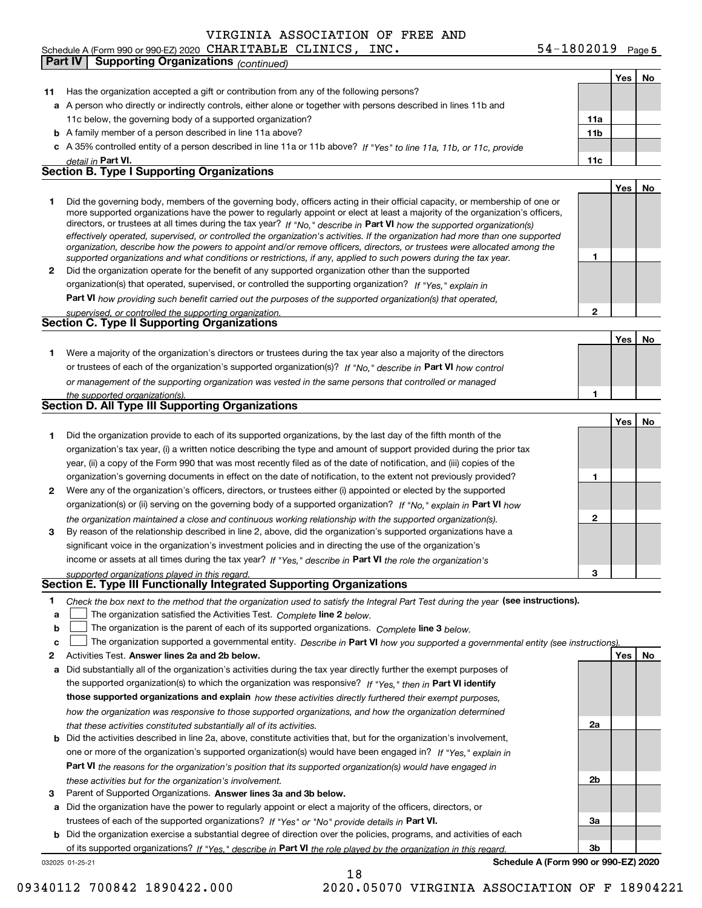VIRGINIA ASSOCIATION OF FREE AND

Schedule A (Form 990 or 990-EZ) 2020 CHARITABLE CLINICS, INC. 54-1802019 Page 5

**Part IV | Supporting Organizations** *(continued)*

| | | | Yes | No |
|---|---|---|---|---|
| **11** | Has the organization accepted a gift or contribution from any of the following persons? | | | |
| **a** | A person who directly or indirectly controls, either alone or together with persons described in lines 11b and 11c below, the governing body of a supported organization? | **11a** | | |
| **b** | A family member of a person described in line 11a above? | **11b** | | |
| **c** | A 35% controlled entity of a person described in line 11a or 11b above? *If "Yes" to line 11a, 11b, or 11c, provide detail in* **Part VI.** | **11c** | | |

## Section B. Type I Supporting Organizations

| | | | Yes | No |
|---|---|---|---|---|
| **1** | Did the governing body, members of the governing body, officers acting in their official capacity, or membership of one or more supported organizations have the power to regularly appoint or elect at least a majority of the organization's officers, directors, or trustees at all times during the tax year? *If "No," describe in* **Part VI** *how the supported organization(s) effectively operated, supervised, or controlled the organization's activities. If the organization had more than one supported organization, describe how the powers to appoint and/or remove officers, directors, or trustees were allocated among the supported organizations and what conditions or restrictions, if any, applied to such powers during the tax year.* | **1** | | |
| **2** | Did the organization operate for the benefit of any supported organization other than the supported organization(s) that operated, supervised, or controlled the supporting organization? *If "Yes," explain in* **Part VI** *how providing such benefit carried out the purposes of the supported organization(s) that operated, supervised, or controlled the supporting organization.* | **2** | | |

## Section C. Type II Supporting Organizations

| | | | Yes | No |
|---|---|---|---|---|
| **1** | Were a majority of the organization's directors or trustees during the tax year also a majority of the directors or trustees of each of the organization's supported organization(s)? *If "No," describe in* **Part VI** *how control or management of the supporting organization was vested in the same persons that controlled or managed the supported organization(s).* | **1** | | |

## Section D. All Type III Supporting Organizations

| | | | Yes | No |
|---|---|---|---|---|
| **1** | Did the organization provide to each of its supported organizations, by the last day of the fifth month of the organization's tax year, (i) a written notice describing the type and amount of support provided during the prior tax year, (ii) a copy of the Form 990 that was most recently filed as of the date of notification, and (iii) copies of the organization's governing documents in effect on the date of notification, to the extent not previously provided? | **1** | | |
| **2** | Were any of the organization's officers, directors, or trustees either (i) appointed or elected by the supported organization(s) or (ii) serving on the governing body of a supported organization? *If "No," explain in* **Part VI** *how the organization maintained a close and continuous working relationship with the supported organization(s).* | **2** | | |
| **3** | By reason of the relationship described in line 2, above, did the organization's supported organizations have a significant voice in the organization's investment policies and in directing the use of the organization's income or assets at all times during the tax year? *If "Yes," describe in* **Part VI** *the role the organization's supported organizations played in this regard.* | **3** | | |

## Section E. Type III Functionally Integrated Supporting Organizations

**1** *Check the box next to the method that the organization used to satisfy the Integral Part Test during the year* **(see instructions).**

- **a** ☐ The organization satisfied the Activities Test. *Complete* **line 2** *below.*
- **b** ☐ The organization is the parent of each of its supported organizations. *Complete* **line 3** *below.*
- **c** ☐ The organization supported a governmental entity. *Describe in* **Part VI** *how you supported a governmental entity (see instructions).*

| | | | Yes | No |
|---|---|---|---|---|
| **2** | Activities Test. **Answer lines 2a and 2b below.** | | | |
| **a** | Did substantially all of the organization's activities during the tax year directly further the exempt purposes of the supported organization(s) to which the organization was responsive? *If "Yes," then in* **Part VI identify those supported organizations and explain** *how these activities directly furthered their exempt purposes, how the organization was responsive to those supported organizations, and how the organization determined that these activities constituted substantially all of its activities.* | **2a** | | |
| **b** | Did the activities described in line 2a, above, constitute activities that, but for the organization's involvement, one or more of the organization's supported organization(s) would have been engaged in? *If "Yes," explain in* **Part VI** *the reasons for the organization's position that its supported organization(s) would have engaged in these activities but for the organization's involvement.* | **2b** | | |
| **3** | Parent of Supported Organizations. **Answer lines 3a and 3b below.** | | | |
| **a** | Did the organization have the power to regularly appoint or elect a majority of the officers, directors, or trustees of each of the supported organizations? *If "Yes" or "No" provide details in* **Part VI.** | **3a** | | |
| **b** | Did the organization exercise a substantial degree of direction over the policies, programs, and activities of each of its supported organizations? *If "Yes," describe in* **Part VI** *the role played by the organization in this regard.* | **3b** | | |

032025 01-25-21 **Schedule A (Form 990 or 990-EZ) 2020**

09340112 700842 1890422.000 2020.05070 VIRGINIA ASSOCIATION OF F 18904221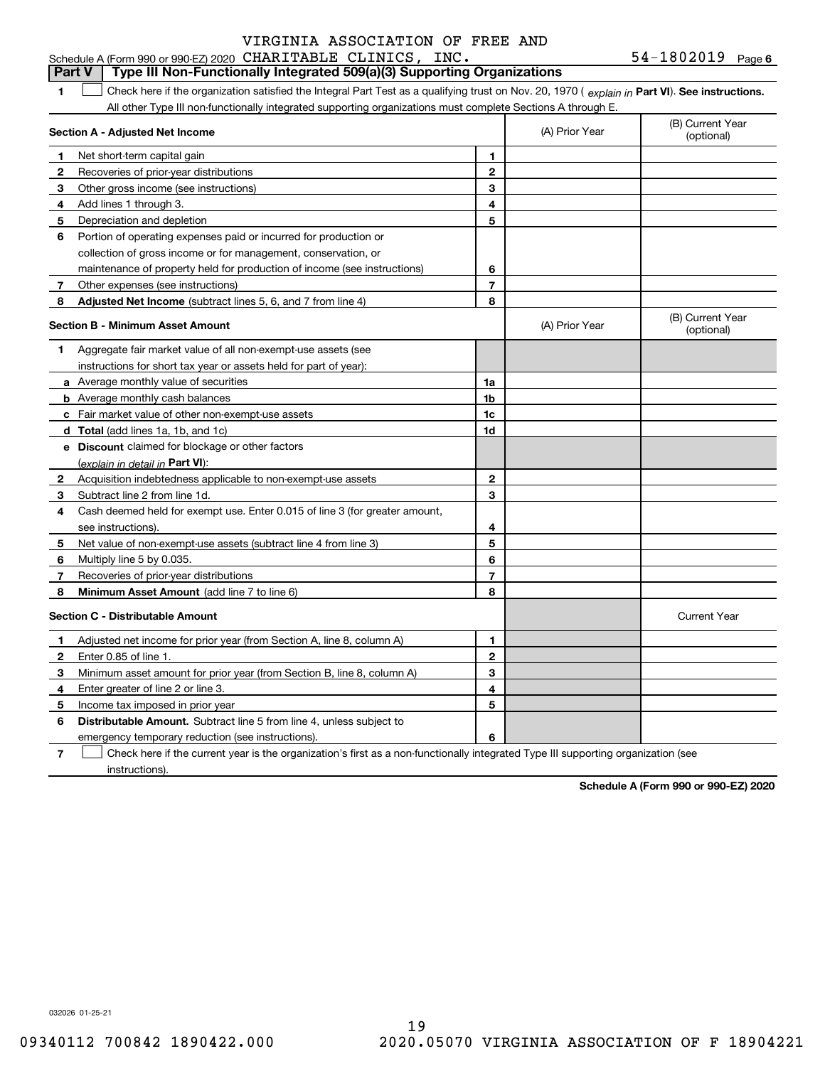Schedule A (Form 990 or 990-EZ) 2020 VIRGINIA ASSOCIATION OF FREE AND CHARITABLE CLINICS, INC. 54-1802019 Page 6

**Part V Type III Non-Functionally Integrated 509(a)(3) Supporting Organizations**

**1** ☐ Check here if the organization satisfied the Integral Part Test as a qualifying trust on Nov. 20, 1970 ( *explain in* **Part VI**). **See instructions.** All other Type III non-functionally integrated supporting organizations must complete Sections A through E.

| **Section A - Adjusted Net Income** | | (A) Prior Year | (B) Current Year (optional) |
|---|---|---|---|
| **1** Net short-term capital gain | 1 | | |
| **2** Recoveries of prior-year distributions | 2 | | |
| **3** Other gross income (see instructions) | 3 | | |
| **4** Add lines 1 through 3. | 4 | | |
| **5** Depreciation and depletion | 5 | | |
| **6** Portion of operating expenses paid or incurred for production or collection of gross income or for management, conservation, or maintenance of property held for production of income (see instructions) | 6 | | |
| **7** Other expenses (see instructions) | 7 | | |
| **8** **Adjusted Net Income** (subtract lines 5, 6, and 7 from line 4) | 8 | | |

| **Section B - Minimum Asset Amount** | | (A) Prior Year | (B) Current Year (optional) |
|---|---|---|---|
| **1** Aggregate fair market value of all non-exempt-use assets (see instructions for short tax year or assets held for part of year): | | | |
| **a** Average monthly value of securities | 1a | | |
| **b** Average monthly cash balances | 1b | | |
| **c** Fair market value of other non-exempt-use assets | 1c | | |
| **d** **Total** (add lines 1a, 1b, and 1c) | 1d | | |
| **e** **Discount** claimed for blockage or other factors (*explain in detail in* **Part VI**): | | | |
| **2** Acquisition indebtedness applicable to non-exempt-use assets | 2 | | |
| **3** Subtract line 2 from line 1d. | 3 | | |
| **4** Cash deemed held for exempt use. Enter 0.015 of line 3 (for greater amount, see instructions). | 4 | | |
| **5** Net value of non-exempt-use assets (subtract line 4 from line 3) | 5 | | |
| **6** Multiply line 5 by 0.035. | 6 | | |
| **7** Recoveries of prior-year distributions | 7 | | |
| **8** **Minimum Asset Amount** (add line 7 to line 6) | 8 | | |

| **Section C - Distributable Amount** | | | Current Year |
|---|---|---|---|
| **1** Adjusted net income for prior year (from Section A, line 8, column A) | 1 | | |
| **2** Enter 0.85 of line 1. | 2 | | |
| **3** Minimum asset amount for prior year (from Section B, line 8, column A) | 3 | | |
| **4** Enter greater of line 2 or line 3. | 4 | | |
| **5** Income tax imposed in prior year | 5 | | |
| **6** **Distributable Amount.** Subtract line 5 from line 4, unless subject to emergency temporary reduction (see instructions). | 6 | | |

**7** ☐ Check here if the current year is the organization's first as a non-functionally integrated Type III supporting organization (see instructions).

**Schedule A (Form 990 or 990-EZ) 2020**

032026 01-25-21

09340112 700842 1890422.000 2020.05070 VIRGINIA ASSOCIATION OF F 18904221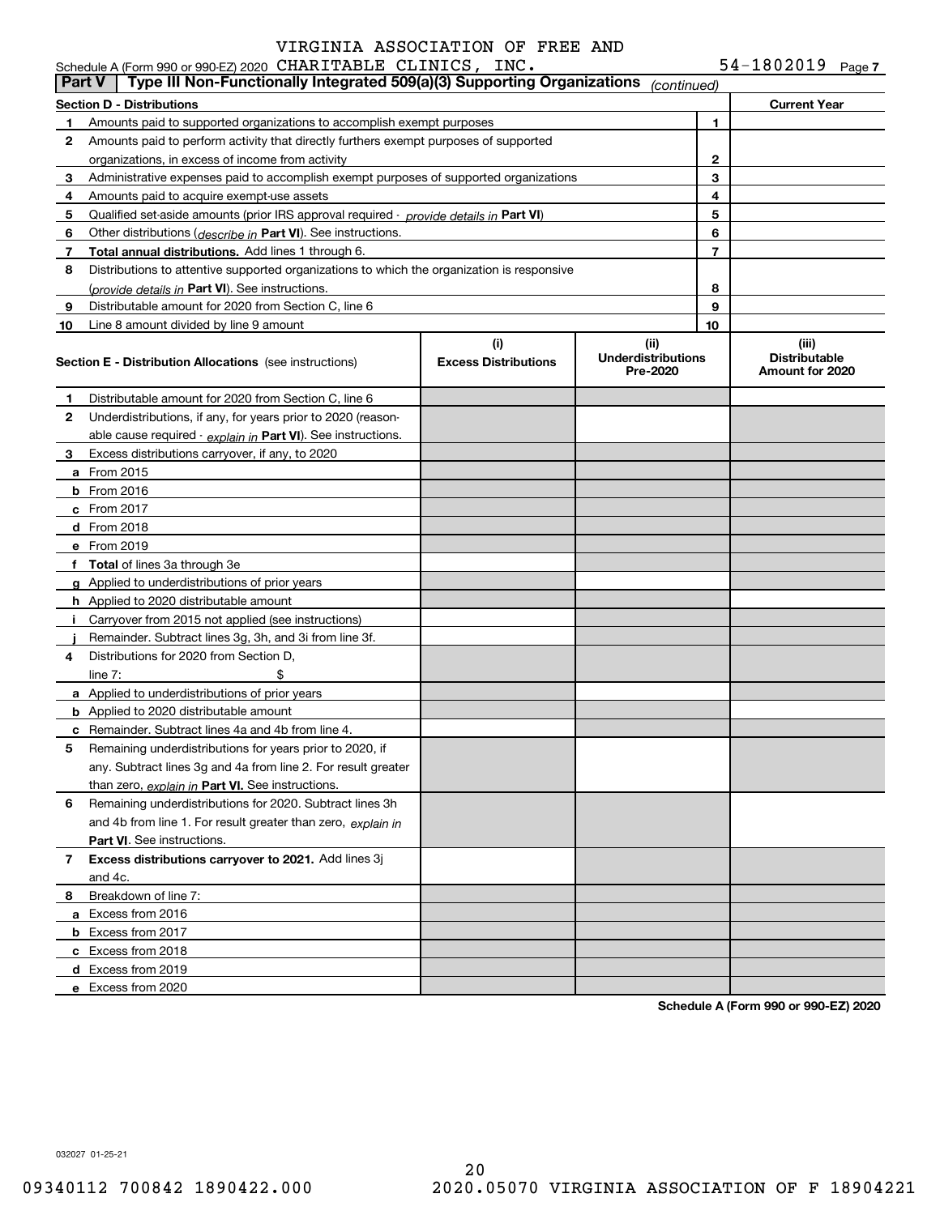Schedule A (Form 990 or 990-EZ) 2020 VIRGINIA ASSOCIATION OF FREE AND CHARITABLE CLINICS, INC. 54-1802019 Page 7

**Part V | Type III Non-Functionally Integrated 509(a)(3) Supporting Organizations** *(continued)*

| **Section D - Distributions** | | **Current Year** |
|---|---|---|
| **1** Amounts paid to supported organizations to accomplish exempt purposes | 1 | |
| **2** Amounts paid to perform activity that directly furthers exempt purposes of supported organizations, in excess of income from activity | 2 | |
| **3** Administrative expenses paid to accomplish exempt purposes of supported organizations | 3 | |
| **4** Amounts paid to acquire exempt-use assets | 4 | |
| **5** Qualified set-aside amounts (prior IRS approval required - *provide details in* **Part VI**) | 5 | |
| **6** Other distributions (*describe in* **Part VI**). See instructions. | 6 | |
| **7** **Total annual distributions.** Add lines 1 through 6. | 7 | |
| **8** Distributions to attentive supported organizations to which the organization is responsive (*provide details in* **Part VI**). See instructions. | 8 | |
| **9** Distributable amount for 2020 from Section C, line 6 | 9 | |
| **10** Line 8 amount divided by line 9 amount | 10 | |

| **Section E - Distribution Allocations** (see instructions) | **(i)** **Excess Distributions** | **(ii)** **Underdistributions Pre-2020** | **(iii)** **Distributable Amount for 2020** |
|---|---|---|---|
| **1** Distributable amount for 2020 from Section C, line 6 | | | |
| **2** Underdistributions, if any, for years prior to 2020 (reasonable cause required - *explain in* **Part VI**). See instructions. | | | |
| **3** Excess distributions carryover, if any, to 2020 | | | |
| **a** From 2015 | | | |
| **b** From 2016 | | | |
| **c** From 2017 | | | |
| **d** From 2018 | | | |
| **e** From 2019 | | | |
| **f** **Total** of lines 3a through 3e | | | |
| **g** Applied to underdistributions of prior years | | | |
| **h** Applied to 2020 distributable amount | | | |
| **i** Carryover from 2015 not applied (see instructions) | | | |
| **j** Remainder. Subtract lines 3g, 3h, and 3i from line 3f. | | | |
| **4** Distributions for 2020 from Section D, line 7: $ | | | |
| **a** Applied to underdistributions of prior years | | | |
| **b** Applied to 2020 distributable amount | | | |
| **c** Remainder. Subtract lines 4a and 4b from line 4. | | | |
| **5** Remaining underdistributions for years prior to 2020, if any. Subtract lines 3g and 4a from line 2. For result greater than zero, *explain in* **Part VI.** See instructions. | | | |
| **6** Remaining underdistributions for 2020. Subtract lines 3h and 4b from line 1. For result greater than zero, *explain in* **Part VI**. See instructions. | | | |
| **7** **Excess distributions carryover to 2021.** Add lines 3j and 4c. | | | |
| **8** Breakdown of line 7: | | | |
| **a** Excess from 2016 | | | |
| **b** Excess from 2017 | | | |
| **c** Excess from 2018 | | | |
| **d** Excess from 2019 | | | |
| **e** Excess from 2020 | | | |

**Schedule A (Form 990 or 990-EZ) 2020**

032027 01-25-21

09340112 700842 1890422.000 2020.05070 VIRGINIA ASSOCIATION OF F 18904221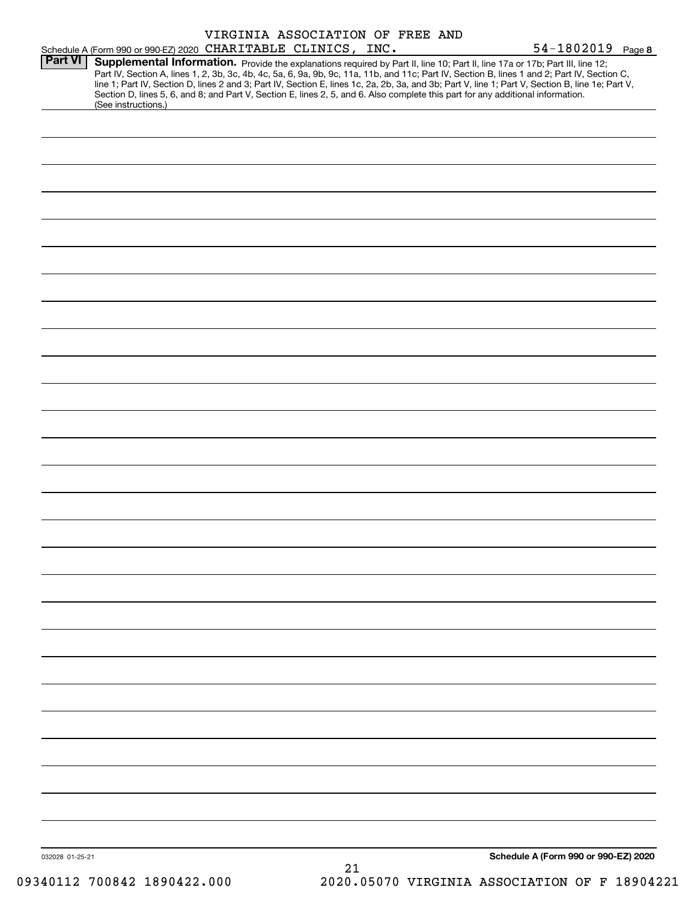VIRGINIA ASSOCIATION OF FREE AND

Schedule A (Form 990 or 990-EZ) 2020 CHARITABLE CLINICS, INC. 54-1802019 Page 8

**Part VI** **Supplemental Information.** Provide the explanations required by Part II, line 10; Part II, line 17a or 17b; Part III, line 12; Part IV, Section A, lines 1, 2, 3b, 3c, 4b, 4c, 5a, 6, 9a, 9b, 9c, 11a, 11b, and 11c; Part IV, Section B, lines 1 and 2; Part IV, Section C, line 1; Part IV, Section D, lines 2 and 3; Part IV, Section E, lines 1c, 2a, 2b, 3a, and 3b; Part V, line 1; Part V, Section B, line 1e; Part V, Section D, lines 5, 6, and 8; and Part V, Section E, lines 2, 5, and 6. Also complete this part for any additional information. (See instructions.)

032028 01-25-21

**Schedule A (Form 990 or 990-EZ) 2020**

09340112 700842 1890422.000 2020.05070 VIRGINIA ASSOCIATION OF F 18904221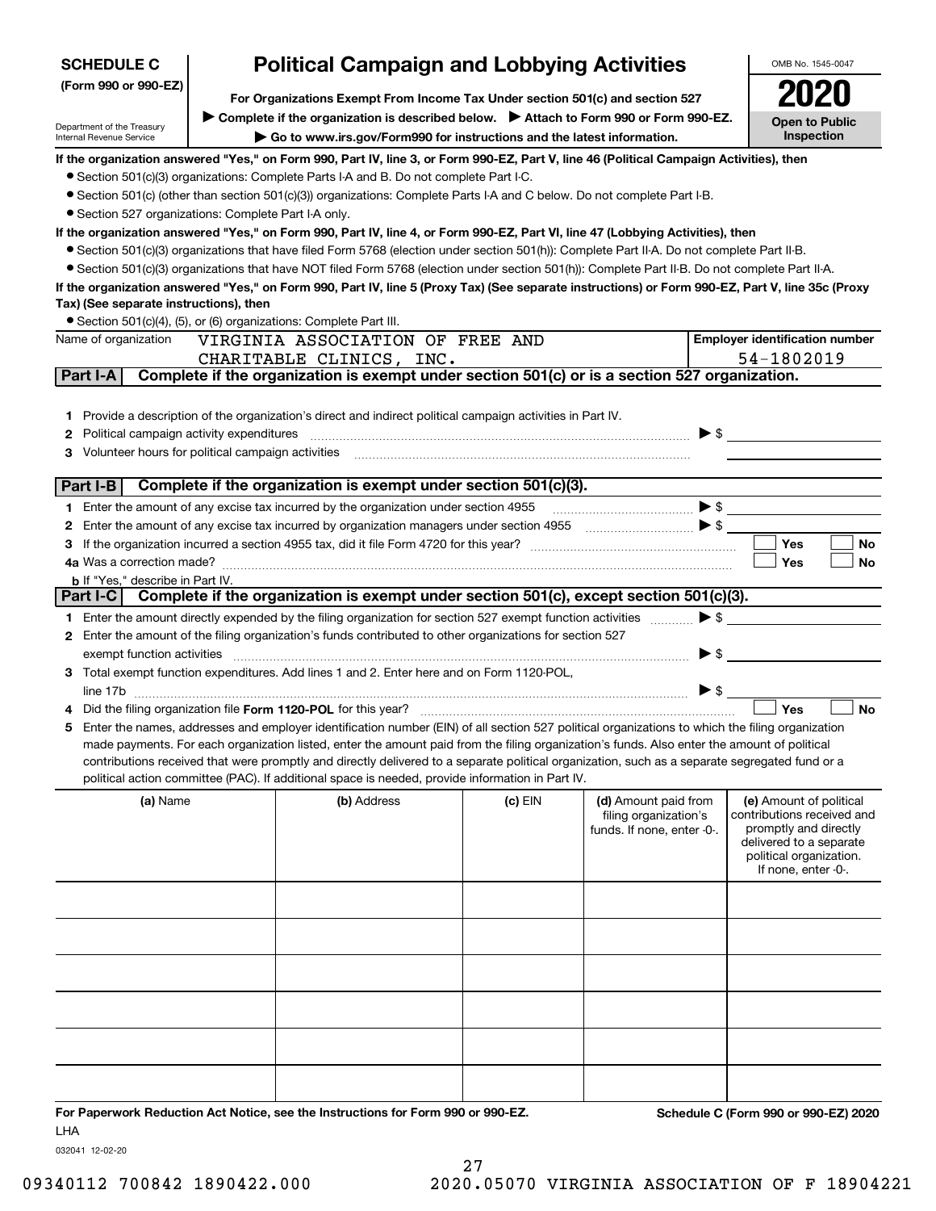**SCHEDULE C**
**(Form 990 or 990-EZ)**

Department of the Treasury
Internal Revenue Service

# Political Campaign and Lobbying Activities

**For Organizations Exempt From Income Tax Under section 501(c) and section 527**

▶ **Complete if the organization is described below.** ▶ **Attach to Form 990 or Form 990-EZ.**

▶ **Go to www.irs.gov/Form990 for instructions and the latest information.**

OMB No. 1545-0047

**2020**

**Open to Public Inspection**

**If the organization answered "Yes," on Form 990, Part IV, line 3, or Form 990-EZ, Part V, line 46 (Political Campaign Activities), then**

- Section 501(c)(3) organizations: Complete Parts I-A and B. Do not complete Part I-C.
- Section 501(c) (other than section 501(c)(3)) organizations: Complete Parts I-A and C below. Do not complete Part I-B.
- Section 527 organizations: Complete Part I-A only.

**If the organization answered "Yes," on Form 990, Part IV, line 4, or Form 990-EZ, Part VI, line 47 (Lobbying Activities), then**

- Section 501(c)(3) organizations that have filed Form 5768 (election under section 501(h)): Complete Part II-A. Do not complete Part II-B.
- Section 501(c)(3) organizations that have NOT filed Form 5768 (election under section 501(h)): Complete Part II-B. Do not complete Part II-A.

**If the organization answered "Yes," on Form 990, Part IV, line 5 (Proxy Tax) (See separate instructions) or Form 990-EZ, Part V, line 35c (Proxy Tax) (See separate instructions), then**

- Section 501(c)(4), (5), or (6) organizations: Complete Part III.

| Name of organization | Employer identification number |
|---|---|
| VIRGINIA ASSOCIATION OF FREE AND CHARITABLE CLINICS, INC. | 54-1802019 |

## Part I-A Complete if the organization is exempt under section 501(c) or is a section 527 organization.

1. Provide a description of the organization's direct and indirect political campaign activities in Part IV.
2. Political campaign activity expenditures ▶ $
3. Volunteer hours for political campaign activities

## Part I-B Complete if the organization is exempt under section 501(c)(3).

1. Enter the amount of any excise tax incurred by the organization under section 4955 ▶ $
2. Enter the amount of any excise tax incurred by organization managers under section 4955 ▶ $
3. If the organization incurred a section 4955 tax, did it file Form 4720 for this year? ☐ Yes ☐ No

4a. Was a correction made? ☐ Yes ☐ No

b. If "Yes," describe in Part IV.

## Part I-C Complete if the organization is exempt under section 501(c), except section 501(c)(3).

1. Enter the amount directly expended by the filing organization for section 527 exempt function activities ▶ $
2. Enter the amount of the filing organization's funds contributed to other organizations for section 527 exempt function activities ▶ $
3. Total exempt function expenditures. Add lines 1 and 2. Enter here and on Form 1120-POL, line 17b ▶ $
4. Did the filing organization file **Form 1120-POL** for this year? ☐ Yes ☐ No
5. Enter the names, addresses and employer identification number (EIN) of all section 527 political organizations to which the filing organization made payments. For each organization listed, enter the amount paid from the filing organization's funds. Also enter the amount of political contributions received that were promptly and directly delivered to a separate political organization, such as a separate segregated fund or a political action committee (PAC). If additional space is needed, provide information in Part IV.

| (a) Name | (b) Address | (c) EIN | (d) Amount paid from filing organization's funds. If none, enter -0-. | (e) Amount of political contributions received and promptly and directly delivered to a separate political organization. If none, enter -0-. |
|---|---|---|---|---|
| | | | | |
| | | | | |
| | | | | |
| | | | | |
| | | | | |
| | | | | |

**For Paperwork Reduction Act Notice, see the Instructions for Form 990 or 990-EZ.**

**Schedule C (Form 990 or 990-EZ) 2020**

LHA

032041 12-02-20

09340112 700842 1890422.000 2020.05070 VIRGINIA ASSOCIATION OF F 18904221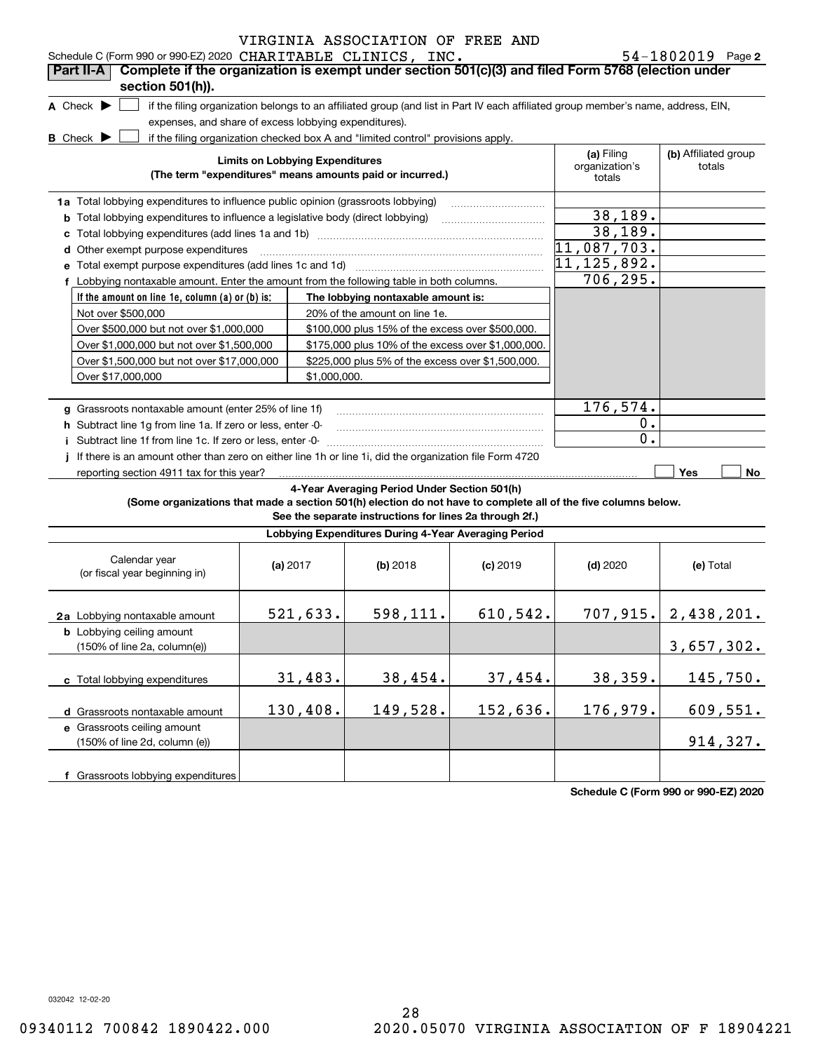Schedule C (Form 990 or 990-EZ) 2020 VIRGINIA ASSOCIATION OF FREE AND CHARITABLE CLINICS, INC. 54-1802019 Page 2

## Part II-A Complete if the organization is exempt under section 501(c)(3) and filed Form 5768 (election under section 501(h)).

**A** Check ▶ ☐ if the filing organization belongs to an affiliated group (and list in Part IV each affiliated group member's name, address, EIN, expenses, and share of excess lobbying expenditures).

**B** Check ▶ ☐ if the filing organization checked box A and "limited control" provisions apply.

| Limits on Lobbying Expenditures (The term "expenditures" means amounts paid or incurred.) | (a) Filing organization's totals | (b) Affiliated group totals |
|---|---|---|
| **1a** Total lobbying expenditures to influence public opinion (grassroots lobbying) | | |
| **b** Total lobbying expenditures to influence a legislative body (direct lobbying) | 38,189. | |
| **c** Total lobbying expenditures (add lines 1a and 1b) | 38,189. | |
| **d** Other exempt purpose expenditures | 11,087,703. | |
| **e** Total exempt purpose expenditures (add lines 1c and 1d) | 11,125,892. | |
| **f** Lobbying nontaxable amount. Enter the amount from the following table in both columns. | 706,295. | |

| If the amount on line 1e, column (a) or (b) is: | The lobbying nontaxable amount is: |
|---|---|
| Not over $500,000 | 20% of the amount on line 1e. |
| Over $500,000 but not over $1,000,000 | $100,000 plus 15% of the excess over $500,000. |
| Over $1,000,000 but not over $1,500,000 | $175,000 plus 10% of the excess over $1,000,000. |
| Over $1,500,000 but not over $17,000,000 | $225,000 plus 5% of the excess over $1,500,000. |
| Over $17,000,000 | $1,000,000. |

| | (a) Filing organization's totals | (b) Affiliated group totals |
|---|---|---|
| **g** Grassroots nontaxable amount (enter 25% of line 1f) | 176,574. | |
| **h** Subtract line 1g from line 1a. If zero or less, enter -0- | 0. | |
| **i** Subtract line 1f from line 1c. If zero or less, enter -0- | 0. | |
| **j** If there is an amount other than zero on either line 1h or line 1i, did the organization file Form 4720 reporting section 4911 tax for this year? | ☐ Yes | ☐ No |

### 4-Year Averaging Period Under Section 501(h)

**(Some organizations that made a section 501(h) election do not have to complete all of the five columns below. See the separate instructions for lines 2a through 2f.)**

**Lobbying Expenditures During 4-Year Averaging Period**

| Calendar year (or fiscal year beginning in) | (a) 2017 | (b) 2018 | (c) 2019 | (d) 2020 | (e) Total |
|---|---|---|---|---|---|
| **2a** Lobbying nontaxable amount | 521,633. | 598,111. | 610,542. | 707,915. | 2,438,201. |
| **b** Lobbying ceiling amount (150% of line 2a, column(e)) | | | | | 3,657,302. |
| **c** Total lobbying expenditures | 31,483. | 38,454. | 37,454. | 38,359. | 145,750. |
| **d** Grassroots nontaxable amount | 130,408. | 149,528. | 152,636. | 176,979. | 609,551. |
| **e** Grassroots ceiling amount (150% of line 2d, column (e)) | | | | | 914,327. |
| **f** Grassroots lobbying expenditures | | | | | |

**Schedule C (Form 990 or 990-EZ) 2020**

032042 12-02-20

09340112 700842 1890422.000 2020.05070 VIRGINIA ASSOCIATION OF F 18904221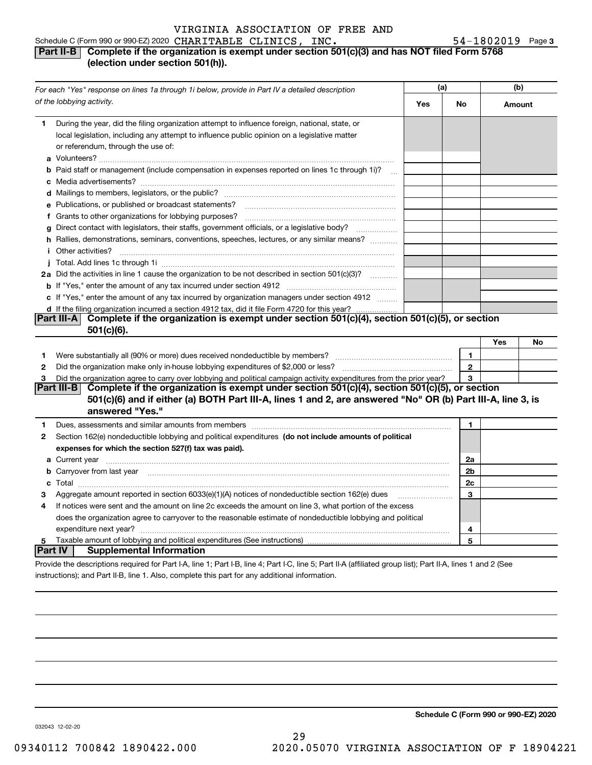Schedule C (Form 990 or 990-EZ) 2020 VIRGINIA ASSOCIATION OF FREE AND CHARITABLE CLINICS, INC. 54-1802019 Page 3

**Part II-B** **Complete if the organization is exempt under section 501(c)(3) and has NOT filed Form 5768 (election under section 501(h)).**

| *For each "Yes" response on lines 1a through 1i below, provide in Part IV a detailed description of the lobbying activity.* | (a) Yes | (a) No | (b) Amount |
|---|---|---|---|
| **1** During the year, did the filing organization attempt to influence foreign, national, state, or local legislation, including any attempt to influence public opinion on a legislative matter or referendum, through the use of: | | | |
| **a** Volunteers? | | | |
| **b** Paid staff or management (include compensation in expenses reported on lines 1c through 1i)? | | | |
| **c** Media advertisements? | | | |
| **d** Mailings to members, legislators, or the public? | | | |
| **e** Publications, or published or broadcast statements? | | | |
| **f** Grants to other organizations for lobbying purposes? | | | |
| **g** Direct contact with legislators, their staffs, government officials, or a legislative body? | | | |
| **h** Rallies, demonstrations, seminars, conventions, speeches, lectures, or any similar means? | | | |
| **i** Other activities? | | | |
| **j** Total. Add lines 1c through 1i | | | |
| **2a** Did the activities in line 1 cause the organization to be not described in section 501(c)(3)? | | | |
| **b** If "Yes," enter the amount of any tax incurred under section 4912 | | | |
| **c** If "Yes," enter the amount of any tax incurred by organization managers under section 4912 | | | |
| **d** If the filing organization incurred a section 4912 tax, did it file Form 4720 for this year? | | | |

**Part III-A** **Complete if the organization is exempt under section 501(c)(4), section 501(c)(5), or section 501(c)(6).**

| | | | Yes | No |
|---|---|---|---|---|
| **1** | Were substantially all (90% or more) dues received nondeductible by members? | 1 | | |
| **2** | Did the organization make only in-house lobbying expenditures of $2,000 or less? | 2 | | |
| **3** | Did the organization agree to carry over lobbying and political campaign activity expenditures from the prior year? | 3 | | |

**Part III-B** **Complete if the organization is exempt under section 501(c)(4), section 501(c)(5), or section 501(c)(6) and if either (a) BOTH Part III-A, lines 1 and 2, are answered "No" OR (b) Part III-A, line 3, is answered "Yes."**

| | | | |
|---|---|---|---|
| **1** | Dues, assessments and similar amounts from members | 1 | |
| **2** | Section 162(e) nondeductible lobbying and political expenditures **(do not include amounts of political expenses for which the section 527(f) tax was paid).** | | |
| **a** | Current year | 2a | |
| **b** | Carryover from last year | 2b | |
| **c** | Total | 2c | |
| **3** | Aggregate amount reported in section 6033(e)(1)(A) notices of nondeductible section 162(e) dues | 3 | |
| **4** | If notices were sent and the amount on line 2c exceeds the amount on line 3, what portion of the excess does the organization agree to carryover to the reasonable estimate of nondeductible lobbying and political expenditure next year? | 4 | |
| **5** | Taxable amount of lobbying and political expenditures (See instructions) | 5 | |

**Part IV** **Supplemental Information**

Provide the descriptions required for Part I-A, line 1; Part I-B, line 4; Part I-C, line 5; Part II-A (affiliated group list); Part II-A, lines 1 and 2 (See instructions); and Part II-B, line 1. Also, complete this part for any additional information.

**Schedule C (Form 990 or 990-EZ) 2020**

032043 12-02-20

09340112 700842 1890422.000 2020.05070 VIRGINIA ASSOCIATION OF F 18904221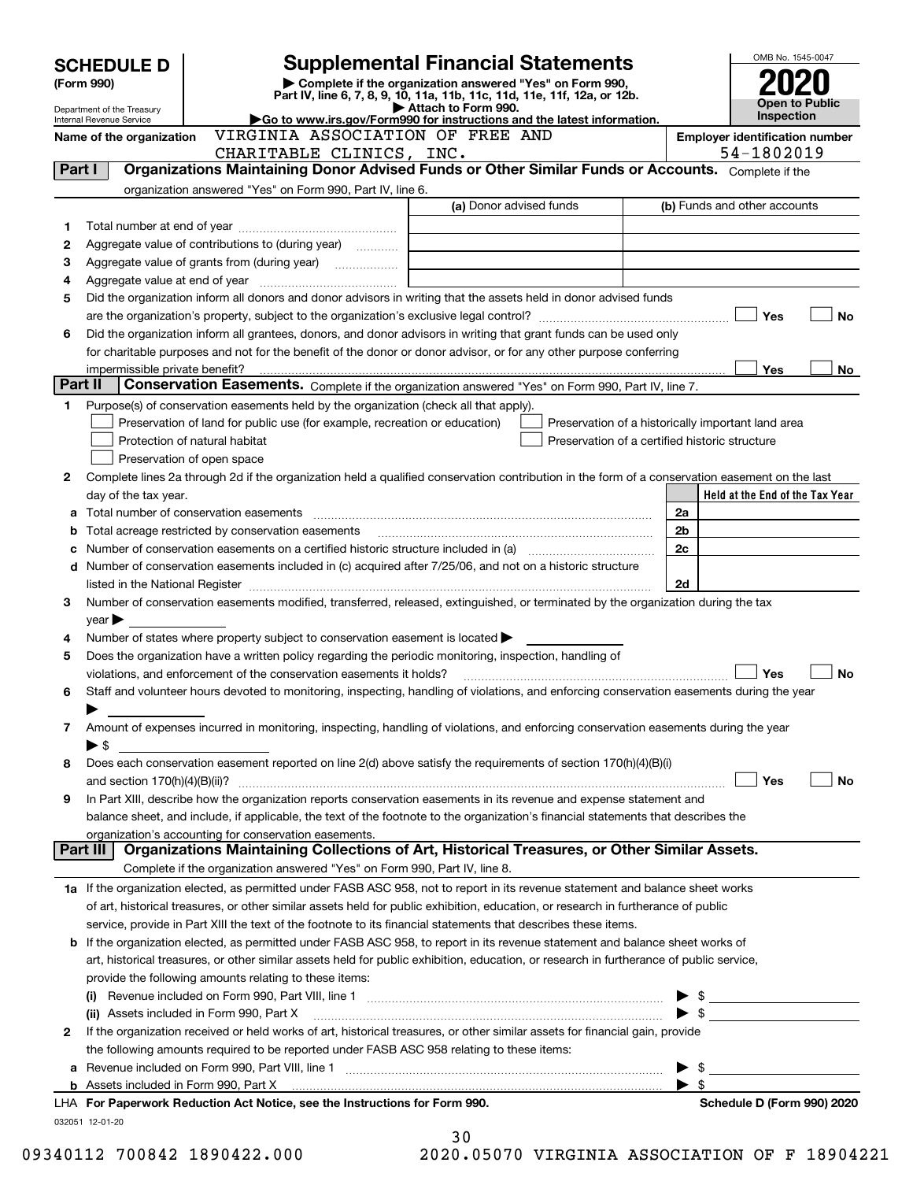# SCHEDULE D (Form 990)

Department of the Treasury
Internal Revenue Service

## Supplemental Financial Statements

▶ Complete if the organization answered "Yes" on Form 990, Part IV, line 6, 7, 8, 9, 10, 11a, 11b, 11c, 11d, 11e, 11f, 12a, or 12b.
▶ Attach to Form 990.
▶Go to www.irs.gov/Form990 for instructions and the latest information.

OMB No. 1545-0047
**2020**
**Open to Public Inspection**

Name of the organization: VIRGINIA ASSOCIATION OF FREE AND CHARITABLE CLINICS, INC.

Employer identification number: 54-1802019

### Part I — Organizations Maintaining Donor Advised Funds or Other Similar Funds or Accounts. 

Complete if the organization answered "Yes" on Form 990, Part IV, line 6.

| | | (a) Donor advised funds | (b) Funds and other accounts |
|---|---|---|---|
| 1 | Total number at end of year | | |
| 2 | Aggregate value of contributions to (during year) | | |
| 3 | Aggregate value of grants from (during year) | | |
| 4 | Aggregate value at end of year | | |

5 Did the organization inform all donors and donor advisors in writing that the assets held in donor advised funds are the organization's property, subject to the organization's exclusive legal control? ☐ Yes ☐ No

6 Did the organization inform all grantees, donors, and donor advisors in writing that grant funds can be used only for charitable purposes and not for the benefit of the donor or donor advisor, or for any other purpose conferring impermissible private benefit? ☐ Yes ☐ No

### Part II — Conservation Easements. 

Complete if the organization answered "Yes" on Form 990, Part IV, line 7.

1 Purpose(s) of conservation easements held by the organization (check all that apply).

- ☐ Preservation of land for public use (for example, recreation or education)
- ☐ Preservation of a historically important land area
- ☐ Protection of natural habitat
- ☐ Preservation of a certified historic structure
- ☐ Preservation of open space

2 Complete lines 2a through 2d if the organization held a qualified conservation contribution in the form of a conservation easement on the last day of the tax year.

| | | | Held at the End of the Tax Year |
|---|---|---|---|
| a | Total number of conservation easements | 2a | |
| b | Total acreage restricted by conservation easements | 2b | |
| c | Number of conservation easements on a certified historic structure included in (a) | 2c | |
| d | Number of conservation easements included in (c) acquired after 7/25/06, and not on a historic structure listed in the National Register | 2d | |

3 Number of conservation easements modified, transferred, released, extinguished, or terminated by the organization during the tax year ▶

4 Number of states where property subject to conservation easement is located ▶

5 Does the organization have a written policy regarding the periodic monitoring, inspection, handling of violations, and enforcement of the conservation easements it holds? ☐ Yes ☐ No

6 Staff and volunteer hours devoted to monitoring, inspecting, handling of violations, and enforcing conservation easements during the year ▶

7 Amount of expenses incurred in monitoring, inspecting, handling of violations, and enforcing conservation easements during the year ▶ $

8 Does each conservation easement reported on line 2(d) above satisfy the requirements of section 170(h)(4)(B)(i) and section 170(h)(4)(B)(ii)? ☐ Yes ☐ No

9 In Part XIII, describe how the organization reports conservation easements in its revenue and expense statement and balance sheet, and include, if applicable, the text of the footnote to the organization's financial statements that describes the organization's accounting for conservation easements.

### Part III — Organizations Maintaining Collections of Art, Historical Treasures, or Other Similar Assets.

Complete if the organization answered "Yes" on Form 990, Part IV, line 8.

1a If the organization elected, as permitted under FASB ASC 958, not to report in its revenue statement and balance sheet works of art, historical treasures, or other similar assets held for public exhibition, education, or research in furtherance of public service, provide in Part XIII the text of the footnote to its financial statements that describes these items.

b If the organization elected, as permitted under FASB ASC 958, to report in its revenue statement and balance sheet works of art, historical treasures, or other similar assets held for public exhibition, education, or research in furtherance of public service, provide the following amounts relating to these items:

(i) Revenue included on Form 990, Part VIII, line 1 ▶ $

(ii) Assets included in Form 990, Part X ▶ $

2 If the organization received or held works of art, historical treasures, or other similar assets for financial gain, provide the following amounts required to be reported under FASB ASC 958 relating to these items:

a Revenue included on Form 990, Part VIII, line 1 ▶ $

b Assets included in Form 990, Part X ▶ $

LHA For Paperwork Reduction Act Notice, see the Instructions for Form 990. Schedule D (Form 990) 2020

032051 12-01-20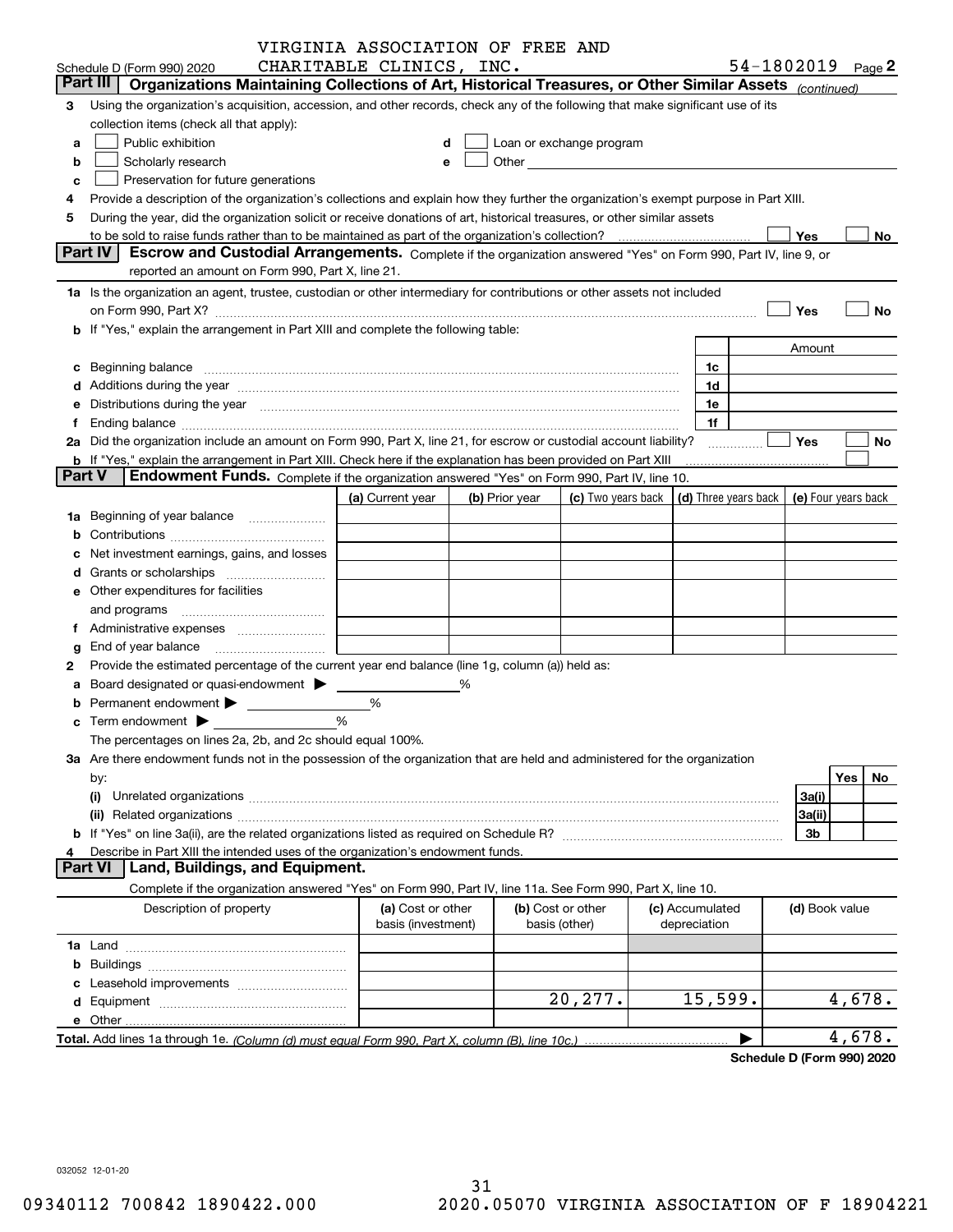Schedule D (Form 990) 2020 VIRGINIA ASSOCIATION OF FREE AND CHARITABLE CLINICS, INC. 54-1802019 Page 2

**Part III** **Organizations Maintaining Collections of Art, Historical Treasures, or Other Similar Assets** *(continued)*

3 Using the organization's acquisition, accession, and other records, check any of the following that make significant use of its collection items (check all that apply):

- a ☐ Public exhibition
- b ☐ Scholarly research
- c ☐ Preservation for future generations
- d ☐ Loan or exchange program
- e ☐ Other

4 Provide a description of the organization's collections and explain how they further the organization's exempt purpose in Part XIII.

5 During the year, did the organization solicit or receive donations of art, historical treasures, or other similar assets to be sold to raise funds rather than to be maintained as part of the organization's collection? ☐ Yes ☐ No

**Part IV** **Escrow and Custodial Arrangements.** Complete if the organization answered "Yes" on Form 990, Part IV, line 9, or reported an amount on Form 990, Part X, line 21.

1a Is the organization an agent, trustee, custodian or other intermediary for contributions or other assets not included on Form 990, Part X? ☐ Yes ☐ No

b If "Yes," explain the arrangement in Part XIII and complete the following table:

| | | Amount |
|---|---|---|
| c Beginning balance | 1c | |
| d Additions during the year | 1d | |
| e Distributions during the year | 1e | |
| f Ending balance | 1f | |

2a Did the organization include an amount on Form 990, Part X, line 21, for escrow or custodial account liability? ☐ Yes ☐ No

b If "Yes," explain the arrangement in Part XIII. Check here if the explanation has been provided on Part XIII ☐

**Part V** **Endowment Funds.** Complete if the organization answered "Yes" on Form 990, Part IV, line 10.

| | (a) Current year | (b) Prior year | (c) Two years back | (d) Three years back | (e) Four years back |
|---|---|---|---|---|---|
| 1a Beginning of year balance | | | | | |
| b Contributions | | | | | |
| c Net investment earnings, gains, and losses | | | | | |
| d Grants or scholarships | | | | | |
| e Other expenditures for facilities and programs | | | | | |
| f Administrative expenses | | | | | |
| g End of year balance | | | | | |

2 Provide the estimated percentage of the current year end balance (line 1g, column (a)) held as:

a Board designated or quasi-endowment ▶ %

b Permanent endowment ▶ %

c Term endowment ▶ %

The percentages on lines 2a, 2b, and 2c should equal 100%.

3a Are there endowment funds not in the possession of the organization that are held and administered for the organization by:

| | | Yes | No |
|---|---|---|---|
| (i) Unrelated organizations | 3a(i) | | |
| (ii) Related organizations | 3a(ii) | | |
| b If "Yes" on line 3a(ii), are the related organizations listed as required on Schedule R? | 3b | | |

4 Describe in Part XIII the intended uses of the organization's endowment funds.

**Part VI** **Land, Buildings, and Equipment.**

Complete if the organization answered "Yes" on Form 990, Part IV, line 11a. See Form 990, Part X, line 10.

| Description of property | (a) Cost or other basis (investment) | (b) Cost or other basis (other) | (c) Accumulated depreciation | (d) Book value |
|---|---|---|---|---|
| 1a Land | | | | |
| b Buildings | | | | |
| c Leasehold improvements | | | | |
| d Equipment | | 20,277. | 15,599. | 4,678. |
| e Other | | | | |

**Total.** Add lines 1a through 1e. *(Column (d) must equal Form 990, Part X, column (B), line 10c.)* ▶ 4,678.

**Schedule D (Form 990) 2020**

032052 12-01-20

09340112 700842 1890422.000 2020.05070 VIRGINIA ASSOCIATION OF F 18904221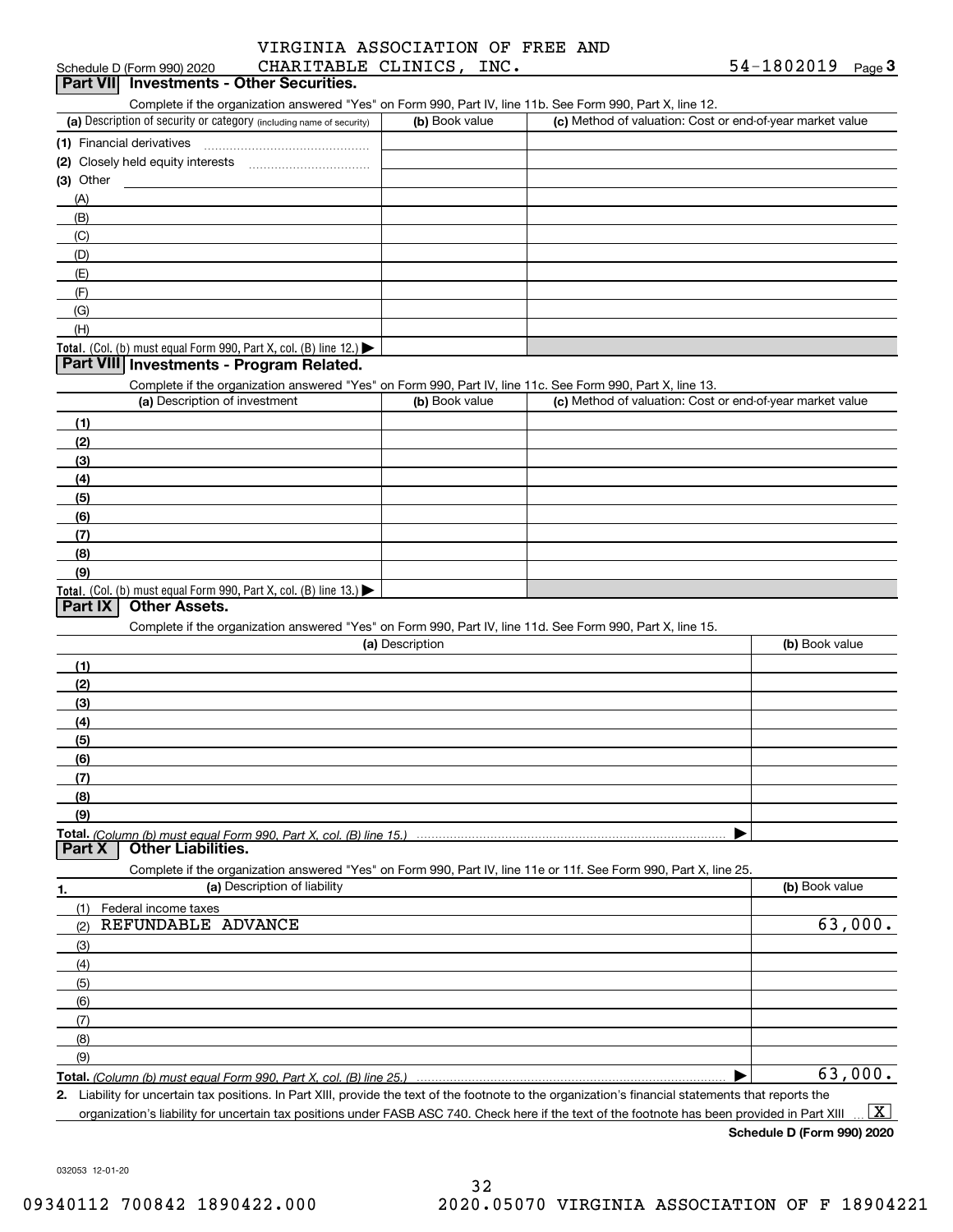Schedule D (Form 990) 2020 VIRGINIA ASSOCIATION OF FREE AND CHARITABLE CLINICS, INC. 54-1802019 Page 3

## Part VII Investments - Other Securities.

Complete if the organization answered "Yes" on Form 990, Part IV, line 11b. See Form 990, Part X, line 12.

| (a) Description of security or category (including name of security) | (b) Book value | (c) Method of valuation: Cost or end-of-year market value |
|---|---|---|
| (1) Financial derivatives | | |
| (2) Closely held equity interests | | |
| (3) Other | | |
| (A) | | |
| (B) | | |
| (C) | | |
| (D) | | |
| (E) | | |
| (F) | | |
| (G) | | |
| (H) | | |
| **Total.** (Col. (b) must equal Form 990, Part X, col. (B) line 12.) | | |

## Part VIII Investments - Program Related.

Complete if the organization answered "Yes" on Form 990, Part IV, line 11c. See Form 990, Part X, line 13.

| (a) Description of investment | (b) Book value | (c) Method of valuation: Cost or end-of-year market value |
|---|---|---|
| (1) | | |
| (2) | | |
| (3) | | |
| (4) | | |
| (5) | | |
| (6) | | |
| (7) | | |
| (8) | | |
| (9) | | |
| **Total.** (Col. (b) must equal Form 990, Part X, col. (B) line 13.) | | |

## Part IX Other Assets.

Complete if the organization answered "Yes" on Form 990, Part IV, line 11d. See Form 990, Part X, line 15.

| (a) Description | (b) Book value |
|---|---|
| (1) | |
| (2) | |
| (3) | |
| (4) | |
| (5) | |
| (6) | |
| (7) | |
| (8) | |
| (9) | |
| **Total.** *(Column (b) must equal Form 990, Part X, col. (B) line 15.)* | |

## Part X Other Liabilities.

Complete if the organization answered "Yes" on Form 990, Part IV, line 11e or 11f. See Form 990, Part X, line 25.

| 1. (a) Description of liability | (b) Book value |
|---|---|
| (1) Federal income taxes | |
| (2) REFUNDABLE ADVANCE | 63,000. |
| (3) | |
| (4) | |
| (5) | |
| (6) | |
| (7) | |
| (8) | |
| (9) | |
| **Total.** *(Column (b) must equal Form 990, Part X, col. (B) line 25.)* | 63,000. |

2. Liability for uncertain tax positions. In Part XIII, provide the text of the footnote to the organization's financial statements that reports the organization's liability for uncertain tax positions under FASB ASC 740. Check here if the text of the footnote has been provided in Part XIII [X]

**Schedule D (Form 990) 2020**

032053 12-01-20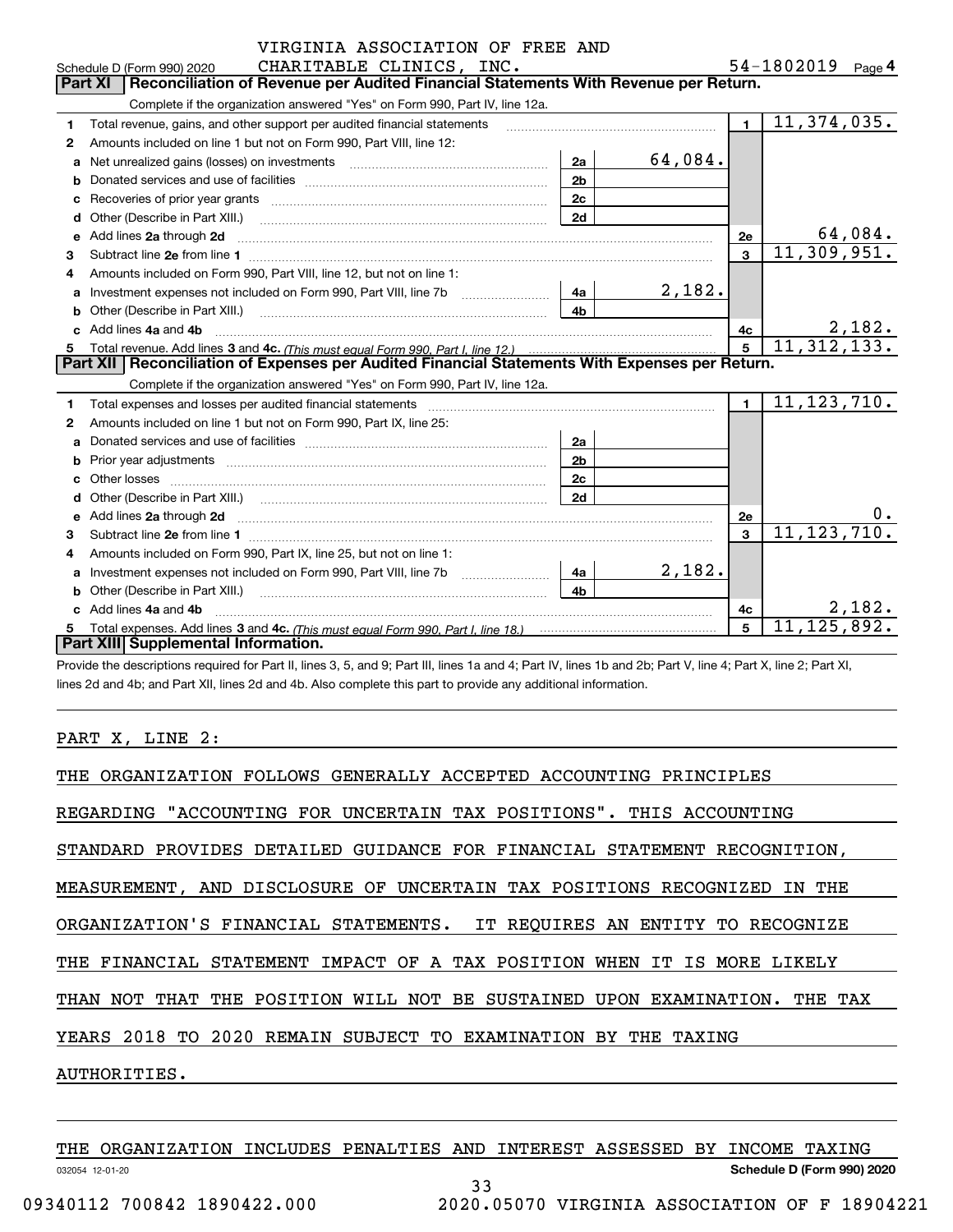VIRGINIA ASSOCIATION OF FREE AND CHARITABLE CLINICS, INC. 54-1802019

Schedule D (Form 990) 2020 Page 4

## Part XI Reconciliation of Revenue per Audited Financial Statements With Revenue per Return.

Complete if the organization answered "Yes" on Form 990, Part IV, line 12a.

| | | | | | |
|---|---|---|---|---|---|
| 1 | Total revenue, gains, and other support per audited financial statements | | | 1 | 11,374,035. |
| 2 | Amounts included on line 1 but not on Form 990, Part VIII, line 12: | | | | |
| a | Net unrealized gains (losses) on investments | 2a | 64,084. | | |
| b | Donated services and use of facilities | 2b | | | |
| c | Recoveries of prior year grants | 2c | | | |
| d | Other (Describe in Part XIII.) | 2d | | | |
| e | Add lines 2a through 2d | | | 2e | 64,084. |
| 3 | Subtract line 2e from line 1 | | | 3 | 11,309,951. |
| 4 | Amounts included on Form 990, Part VIII, line 12, but not on line 1: | | | | |
| a | Investment expenses not included on Form 990, Part VIII, line 7b | 4a | 2,182. | | |
| b | Other (Describe in Part XIII.) | 4b | | | |
| c | Add lines 4a and 4b | | | 4c | 2,182. |
| 5 | Total revenue. Add lines 3 and 4c. *(This must equal Form 990, Part I, line 12.)* | | | 5 | 11,312,133. |

## Part XII Reconciliation of Expenses per Audited Financial Statements With Expenses per Return.

Complete if the organization answered "Yes" on Form 990, Part IV, line 12a.

| | | | | | |
|---|---|---|---|---|---|
| 1 | Total expenses and losses per audited financial statements | | | 1 | 11,123,710. |
| 2 | Amounts included on line 1 but not on Form 990, Part IX, line 25: | | | | |
| a | Donated services and use of facilities | 2a | | | |
| b | Prior year adjustments | 2b | | | |
| c | Other losses | 2c | | | |
| d | Other (Describe in Part XIII.) | 2d | | | |
| e | Add lines 2a through 2d | | | 2e | 0. |
| 3 | Subtract line 2e from line 1 | | | 3 | 11,123,710. |
| 4 | Amounts included on Form 990, Part IX, line 25, but not on line 1: | | | | |
| a | Investment expenses not included on Form 990, Part VIII, line 7b | 4a | 2,182. | | |
| b | Other (Describe in Part XIII.) | 4b | | | |
| c | Add lines 4a and 4b | | | 4c | 2,182. |
| 5 | Total expenses. Add lines 3 and 4c. *(This must equal Form 990, Part I, line 18.)* | | | 5 | 11,125,892. |

## Part XIII Supplemental Information.

Provide the descriptions required for Part II, lines 3, 5, and 9; Part III, lines 1a and 4; Part IV, lines 1b and 2b; Part V, line 4; Part X, line 2; Part XI, lines 2d and 4b; and Part XII, lines 2d and 4b. Also complete this part to provide any additional information.

PART X, LINE 2:

THE ORGANIZATION FOLLOWS GENERALLY ACCEPTED ACCOUNTING PRINCIPLES REGARDING "ACCOUNTING FOR UNCERTAIN TAX POSITIONS". THIS ACCOUNTING STANDARD PROVIDES DETAILED GUIDANCE FOR FINANCIAL STATEMENT RECOGNITION, MEASUREMENT, AND DISCLOSURE OF UNCERTAIN TAX POSITIONS RECOGNIZED IN THE ORGANIZATION'S FINANCIAL STATEMENTS. IT REQUIRES AN ENTITY TO RECOGNIZE THE FINANCIAL STATEMENT IMPACT OF A TAX POSITION WHEN IT IS MORE LIKELY THAN NOT THAT THE POSITION WILL NOT BE SUSTAINED UPON EXAMINATION. THE TAX YEARS 2018 TO 2020 REMAIN SUBJECT TO EXAMINATION BY THE TAXING AUTHORITIES.

THE ORGANIZATION INCLUDES PENALTIES AND INTEREST ASSESSED BY INCOME TAXING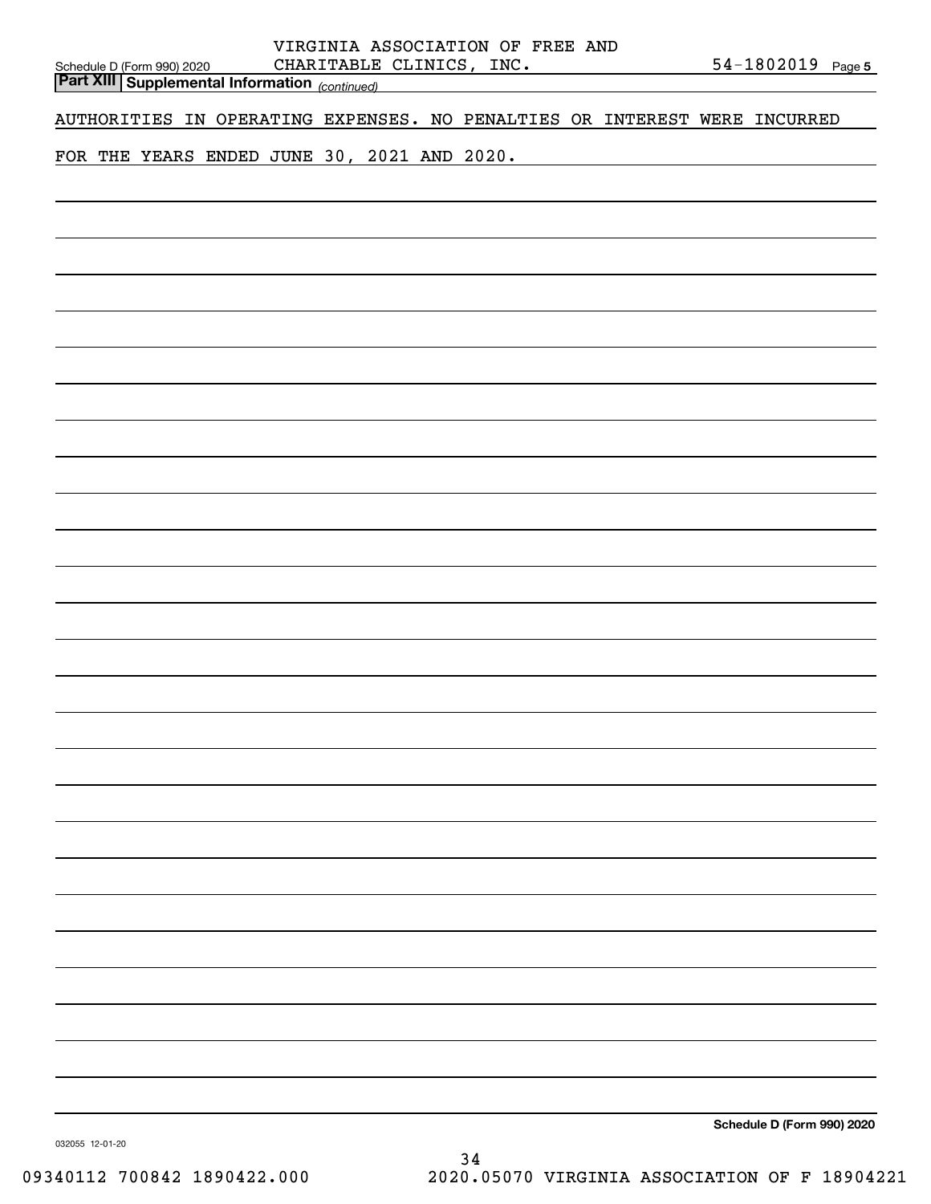VIRGINIA ASSOCIATION OF FREE AND CHARITABLE CLINICS, INC. 54-1802019

**Part XIII Supplemental Information** *(continued)*

AUTHORITIES IN OPERATING EXPENSES. NO PENALTIES OR INTEREST WERE INCURRED FOR THE YEARS ENDED JUNE 30, 2021 AND 2020.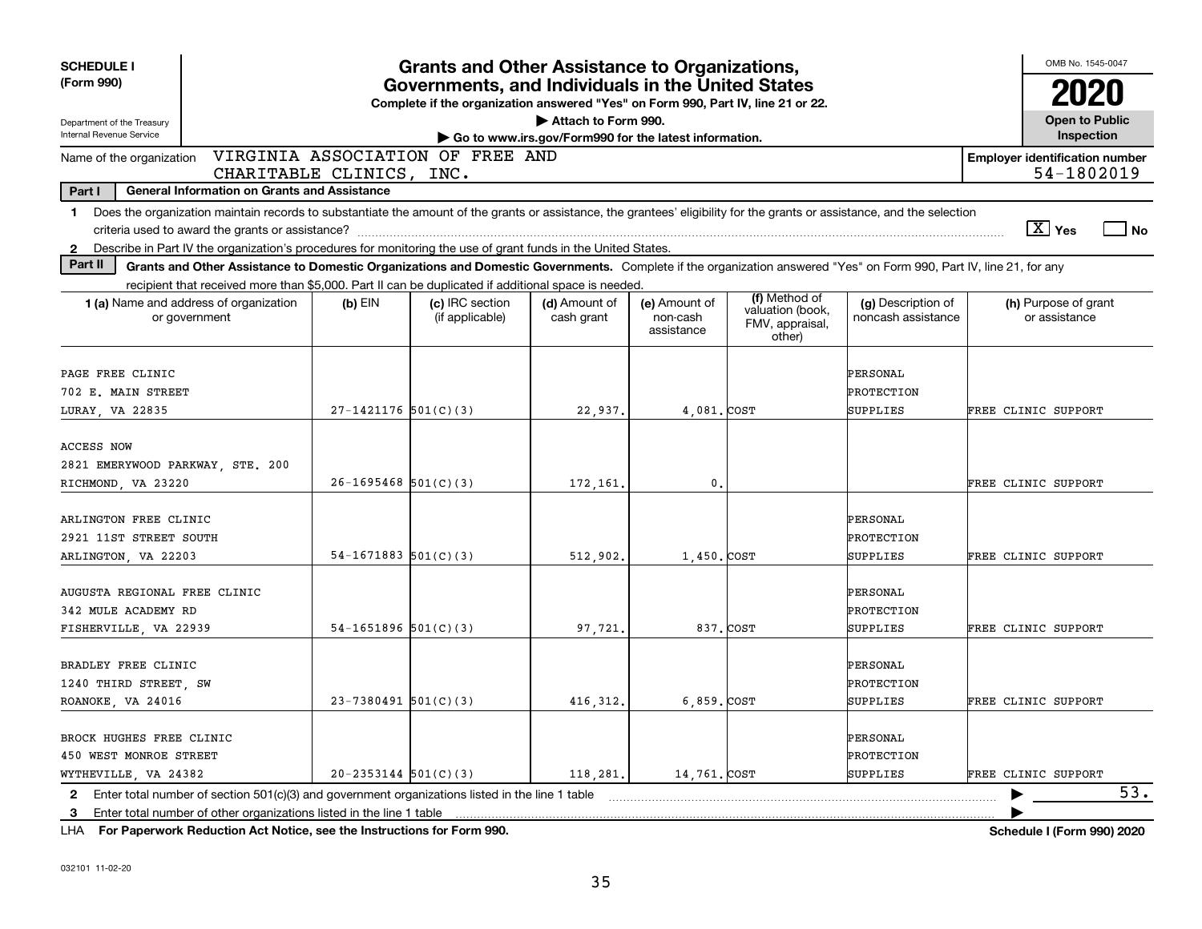**SCHEDULE I**
**(Form 990)**

Department of the Treasury
Internal Revenue Service

# Grants and Other Assistance to Organizations, Governments, and Individuals in the United States

**Complete if the organization answered "Yes" on Form 990, Part IV, line 21 or 22.**

▶ Attach to Form 990.

▶ Go to www.irs.gov/Form990 for the latest information.

OMB No. 1545-0047

**2020**

**Open to Public Inspection**

Name of the organization: VIRGINIA ASSOCIATION OF FREE AND CHARITABLE CLINICS, INC.

**Employer identification number** 54-1802019

**Part I — General Information on Grants and Assistance**

1 Does the organization maintain records to substantiate the amount of the grants or assistance, the grantees' eligibility for the grants or assistance, and the selection criteria used to award the grants or assistance? [X] Yes [ ] No

2 Describe in Part IV the organization's procedures for monitoring the use of grant funds in the United States.

**Part II — Grants and Other Assistance to Domestic Organizations and Domestic Governments.** Complete if the organization answered "Yes" on Form 990, Part IV, line 21, for any recipient that received more than $5,000. Part II can be duplicated if additional space is needed.

| 1 (a) Name and address of organization or government | (b) EIN | (c) IRC section (if applicable) | (d) Amount of cash grant | (e) Amount of non-cash assistance | (f) Method of valuation (book, FMV, appraisal, other) | (g) Description of noncash assistance | (h) Purpose of grant or assistance |
|---|---|---|---|---|---|---|---|
| PAGE FREE CLINIC<br>702 E. MAIN STREET<br>LURAY, VA 22835 | 27-1421176 | 501(C)(3) | 22,937. | 4,081. | COST | PERSONAL PROTECTION SUPPLIES | FREE CLINIC SUPPORT |
| ACCESS NOW<br>2821 EMERYWOOD PARKWAY, STE. 200<br>RICHMOND, VA 23220 | 26-1695468 | 501(C)(3) | 172,161. | 0. | | | FREE CLINIC SUPPORT |
| ARLINGTON FREE CLINIC<br>2921 11ST STREET SOUTH<br>ARLINGTON, VA 22203 | 54-1671883 | 501(C)(3) | 512,902. | 1,450. | COST | PERSONAL PROTECTION SUPPLIES | FREE CLINIC SUPPORT |
| AUGUSTA REGIONAL FREE CLINIC<br>342 MULE ACADEMY RD<br>FISHERVILLE, VA 22939 | 54-1651896 | 501(C)(3) | 97,721. | 837. | COST | PERSONAL PROTECTION SUPPLIES | FREE CLINIC SUPPORT |
| BRADLEY FREE CLINIC<br>1240 THIRD STREET, SW<br>ROANOKE, VA 24016 | 23-7380491 | 501(C)(3) | 416,312. | 6,859. | COST | PERSONAL PROTECTION SUPPLIES | FREE CLINIC SUPPORT |
| BROCK HUGHES FREE CLINIC<br>450 WEST MONROE STREET<br>WYTHEVILLE, VA 24382 | 20-2353144 | 501(C)(3) | 118,281. | 14,761. | COST | PERSONAL PROTECTION SUPPLIES | FREE CLINIC SUPPORT |

2 Enter total number of section 501(c)(3) and government organizations listed in the line 1 table ▶ 53.

3 Enter total number of other organizations listed in the line 1 table ▶

LHA **For Paperwork Reduction Act Notice, see the Instructions for Form 990.** **Schedule I (Form 990) 2020**

032101 11-02-20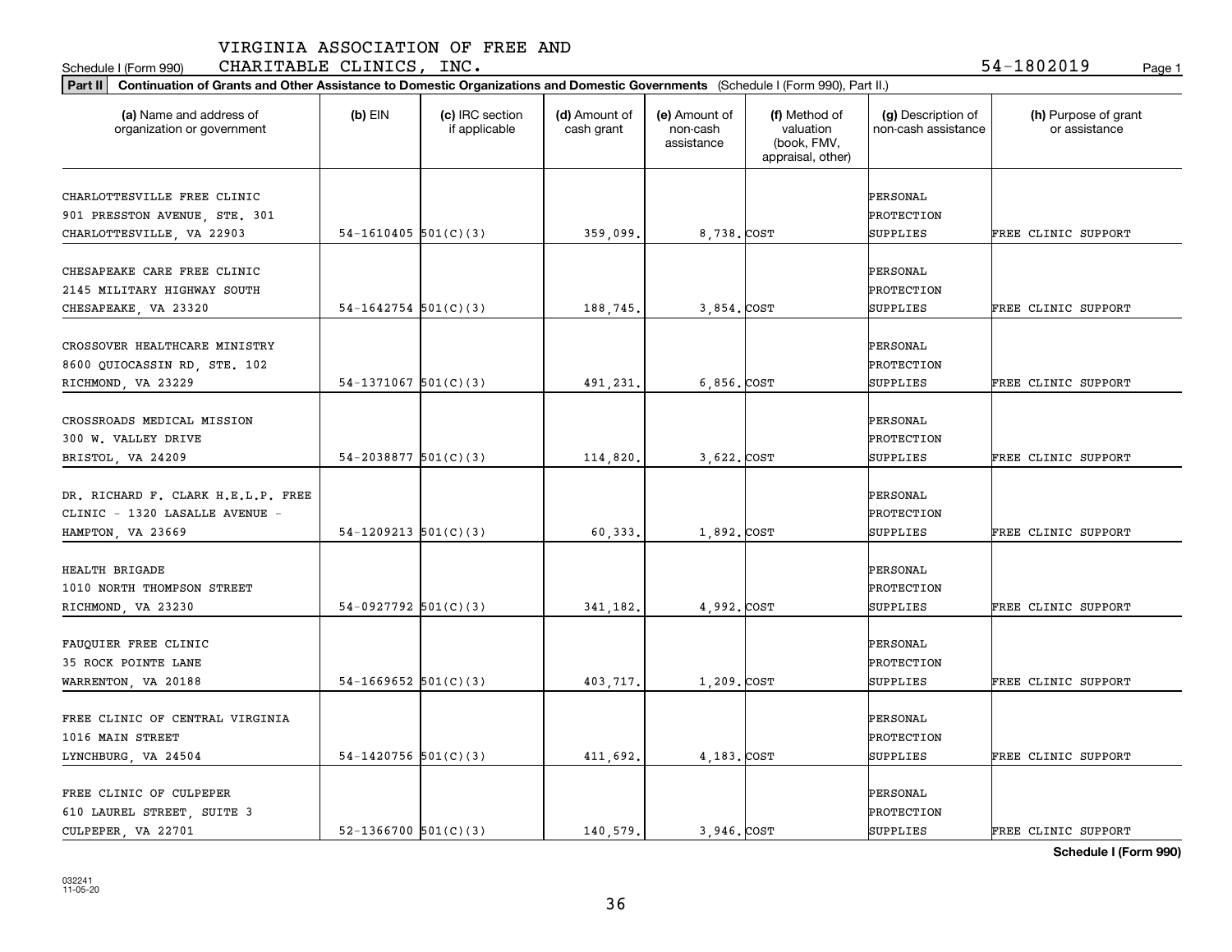VIRGINIA ASSOCIATION OF FREE AND

Schedule I (Form 990) CHARITABLE CLINICS, INC. 54-1802019 Page 1

**Part II Continuation of Grants and Other Assistance to Domestic Organizations and Domestic Governments** (Schedule I (Form 990), Part II.)

| (a) Name and address of organization or government | (b) EIN | (c) IRC section if applicable | (d) Amount of cash grant | (e) Amount of non-cash assistance | (f) Method of valuation (book, FMV, appraisal, other) | (g) Description of non-cash assistance | (h) Purpose of grant or assistance |
|---|---|---|---|---|---|---|---|
| CHARLOTTESVILLE FREE CLINIC 901 PRESSTON AVENUE, STE. 301 CHARLOTTESVILLE, VA 22903 | 54-1610405 | 501(C)(3) | 359,099. | 8,738. | COST | PERSONAL PROTECTION SUPPLIES | FREE CLINIC SUPPORT |
| CHESAPEAKE CARE FREE CLINIC 2145 MILITARY HIGHWAY SOUTH CHESAPEAKE, VA 23320 | 54-1642754 | 501(C)(3) | 188,745. | 3,854. | COST | PERSONAL PROTECTION SUPPLIES | FREE CLINIC SUPPORT |
| CROSSOVER HEALTHCARE MINISTRY 8600 QUIOCASSIN RD, STE. 102 RICHMOND, VA 23229 | 54-1371067 | 501(C)(3) | 491,231. | 6,856. | COST | PERSONAL PROTECTION SUPPLIES | FREE CLINIC SUPPORT |
| CROSSROADS MEDICAL MISSION 300 W. VALLEY DRIVE BRISTOL, VA 24209 | 54-2038877 | 501(C)(3) | 114,820. | 3,622. | COST | PERSONAL PROTECTION SUPPLIES | FREE CLINIC SUPPORT |
| DR. RICHARD F. CLARK H.E.L.P. FREE CLINIC - 1320 LASALLE AVENUE - HAMPTON, VA 23669 | 54-1209213 | 501(C)(3) | 60,333. | 1,892. | COST | PERSONAL PROTECTION SUPPLIES | FREE CLINIC SUPPORT |
| HEALTH BRIGADE 1010 NORTH THOMPSON STREET RICHMOND, VA 23230 | 54-0927792 | 501(C)(3) | 341,182. | 4,992. | COST | PERSONAL PROTECTION SUPPLIES | FREE CLINIC SUPPORT |
| FAUQUIER FREE CLINIC 35 ROCK POINTE LANE WARRENTON, VA 20188 | 54-1669652 | 501(C)(3) | 403,717. | 1,209. | COST | PERSONAL PROTECTION SUPPLIES | FREE CLINIC SUPPORT |
| FREE CLINIC OF CENTRAL VIRGINIA 1016 MAIN STREET LYNCHBURG, VA 24504 | 54-1420756 | 501(C)(3) | 411,692. | 4,183. | COST | PERSONAL PROTECTION SUPPLIES | FREE CLINIC SUPPORT |
| FREE CLINIC OF CULPEPER 610 LAUREL STREET, SUITE 3 CULPEPER, VA 22701 | 52-1366700 | 501(C)(3) | 140,579. | 3,946. | COST | PERSONAL PROTECTION SUPPLIES | FREE CLINIC SUPPORT |

**Schedule I (Form 990)**

032241 11-05-20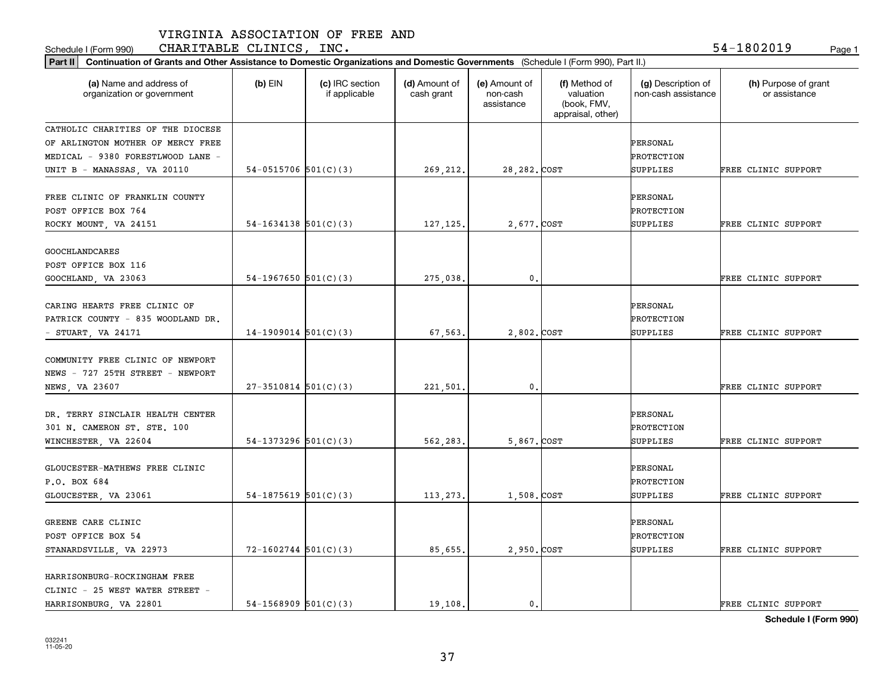VIRGINIA ASSOCIATION OF FREE AND

Schedule I (Form 990) CHARITABLE CLINICS, INC. 54-1802019 Page 1

**Part II** **Continuation of Grants and Other Assistance to Domestic Organizations and Domestic Governments** (Schedule I (Form 990), Part II.)

| (a) Name and address of organization or government | (b) EIN | (c) IRC section if applicable | (d) Amount of cash grant | (e) Amount of non-cash assistance | (f) Method of valuation (book, FMV, appraisal, other) | (g) Description of non-cash assistance | (h) Purpose of grant or assistance |
|---|---|---|---|---|---|---|---|
| CATHOLIC CHARITIES OF THE DIOCESE OF ARLINGTON MOTHER OF MERCY FREE MEDICAL - 9380 FORESTLWOOD LANE - UNIT B - MANASSAS, VA 20110 | 54-0515706 | 501(C)(3) | 269,212. | 28,282. | COST | PERSONAL PROTECTION SUPPLIES | FREE CLINIC SUPPORT |
| FREE CLINIC OF FRANKLIN COUNTY POST OFFICE BOX 764 ROCKY MOUNT, VA 24151 | 54-1634138 | 501(C)(3) | 127,125. | 2,677. | COST | PERSONAL PROTECTION SUPPLIES | FREE CLINIC SUPPORT |
| GOOCHLANDCARES POST OFFICE BOX 116 GOOCHLAND, VA 23063 | 54-1967650 | 501(C)(3) | 275,038. | 0. | | | FREE CLINIC SUPPORT |
| CARING HEARTS FREE CLINIC OF PATRICK COUNTY - 835 WOODLAND DR. - STUART, VA 24171 | 14-1909014 | 501(C)(3) | 67,563. | 2,802. | COST | PERSONAL PROTECTION SUPPLIES | FREE CLINIC SUPPORT |
| COMMUNITY FREE CLINIC OF NEWPORT NEWS - 727 25TH STREET - NEWPORT NEWS, VA 23607 | 27-3510814 | 501(C)(3) | 221,501. | 0. | | | FREE CLINIC SUPPORT |
| DR. TERRY SINCLAIR HEALTH CENTER 301 N. CAMERON ST. STE. 100 WINCHESTER, VA 22604 | 54-1373296 | 501(C)(3) | 562,283. | 5,867. | COST | PERSONAL PROTECTION SUPPLIES | FREE CLINIC SUPPORT |
| GLOUCESTER-MATHEWS FREE CLINIC P.O. BOX 684 GLOUCESTER, VA 23061 | 54-1875619 | 501(C)(3) | 113,273. | 1,508. | COST | PERSONAL PROTECTION SUPPLIES | FREE CLINIC SUPPORT |
| GREENE CARE CLINIC POST OFFICE BOX 54 STANARDSVILLE, VA 22973 | 72-1602744 | 501(C)(3) | 85,655. | 2,950. | COST | PERSONAL PROTECTION SUPPLIES | FREE CLINIC SUPPORT |
| HARRISONBURG-ROCKINGHAM FREE CLINIC - 25 WEST WATER STREET - HARRISONBURG, VA 22801 | 54-1568909 | 501(C)(3) | 19,108. | 0. | | | FREE CLINIC SUPPORT |

**Schedule I (Form 990)**

032241
11-05-20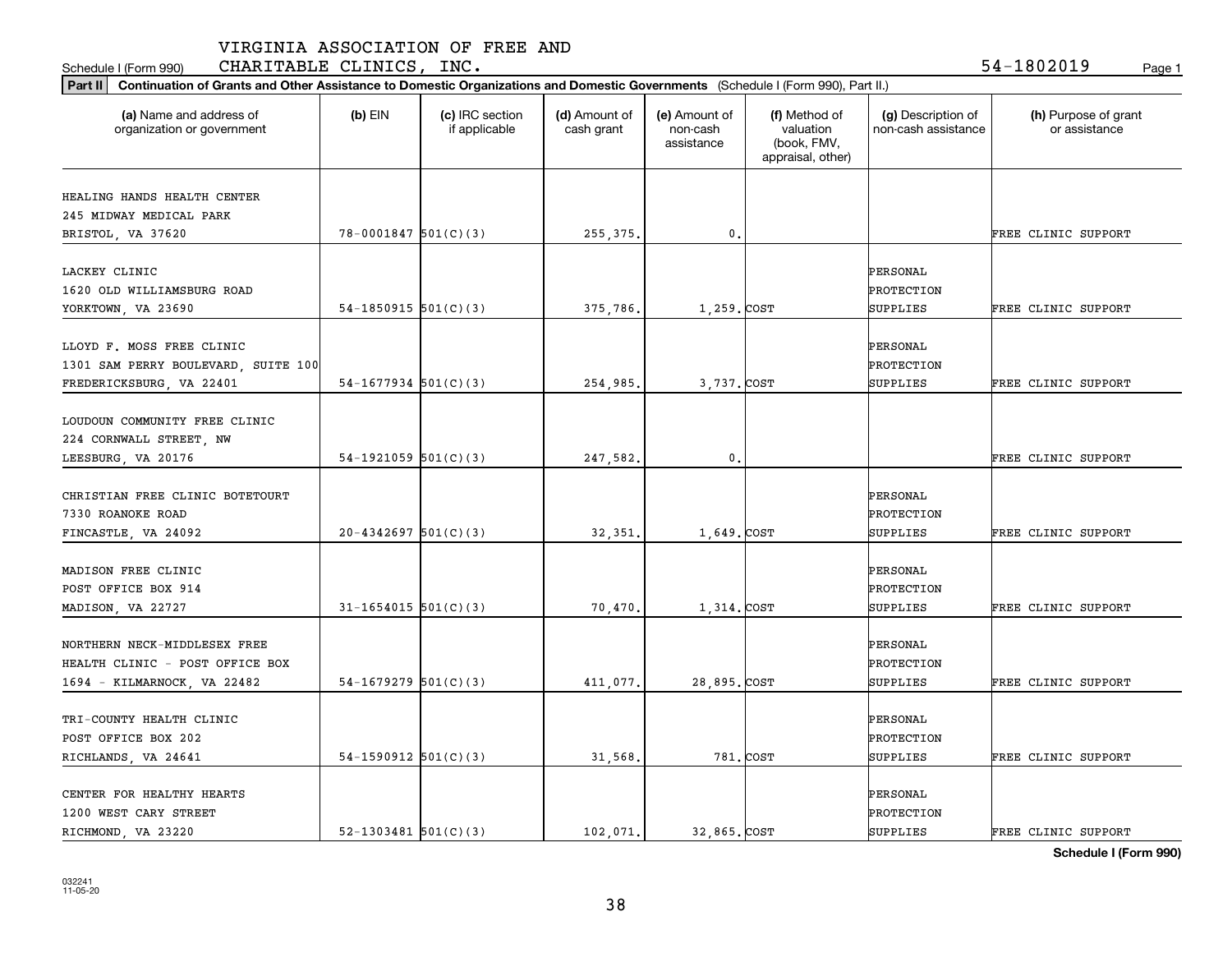VIRGINIA ASSOCIATION OF FREE AND

Schedule I (Form 990) CHARITABLE CLINICS, INC. 54-1802019 Page 1

**Part II** **Continuation of Grants and Other Assistance to Domestic Organizations and Domestic Governments** (Schedule I (Form 990), Part II.)

| (a) Name and address of organization or government | (b) EIN | (c) IRC section if applicable | (d) Amount of cash grant | (e) Amount of non-cash assistance | (f) Method of valuation (book, FMV, appraisal, other) | (g) Description of non-cash assistance | (h) Purpose of grant or assistance |
|---|---|---|---|---|---|---|---|
| HEALING HANDS HEALTH CENTER 245 MIDWAY MEDICAL PARK BRISTOL, VA 37620 | 78-0001847 | 501(C)(3) | 255,375. | 0. | | | FREE CLINIC SUPPORT |
| LACKEY CLINIC 1620 OLD WILLIAMSBURG ROAD YORKTOWN, VA 23690 | 54-1850915 | 501(C)(3) | 375,786. | 1,259. | COST | PERSONAL PROTECTION SUPPLIES | FREE CLINIC SUPPORT |
| LLOYD F. MOSS FREE CLINIC 1301 SAM PERRY BOULEVARD, SUITE 100 FREDERICKSBURG, VA 22401 | 54-1677934 | 501(C)(3) | 254,985. | 3,737. | COST | PERSONAL PROTECTION SUPPLIES | FREE CLINIC SUPPORT |
| LOUDOUN COMMUNITY FREE CLINIC 224 CORNWALL STREET, NW LEESBURG, VA 20176 | 54-1921059 | 501(C)(3) | 247,582. | 0. | | | FREE CLINIC SUPPORT |
| CHRISTIAN FREE CLINIC BOTETOURT 7330 ROANOKE ROAD FINCASTLE, VA 24092 | 20-4342697 | 501(C)(3) | 32,351. | 1,649. | COST | PERSONAL PROTECTION SUPPLIES | FREE CLINIC SUPPORT |
| MADISON FREE CLINIC POST OFFICE BOX 914 MADISON, VA 22727 | 31-1654015 | 501(C)(3) | 70,470. | 1,314. | COST | PERSONAL PROTECTION SUPPLIES | FREE CLINIC SUPPORT |
| NORTHERN NECK-MIDDLESEX FREE HEALTH CLINIC - POST OFFICE BOX 1694 - KILMARNOCK, VA 22482 | 54-1679279 | 501(C)(3) | 411,077. | 28,895. | COST | PERSONAL PROTECTION SUPPLIES | FREE CLINIC SUPPORT |
| TRI-COUNTY HEALTH CLINIC POST OFFICE BOX 202 RICHLANDS, VA 24641 | 54-1590912 | 501(C)(3) | 31,568. | 781. | COST | PERSONAL PROTECTION SUPPLIES | FREE CLINIC SUPPORT |
| CENTER FOR HEALTHY HEARTS 1200 WEST CARY STREET RICHMOND, VA 23220 | 52-1303481 | 501(C)(3) | 102,071. | 32,865. | COST | PERSONAL PROTECTION SUPPLIES | FREE CLINIC SUPPORT |

**Schedule I (Form 990)**

032241 11-05-20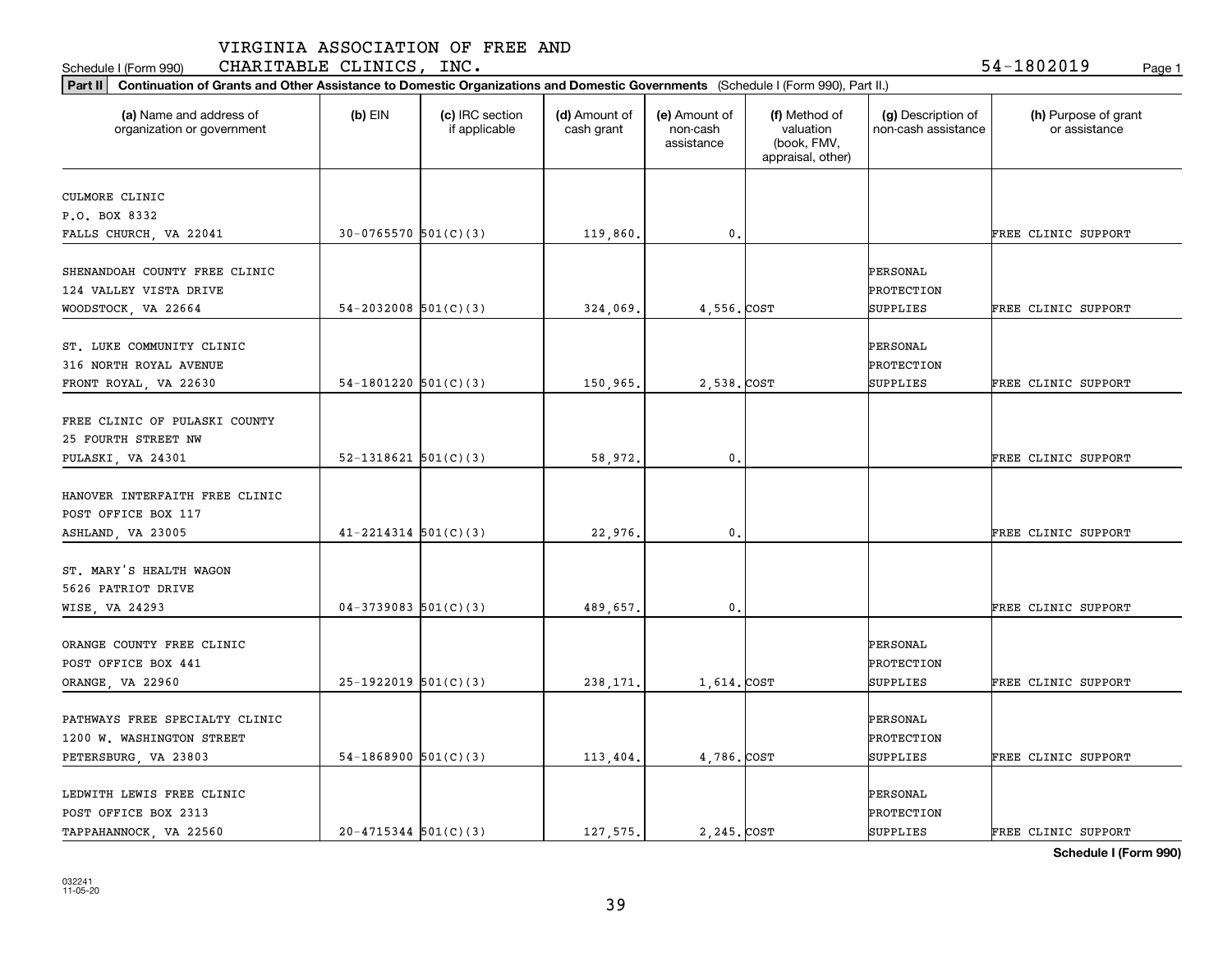VIRGINIA ASSOCIATION OF FREE AND CHARITABLE CLINICS, INC.

Schedule I (Form 990) — 54-1802019 — Page 1

**Part II Continuation of Grants and Other Assistance to Domestic Organizations and Domestic Governments** (Schedule I (Form 990), Part II.)

| (a) Name and address of organization or government | (b) EIN | (c) IRC section if applicable | (d) Amount of cash grant | (e) Amount of non-cash assistance | (f) Method of valuation (book, FMV, appraisal, other) | (g) Description of non-cash assistance | (h) Purpose of grant or assistance |
|---|---|---|---|---|---|---|---|
| CULMORE CLINIC<br>P.O. BOX 8332<br>FALLS CHURCH, VA 22041 | 30-0765570 | 501(C)(3) | 119,860. | 0. | | | FREE CLINIC SUPPORT |
| SHENANDOAH COUNTY FREE CLINIC<br>124 VALLEY VISTA DRIVE<br>WOODSTOCK, VA 22664 | 54-2032008 | 501(C)(3) | 324,069. | 4,556. | COST | PERSONAL PROTECTION SUPPLIES | FREE CLINIC SUPPORT |
| ST. LUKE COMMUNITY CLINIC<br>316 NORTH ROYAL AVENUE<br>FRONT ROYAL, VA 22630 | 54-1801220 | 501(C)(3) | 150,965. | 2,538. | COST | PERSONAL PROTECTION SUPPLIES | FREE CLINIC SUPPORT |
| FREE CLINIC OF PULASKI COUNTY<br>25 FOURTH STREET NW<br>PULASKI, VA 24301 | 52-1318621 | 501(C)(3) | 58,972. | 0. | | | FREE CLINIC SUPPORT |
| HANOVER INTERFAITH FREE CLINIC<br>POST OFFICE BOX 117<br>ASHLAND, VA 23005 | 41-2214314 | 501(C)(3) | 22,976. | 0. | | | FREE CLINIC SUPPORT |
| ST. MARY'S HEALTH WAGON<br>5626 PATRIOT DRIVE<br>WISE, VA 24293 | 04-3739083 | 501(C)(3) | 489,657. | 0. | | | FREE CLINIC SUPPORT |
| ORANGE COUNTY FREE CLINIC<br>POST OFFICE BOX 441<br>ORANGE, VA 22960 | 25-1922019 | 501(C)(3) | 238,171. | 1,614. | COST | PERSONAL PROTECTION SUPPLIES | FREE CLINIC SUPPORT |
| PATHWAYS FREE SPECIALTY CLINIC<br>1200 W. WASHINGTON STREET<br>PETERSBURG, VA 23803 | 54-1868900 | 501(C)(3) | 113,404. | 4,786. | COST | PERSONAL PROTECTION SUPPLIES | FREE CLINIC SUPPORT |
| LEDWITH LEWIS FREE CLINIC<br>POST OFFICE BOX 2313<br>TAPPAHANNOCK, VA 22560 | 20-4715344 | 501(C)(3) | 127,575. | 2,245. | COST | PERSONAL PROTECTION SUPPLIES | FREE CLINIC SUPPORT |

**Schedule I (Form 990)**

032241
11-05-20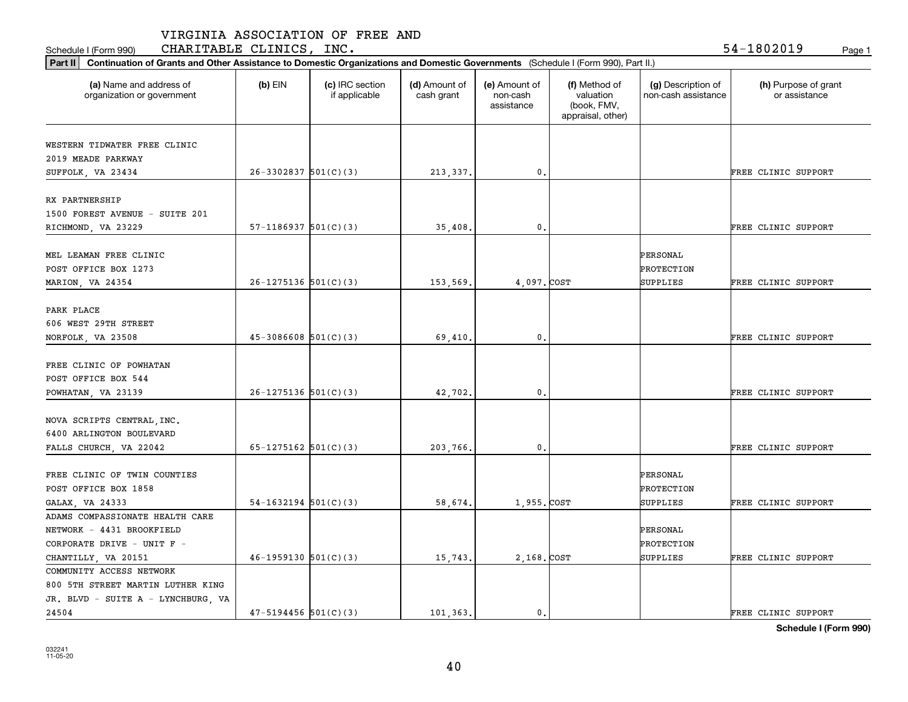VIRGINIA ASSOCIATION OF FREE AND

Schedule I (Form 990) CHARITABLE CLINICS, INC. 54-1802019

**Part II** **Continuation of Grants and Other Assistance to Domestic Organizations and Domestic Governments** (Schedule I (Form 990), Part II.)

| (a) Name and address of organization or government | (b) EIN | (c) IRC section if applicable | (d) Amount of cash grant | (e) Amount of non-cash assistance | (f) Method of valuation (book, FMV, appraisal, other) | (g) Description of non-cash assistance | (h) Purpose of grant or assistance |
|---|---|---|---|---|---|---|---|
| WESTERN TIDWATER FREE CLINIC 2019 MEADE PARKWAY SUFFOLK, VA 23434 | 26-3302837 | 501(C)(3) | 213,337. | 0. | | | FREE CLINIC SUPPORT |
| RX PARTNERSHIP 1500 FOREST AVENUE - SUITE 201 RICHMOND, VA 23229 | 57-1186937 | 501(C)(3) | 35,408. | 0. | | | FREE CLINIC SUPPORT |
| MEL LEAMAN FREE CLINIC POST OFFICE BOX 1273 MARION, VA 24354 | 26-1275136 | 501(C)(3) | 153,569. | 4,097. | COST | PERSONAL PROTECTION SUPPLIES | FREE CLINIC SUPPORT |
| PARK PLACE 606 WEST 29TH STREET NORFOLK, VA 23508 | 45-3086608 | 501(C)(3) | 69,410. | 0. | | | FREE CLINIC SUPPORT |
| FREE CLINIC OF POWHATAN POST OFFICE BOX 544 POWHATAN, VA 23139 | 26-1275136 | 501(C)(3) | 42,702. | 0. | | | FREE CLINIC SUPPORT |
| NOVA SCRIPTS CENTRAL,INC. 6400 ARLINGTON BOULEVARD FALLS CHURCH, VA 22042 | 65-1275162 | 501(C)(3) | 203,766. | 0. | | | FREE CLINIC SUPPORT |
| FREE CLINIC OF TWIN COUNTIES POST OFFICE BOX 1858 GALAX, VA 24333 | 54-1632194 | 501(C)(3) | 58,674. | 1,955. | COST | PERSONAL PROTECTION SUPPLIES | FREE CLINIC SUPPORT |
| ADAMS COMPASSIONATE HEALTH CARE NETWORK - 4431 BROOKFIELD CORPORATE DRIVE - UNIT F - CHANTILLY, VA 20151 | 46-1959130 | 501(C)(3) | 15,743. | 2,168. | COST | PERSONAL PROTECTION SUPPLIES | FREE CLINIC SUPPORT |
| COMMUNITY ACCESS NETWORK 800 5TH STREET MARTIN LUTHER KING JR. BLVD - SUITE A - LYNCHBURG, VA 24504 | 47-5194456 | 501(C)(3) | 101,363. | 0. | | | FREE CLINIC SUPPORT |

**Schedule I (Form 990)**

032241 11-05-20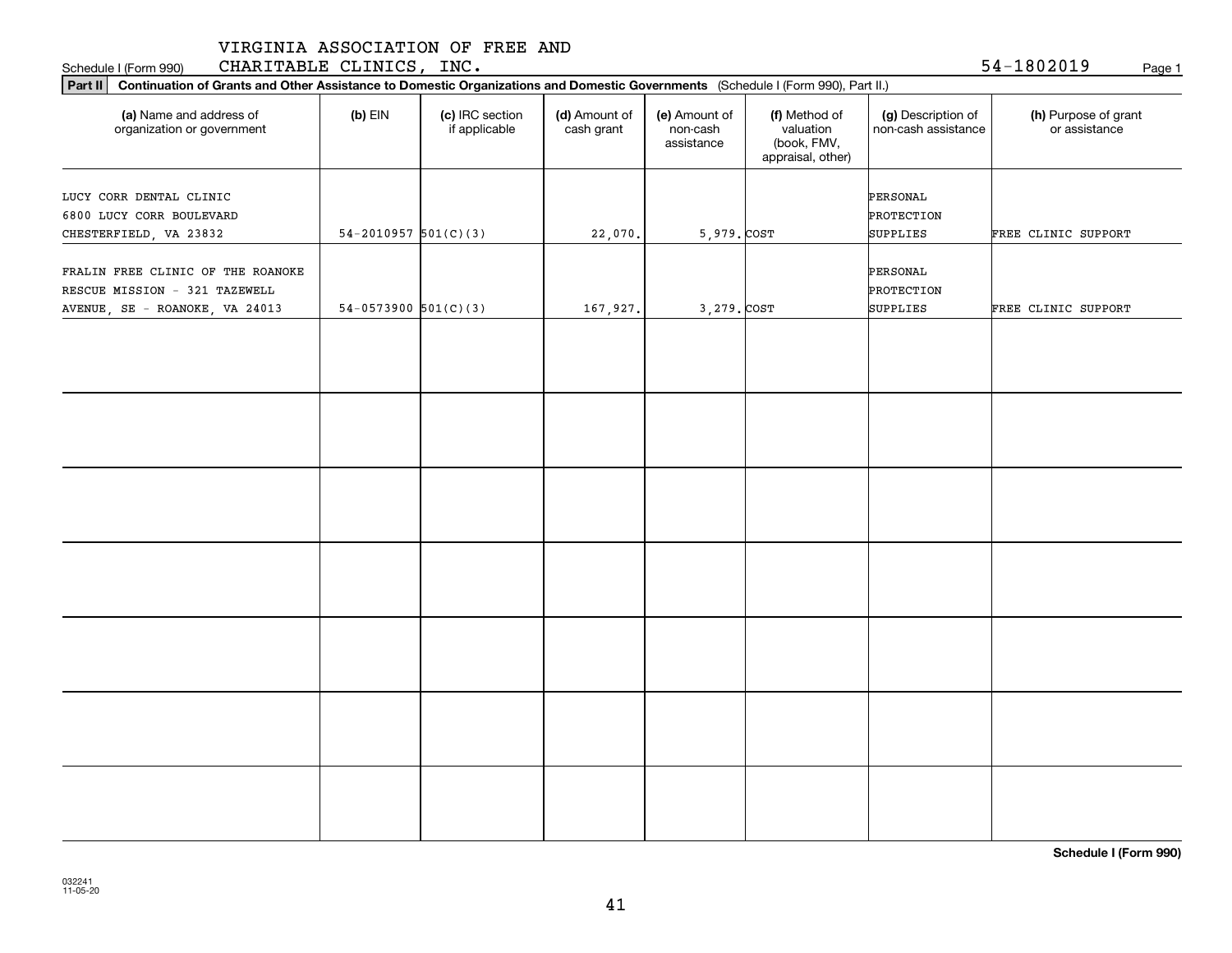VIRGINIA ASSOCIATION OF FREE AND CHARITABLE CLINICS, INC. 54-1802019

Schedule I (Form 990) Page 1

**Part II** **Continuation of Grants and Other Assistance to Domestic Organizations and Domestic Governments** (Schedule I (Form 990), Part II.)

| (a) Name and address of organization or government | (b) EIN | (c) IRC section if applicable | (d) Amount of cash grant | (e) Amount of non-cash assistance | (f) Method of valuation (book, FMV, appraisal, other) | (g) Description of non-cash assistance | (h) Purpose of grant or assistance |
|---|---|---|---|---|---|---|---|
| LUCY CORR DENTAL CLINIC 6800 LUCY CORR BOULEVARD CHESTERFIELD, VA 23832 | 54-2010957 | 501(C)(3) | 22,070. | 5,979. | COST | PERSONAL PROTECTION SUPPLIES | FREE CLINIC SUPPORT |
| FRALIN FREE CLINIC OF THE ROANOKE RESCUE MISSION - 321 TAZEWELL AVENUE, SE - ROANOKE, VA 24013 | 54-0573900 | 501(C)(3) | 167,927. | 3,279. | COST | PERSONAL PROTECTION SUPPLIES | FREE CLINIC SUPPORT |
| | | | | | | | |
| | | | | | | | |
| | | | | | | | |
| | | | | | | | |
| | | | | | | | |
| | | | | | | | |
| | | | | | | | |

**Schedule I (Form 990)**

032241 11-05-20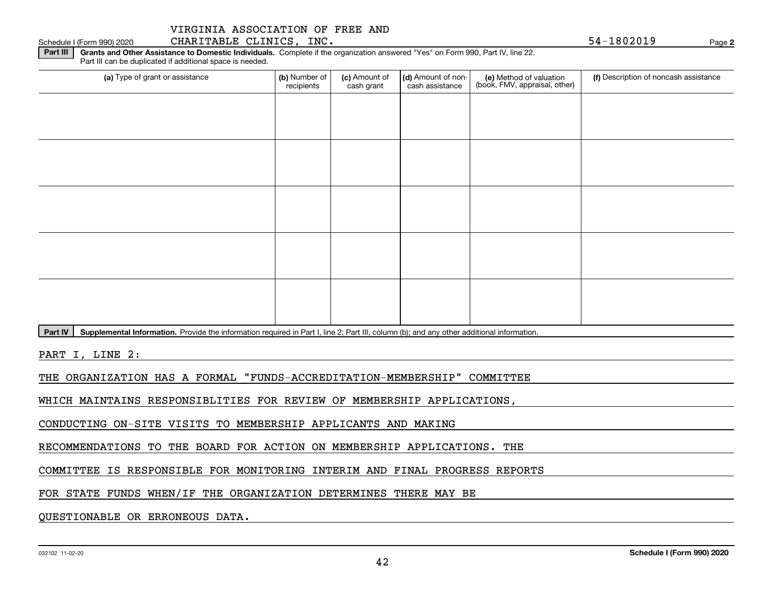Schedule I (Form 990) 2020 VIRGINIA ASSOCIATION OF FREE AND CHARITABLE CLINICS, INC. 54-1802019 Page **2**

**Part III** **Grants and Other Assistance to Domestic Individuals.** Complete if the organization answered "Yes" on Form 990, Part IV, line 22. Part III can be duplicated if additional space is needed.

| (a) Type of grant or assistance | (b) Number of recipients | (c) Amount of cash grant | (d) Amount of non-cash assistance | (e) Method of valuation (book, FMV, appraisal, other) | (f) Description of noncash assistance |
|---|---|---|---|---|---|
| | | | | | |
| | | | | | |
| | | | | | |
| | | | | | |
| | | | | | |

**Part IV** **Supplemental Information.** Provide the information required in Part I, line 2; Part III, column (b); and any other additional information.

PART I, LINE 2:

THE ORGANIZATION HAS A FORMAL "FUNDS-ACCREDITATION-MEMBERSHIP" COMMITTEE WHICH MAINTAINS RESPONSIBLITIES FOR REVIEW OF MEMBERSHIP APPLICATIONS, CONDUCTING ON-SITE VISITS TO MEMBERSHIP APPLICANTS AND MAKING RECOMMENDATIONS TO THE BOARD FOR ACTION ON MEMBERSHIP APPLICATIONS. THE COMMITTEE IS RESPONSIBLE FOR MONITORING INTERIM AND FINAL PROGRESS REPORTS FOR STATE FUNDS WHEN/IF THE ORGANIZATION DETERMINES THERE MAY BE QUESTIONABLE OR ERRONEOUS DATA.

032102 11-02-20 **Schedule I (Form 990) 2020**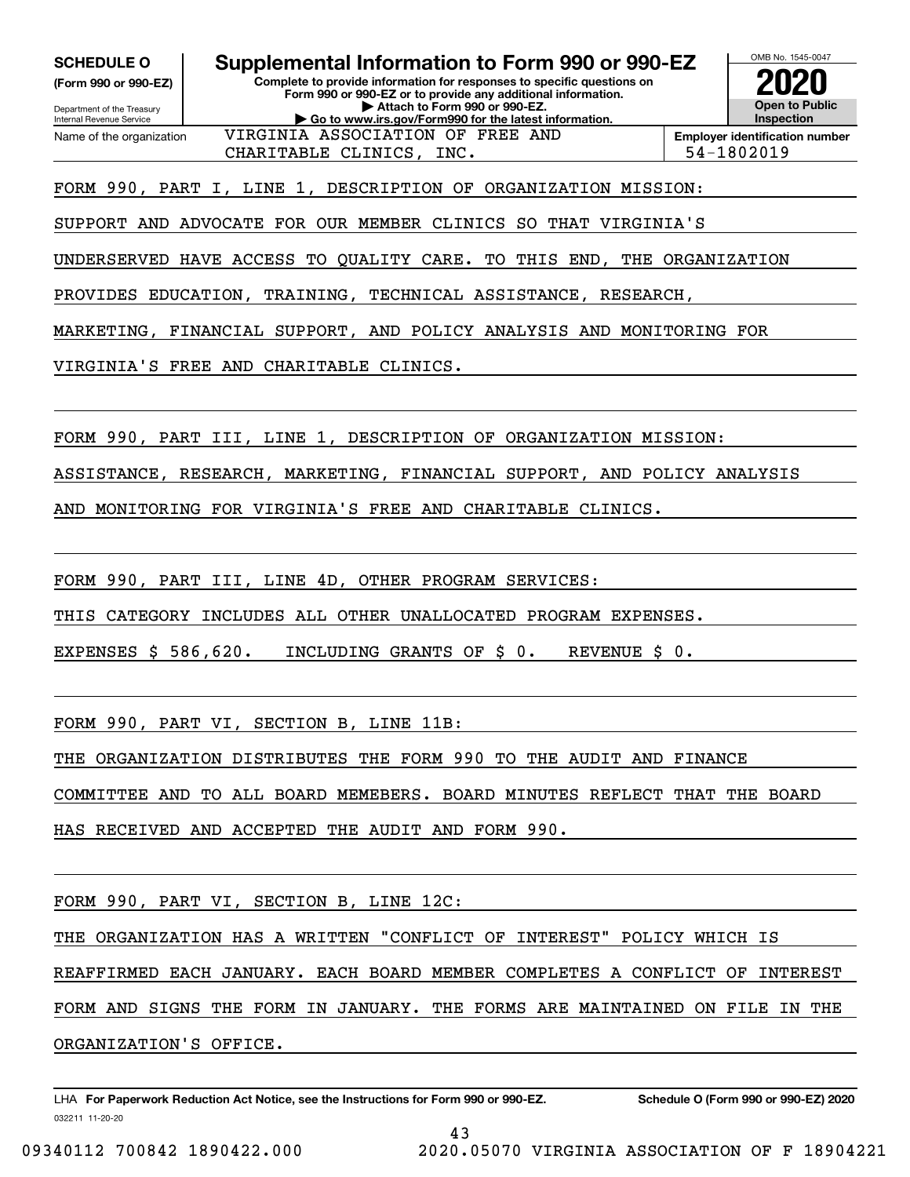**SCHEDULE O**
**(Form 990 or 990-EZ)**

Department of the Treasury
Internal Revenue Service

# Supplemental Information to Form 990 or 990-EZ

**Complete to provide information for responses to specific questions on Form 990 or 990-EZ or to provide any additional information.**
**▶ Attach to Form 990 or 990-EZ.**
**▶ Go to www.irs.gov/Form990 for the latest information.**

OMB No. 1545-0047
**2020**
**Open to Public Inspection**

| Name of the organization | Employer identification number |
|---|---|
| VIRGINIA ASSOCIATION OF FREE AND CHARITABLE CLINICS, INC. | 54-1802019 |

FORM 990, PART I, LINE 1, DESCRIPTION OF ORGANIZATION MISSION:

SUPPORT AND ADVOCATE FOR OUR MEMBER CLINICS SO THAT VIRGINIA'S UNDERSERVED HAVE ACCESS TO QUALITY CARE. TO THIS END, THE ORGANIZATION PROVIDES EDUCATION, TRAINING, TECHNICAL ASSISTANCE, RESEARCH, MARKETING, FINANCIAL SUPPORT, AND POLICY ANALYSIS AND MONITORING FOR VIRGINIA'S FREE AND CHARITABLE CLINICS.

FORM 990, PART III, LINE 1, DESCRIPTION OF ORGANIZATION MISSION:

ASSISTANCE, RESEARCH, MARKETING, FINANCIAL SUPPORT, AND POLICY ANALYSIS AND MONITORING FOR VIRGINIA'S FREE AND CHARITABLE CLINICS.

FORM 990, PART III, LINE 4D, OTHER PROGRAM SERVICES:

THIS CATEGORY INCLUDES ALL OTHER UNALLOCATED PROGRAM EXPENSES.

EXPENSES $ 586,620.   INCLUDING GRANTS OF $ 0.   REVENUE $ 0.

FORM 990, PART VI, SECTION B, LINE 11B:

THE ORGANIZATION DISTRIBUTES THE FORM 990 TO THE AUDIT AND FINANCE COMMITTEE AND TO ALL BOARD MEMEBERS. BOARD MINUTES REFLECT THAT THE BOARD HAS RECEIVED AND ACCEPTED THE AUDIT AND FORM 990.

FORM 990, PART VI, SECTION B, LINE 12C:

THE ORGANIZATION HAS A WRITTEN "CONFLICT OF INTEREST" POLICY WHICH IS REAFFIRMED EACH JANUARY. EACH BOARD MEMBER COMPLETES A CONFLICT OF INTEREST FORM AND SIGNS THE FORM IN JANUARY. THE FORMS ARE MAINTAINED ON FILE IN THE ORGANIZATION'S OFFICE.

LHA **For Paperwork Reduction Act Notice, see the Instructions for Form 990 or 990-EZ.** **Schedule O (Form 990 or 990-EZ) 2020**

032211 11-20-20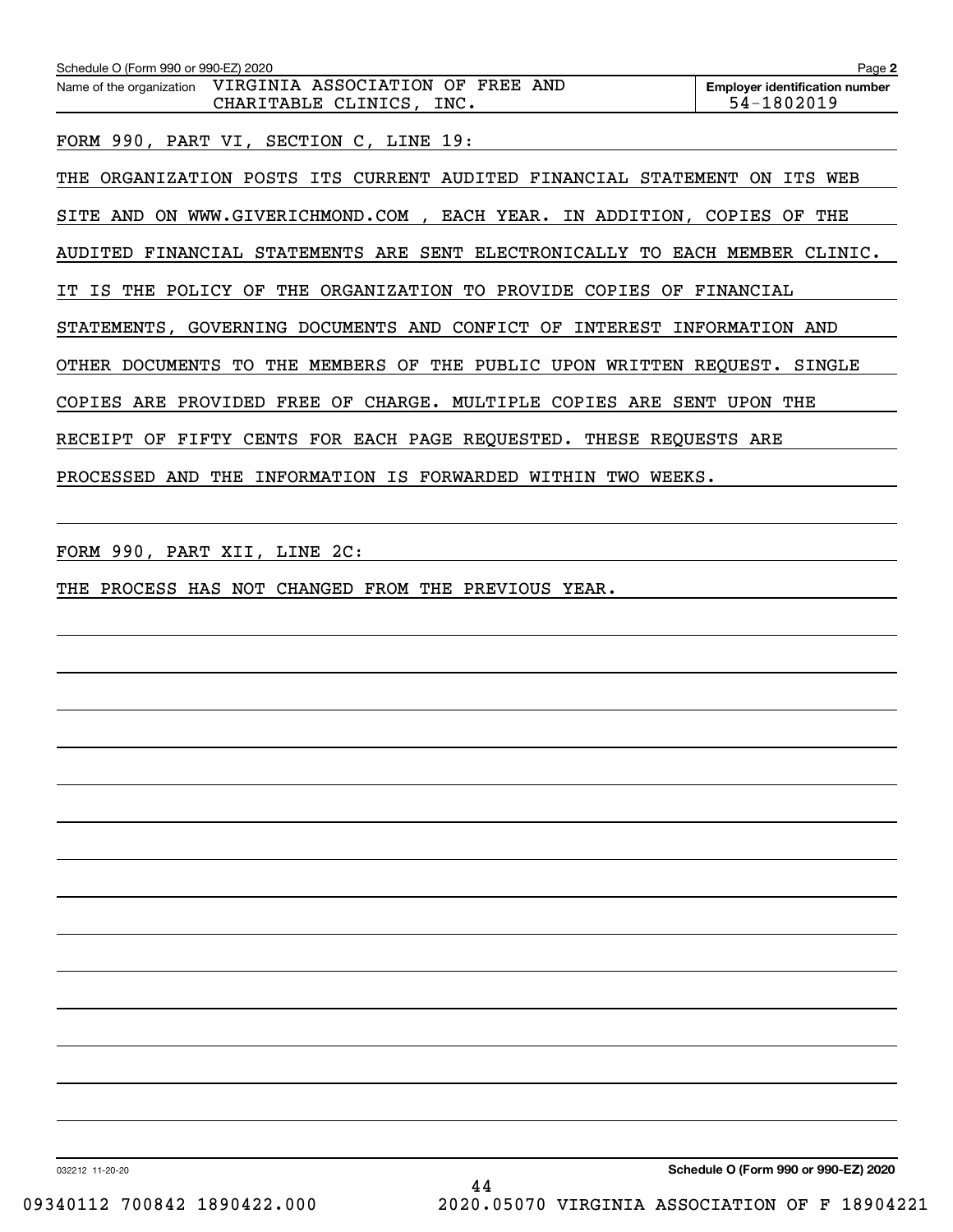Schedule O (Form 990 or 990-EZ) 2020

Name of the organization: VIRGINIA ASSOCIATION OF FREE AND CHARITABLE CLINICS, INC.

**Employer identification number** 54-1802019

FORM 990, PART VI, SECTION C, LINE 19:

THE ORGANIZATION POSTS ITS CURRENT AUDITED FINANCIAL STATEMENT ON ITS WEB SITE AND ON WWW.GIVERICHMOND.COM , EACH YEAR. IN ADDITION, COPIES OF THE AUDITED FINANCIAL STATEMENTS ARE SENT ELECTRONICALLY TO EACH MEMBER CLINIC. IT IS THE POLICY OF THE ORGANIZATION TO PROVIDE COPIES OF FINANCIAL STATEMENTS, GOVERNING DOCUMENTS AND CONFICT OF INTEREST INFORMATION AND OTHER DOCUMENTS TO THE MEMBERS OF THE PUBLIC UPON WRITTEN REQUEST. SINGLE COPIES ARE PROVIDED FREE OF CHARGE. MULTIPLE COPIES ARE SENT UPON THE RECEIPT OF FIFTY CENTS FOR EACH PAGE REQUESTED. THESE REQUESTS ARE PROCESSED AND THE INFORMATION IS FORWARDED WITHIN TWO WEEKS.

FORM 990, PART XII, LINE 2C:

THE PROCESS HAS NOT CHANGED FROM THE PREVIOUS YEAR.

032212 11-20-20

**Schedule O (Form 990 or 990-EZ) 2020**

09340112 700842 1890422.000 2020.05070 VIRGINIA ASSOCIATION OF F 18904221